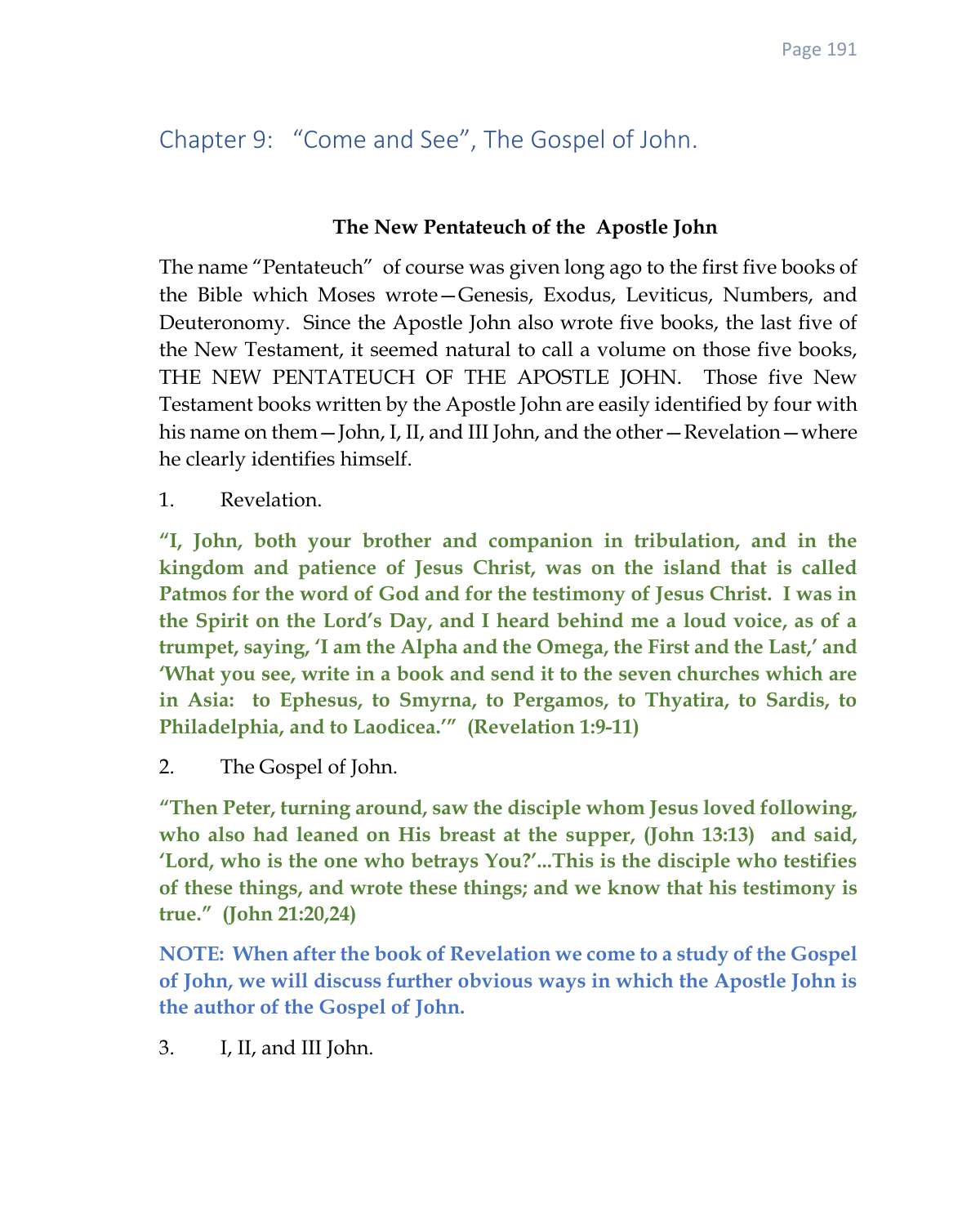# Chapter 9: "Come and See", The Gospel of John.

**The New Pentateuch of the Apostle John**

The name "Pentateuch" of course was given long ago to the first five books of the Bible which Moses wrote—Genesis, Exodus, Leviticus, Numbers, and Deuteronomy. Since the Apostle John also wrote five books, the last five of the New Testament, it seemed natural to call a volume on those five books, THE NEW PENTATEUCH OF THE APOSTLE JOHN. Those five New Testament books written by the Apostle John are easily identified by four with his name on them—John, I, II, and III John, and the other—Revelation—where he clearly identifies himself.

1. Revelation.

**"I, John, both your brother and companion in tribulation, and in the kingdom and patience of Jesus Christ, was on the island that is called Patmos for the word of God and for the testimony of Jesus Christ. I was in the Spirit on the Lord's Day, and I heard behind me a loud voice, as of a trumpet, saying, 'I am the Alpha and the Omega, the First and the Last,' and 'What you see, write in a book and send it to the seven churches which are in Asia: to Ephesus, to Smyrna, to Pergamos, to Thyatira, to Sardis, to Philadelphia, and to Laodicea.'" (Revelation 1:9-11)**

2. The Gospel of John.

**"Then Peter, turning around, saw the disciple whom Jesus loved following, who also had leaned on His breast at the supper, (John 13:13) and said, 'Lord, who is the one who betrays You?'...This is the disciple who testifies of these things, and wrote these things; and we know that his testimony is true." (John 21:20,24)**

**NOTE: When after the book of Revelation we come to a study of the Gospel of John, we will discuss further obvious ways in which the Apostle John is the author of the Gospel of John.**

3. I, II, and III John.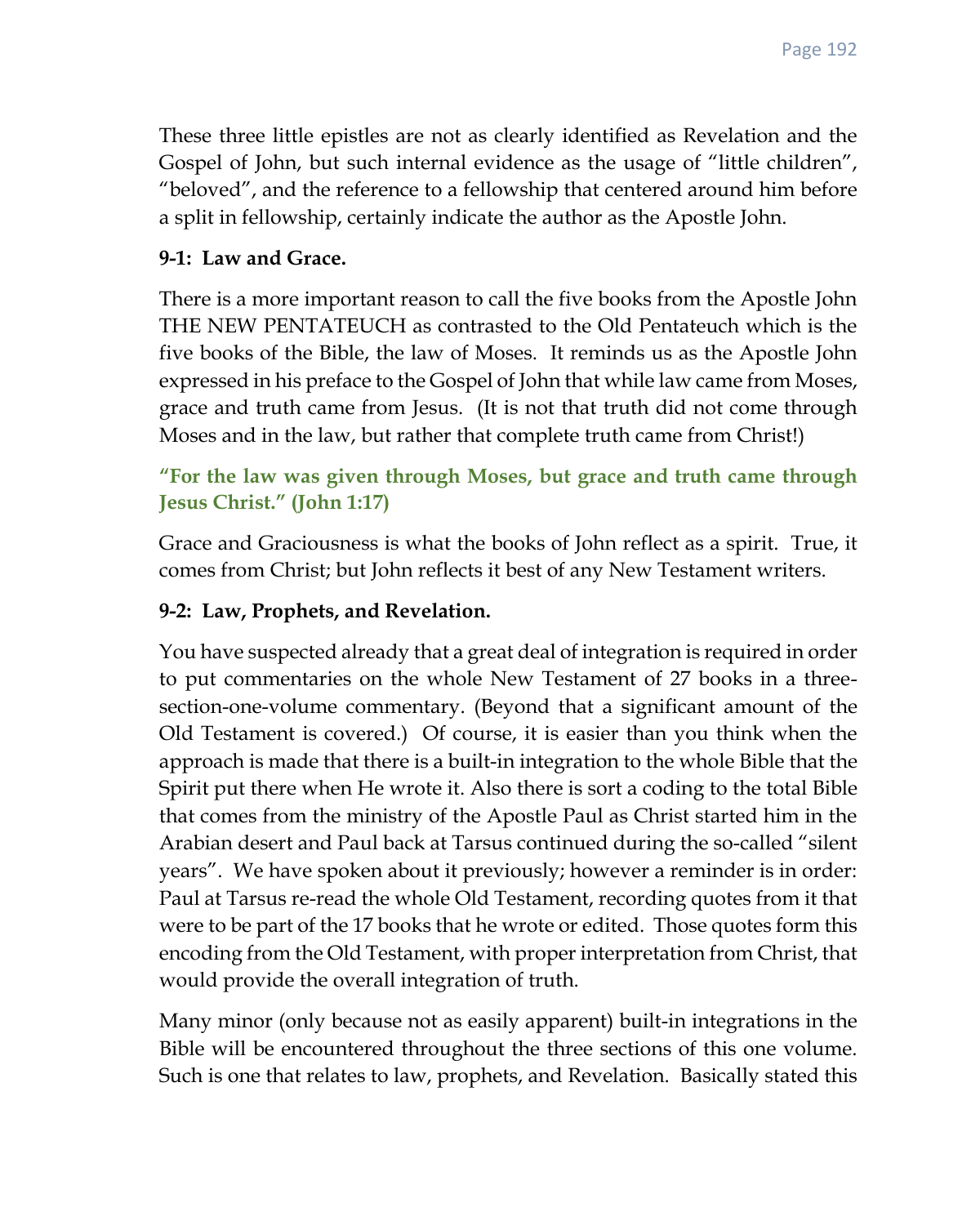These three little epistles are not as clearly identified as Revelation and the Gospel of John, but such internal evidence as the usage of "little children", "beloved", and the reference to a fellowship that centered around him before a split in fellowship, certainly indicate the author as the Apostle John.

**9-1: Law and Grace.**

There is a more important reason to call the five books from the Apostle John THE NEW PENTATEUCH as contrasted to the Old Pentateuch which is the five books of the Bible, the law of Moses. It reminds us as the Apostle John expressed in his preface to the Gospel of John that while law came from Moses, grace and truth came from Jesus. (It is not that truth did not come through Moses and in the law, but rather that complete truth came from Christ!)

**"For the law was given through Moses, but grace and truth came through Jesus Christ." (John 1:17)**

Grace and Graciousness is what the books of John reflect as a spirit. True, it comes from Christ; but John reflects it best of any New Testament writers.

**9-2: Law, Prophets, and Revelation.**

You have suspected already that a great deal of integration is required in order to put commentaries on the whole New Testament of 27 books in a three-section-one-volume commentary. (Beyond that a significant amount of the Old Testament is covered.) Of course, it is easier than you think when the approach is made that there is a built-in integration to the whole Bible that the Spirit put there when He wrote it. Also there is sort a coding to the total Bible that comes from the ministry of the Apostle Paul as Christ started him in the Arabian desert and Paul back at Tarsus continued during the so-called "silent years". We have spoken about it previously; however a reminder is in order: Paul at Tarsus re-read the whole Old Testament, recording quotes from it that were to be part of the 17 books that he wrote or edited. Those quotes form this encoding from the Old Testament, with proper interpretation from Christ, that would provide the overall integration of truth.

Many minor (only because not as easily apparent) built-in integrations in the Bible will be encountered throughout the three sections of this one volume. Such is one that relates to law, prophets, and Revelation. Basically stated this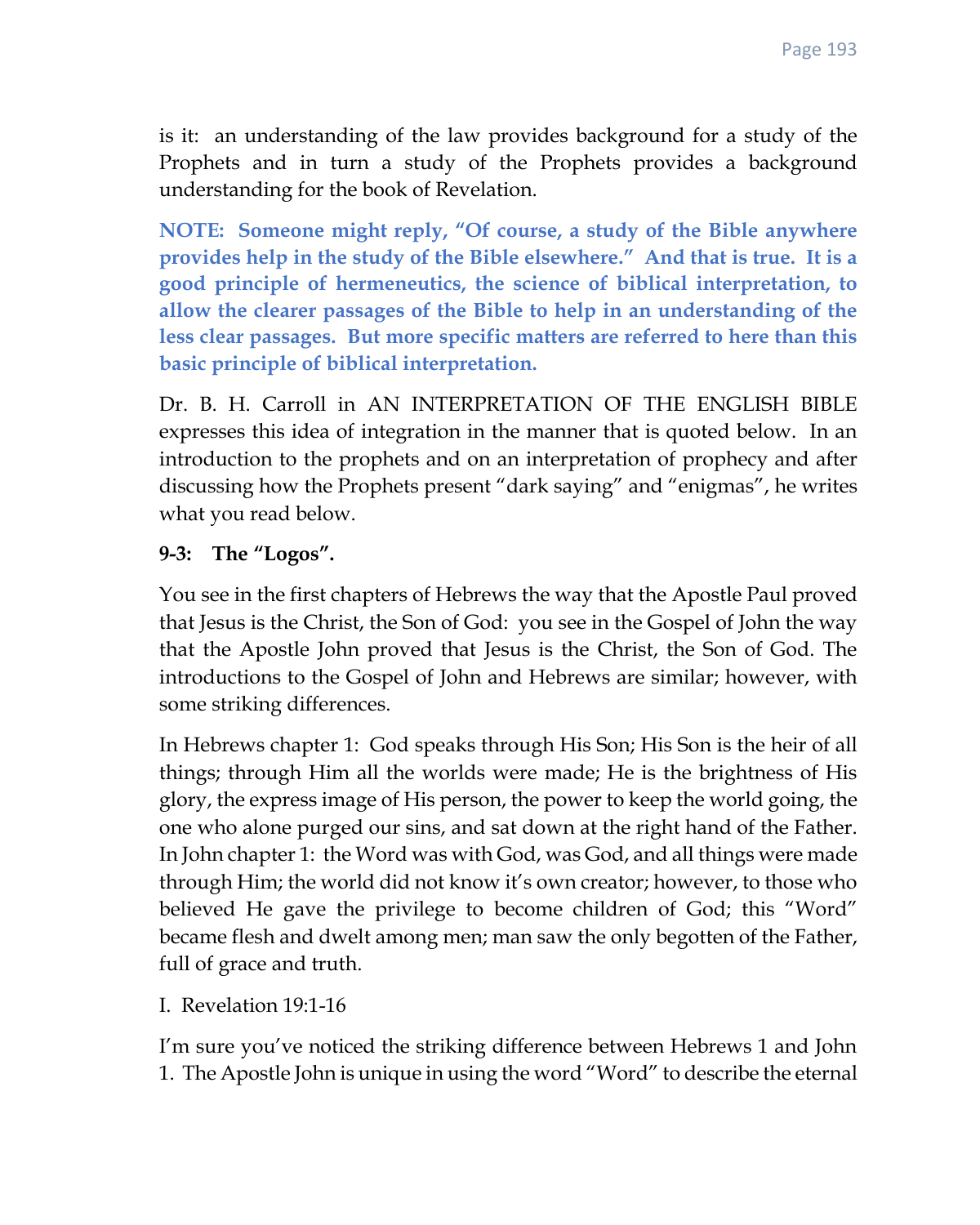is it: an understanding of the law provides background for a study of the Prophets and in turn a study of the Prophets provides a background understanding for the book of Revelation.

**NOTE: Someone might reply, "Of course, a study of the Bible anywhere provides help in the study of the Bible elsewhere." And that is true. It is a good principle of hermeneutics, the science of biblical interpretation, to allow the clearer passages of the Bible to help in an understanding of the less clear passages. But more specific matters are referred to here than this basic principle of biblical interpretation.**

Dr. B. H. Carroll in AN INTERPRETATION OF THE ENGLISH BIBLE expresses this idea of integration in the manner that is quoted below. In an introduction to the prophets and on an interpretation of prophecy and after discussing how the Prophets present "dark saying" and "enigmas", he writes what you read below.

**9-3: The "Logos".**

You see in the first chapters of Hebrews the way that the Apostle Paul proved that Jesus is the Christ, the Son of God: you see in the Gospel of John the way that the Apostle John proved that Jesus is the Christ, the Son of God. The introductions to the Gospel of John and Hebrews are similar; however, with some striking differences.

In Hebrews chapter 1: God speaks through His Son; His Son is the heir of all things; through Him all the worlds were made; He is the brightness of His glory, the express image of His person, the power to keep the world going, the one who alone purged our sins, and sat down at the right hand of the Father. In John chapter 1: the Word was with God, was God, and all things were made through Him; the world did not know it's own creator; however, to those who believed He gave the privilege to become children of God; this "Word" became flesh and dwelt among men; man saw the only begotten of the Father, full of grace and truth.

I. Revelation 19:1-16

I'm sure you've noticed the striking difference between Hebrews 1 and John 1. The Apostle John is unique in using the word "Word" to describe the eternal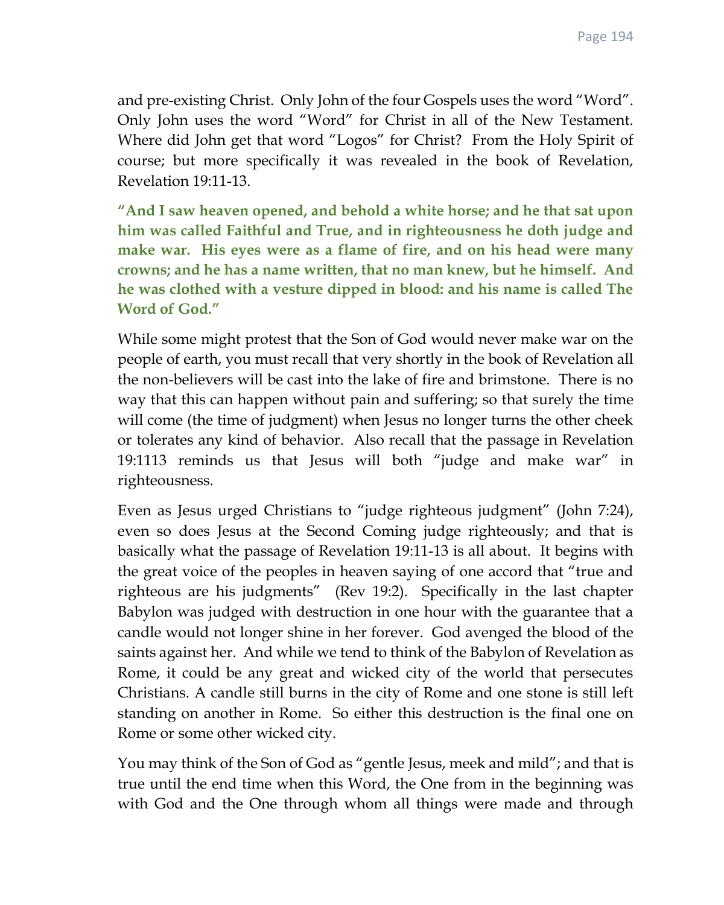and pre-existing Christ. Only John of the four Gospels uses the word "Word". Only John uses the word "Word" for Christ in all of the New Testament. Where did John get that word "Logos" for Christ? From the Holy Spirit of course; but more specifically it was revealed in the book of Revelation, Revelation 19:11-13.

**"And I saw heaven opened, and behold a white horse; and he that sat upon him was called Faithful and True, and in righteousness he doth judge and make war. His eyes were as a flame of fire, and on his head were many crowns; and he has a name written, that no man knew, but he himself. And he was clothed with a vesture dipped in blood: and his name is called The Word of God."**

While some might protest that the Son of God would never make war on the people of earth, you must recall that very shortly in the book of Revelation all the non-believers will be cast into the lake of fire and brimstone. There is no way that this can happen without pain and suffering; so that surely the time will come (the time of judgment) when Jesus no longer turns the other cheek or tolerates any kind of behavior. Also recall that the passage in Revelation 19:1113 reminds us that Jesus will both "judge and make war" in righteousness.

Even as Jesus urged Christians to "judge righteous judgment" (John 7:24), even so does Jesus at the Second Coming judge righteously; and that is basically what the passage of Revelation 19:11-13 is all about. It begins with the great voice of the peoples in heaven saying of one accord that "true and righteous are his judgments" (Rev 19:2). Specifically in the last chapter Babylon was judged with destruction in one hour with the guarantee that a candle would not longer shine in her forever. God avenged the blood of the saints against her. And while we tend to think of the Babylon of Revelation as Rome, it could be any great and wicked city of the world that persecutes Christians. A candle still burns in the city of Rome and one stone is still left standing on another in Rome. So either this destruction is the final one on Rome or some other wicked city.

You may think of the Son of God as "gentle Jesus, meek and mild"; and that is true until the end time when this Word, the One from in the beginning was with God and the One through whom all things were made and through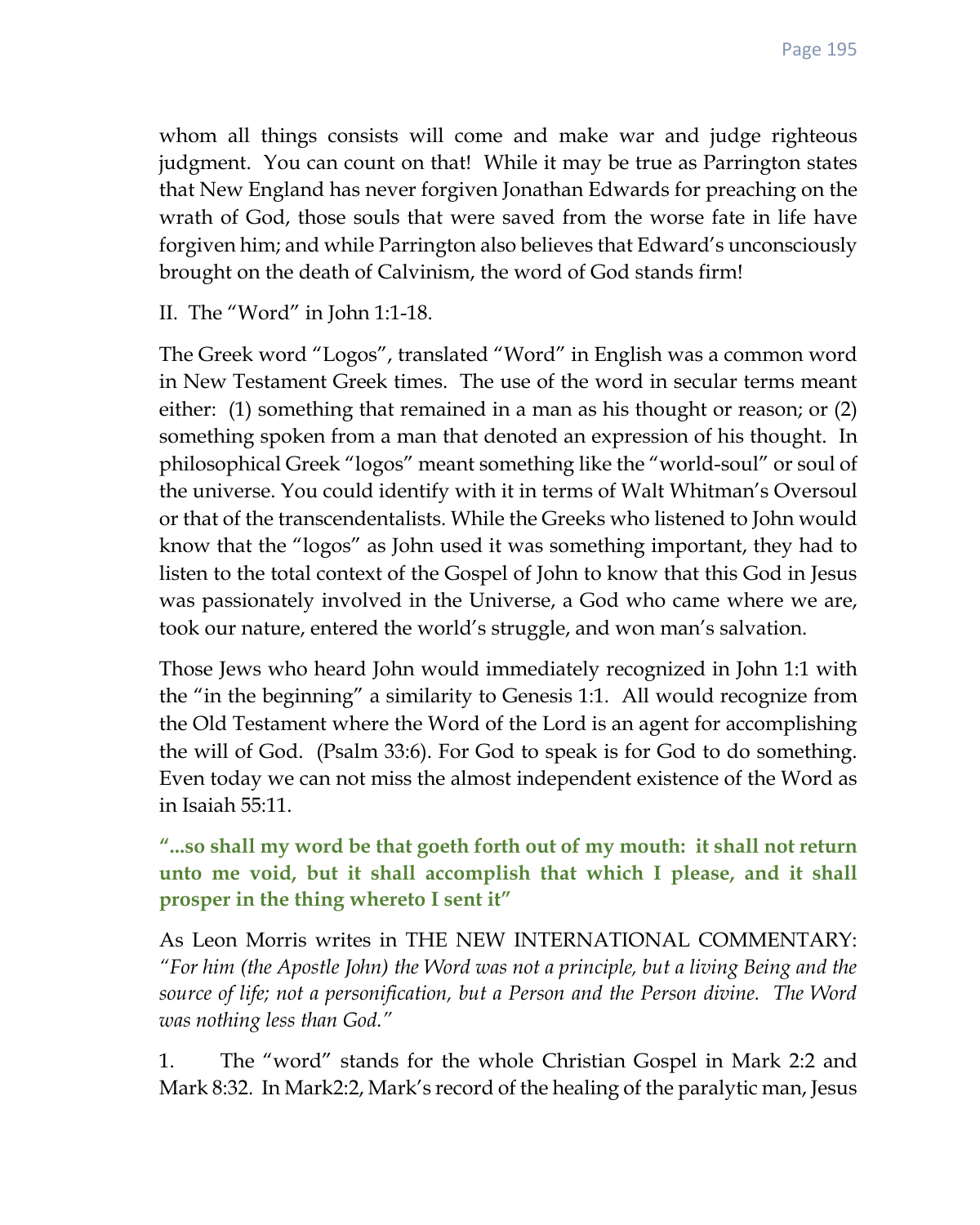whom all things consists will come and make war and judge righteous judgment. You can count on that! While it may be true as Parrington states that New England has never forgiven Jonathan Edwards for preaching on the wrath of God, those souls that were saved from the worse fate in life have forgiven him; and while Parrington also believes that Edward's unconsciously brought on the death of Calvinism, the word of God stands firm!

II. The "Word" in John 1:1-18.

The Greek word "Logos", translated "Word" in English was a common word in New Testament Greek times. The use of the word in secular terms meant either: (1) something that remained in a man as his thought or reason; or (2) something spoken from a man that denoted an expression of his thought. In philosophical Greek "logos" meant something like the "world-soul" or soul of the universe. You could identify with it in terms of Walt Whitman's Oversoul or that of the transcendentalists. While the Greeks who listened to John would know that the "logos" as John used it was something important, they had to listen to the total context of the Gospel of John to know that this God in Jesus was passionately involved in the Universe, a God who came where we are, took our nature, entered the world's struggle, and won man's salvation.

Those Jews who heard John would immediately recognized in John 1:1 with the "in the beginning" a similarity to Genesis 1:1. All would recognize from the Old Testament where the Word of the Lord is an agent for accomplishing the will of God. (Psalm 33:6). For God to speak is for God to do something. Even today we can not miss the almost independent existence of the Word as in Isaiah 55:11.

**"...so shall my word be that goeth forth out of my mouth: it shall not return unto me void, but it shall accomplish that which I please, and it shall prosper in the thing whereto I sent it"**

As Leon Morris writes in THE NEW INTERNATIONAL COMMENTARY: *"For him (the Apostle John) the Word was not a principle, but a living Being and the source of life; not a personification, but a Person and the Person divine. The Word was nothing less than God."*

1. The "word" stands for the whole Christian Gospel in Mark 2:2 and Mark 8:32. In Mark2:2, Mark's record of the healing of the paralytic man, Jesus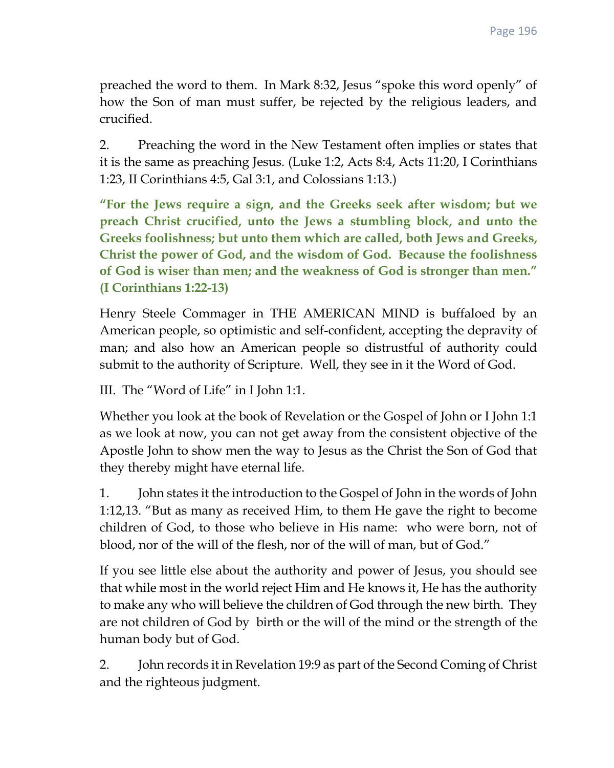preached the word to them. In Mark 8:32, Jesus "spoke this word openly" of how the Son of man must suffer, be rejected by the religious leaders, and crucified.

2. Preaching the word in the New Testament often implies or states that it is the same as preaching Jesus. (Luke 1:2, Acts 8:4, Acts 11:20, I Corinthians 1:23, II Corinthians 4:5, Gal 3:1, and Colossians 1:13.)

**"For the Jews require a sign, and the Greeks seek after wisdom; but we preach Christ crucified, unto the Jews a stumbling block, and unto the Greeks foolishness; but unto them which are called, both Jews and Greeks, Christ the power of God, and the wisdom of God. Because the foolishness of God is wiser than men; and the weakness of God is stronger than men." (I Corinthians 1:22-13)**

Henry Steele Commager in THE AMERICAN MIND is buffaloed by an American people, so optimistic and self-confident, accepting the depravity of man; and also how an American people so distrustful of authority could submit to the authority of Scripture. Well, they see in it the Word of God.

III. The "Word of Life" in I John 1:1.

Whether you look at the book of Revelation or the Gospel of John or I John 1:1 as we look at now, you can not get away from the consistent objective of the Apostle John to show men the way to Jesus as the Christ the Son of God that they thereby might have eternal life.

1. John states it the introduction to the Gospel of John in the words of John 1:12,13. "But as many as received Him, to them He gave the right to become children of God, to those who believe in His name: who were born, not of blood, nor of the will of the flesh, nor of the will of man, but of God."

If you see little else about the authority and power of Jesus, you should see that while most in the world reject Him and He knows it, He has the authority to make any who will believe the children of God through the new birth. They are not children of God by birth or the will of the mind or the strength of the human body but of God.

2. John records it in Revelation 19:9 as part of the Second Coming of Christ and the righteous judgment.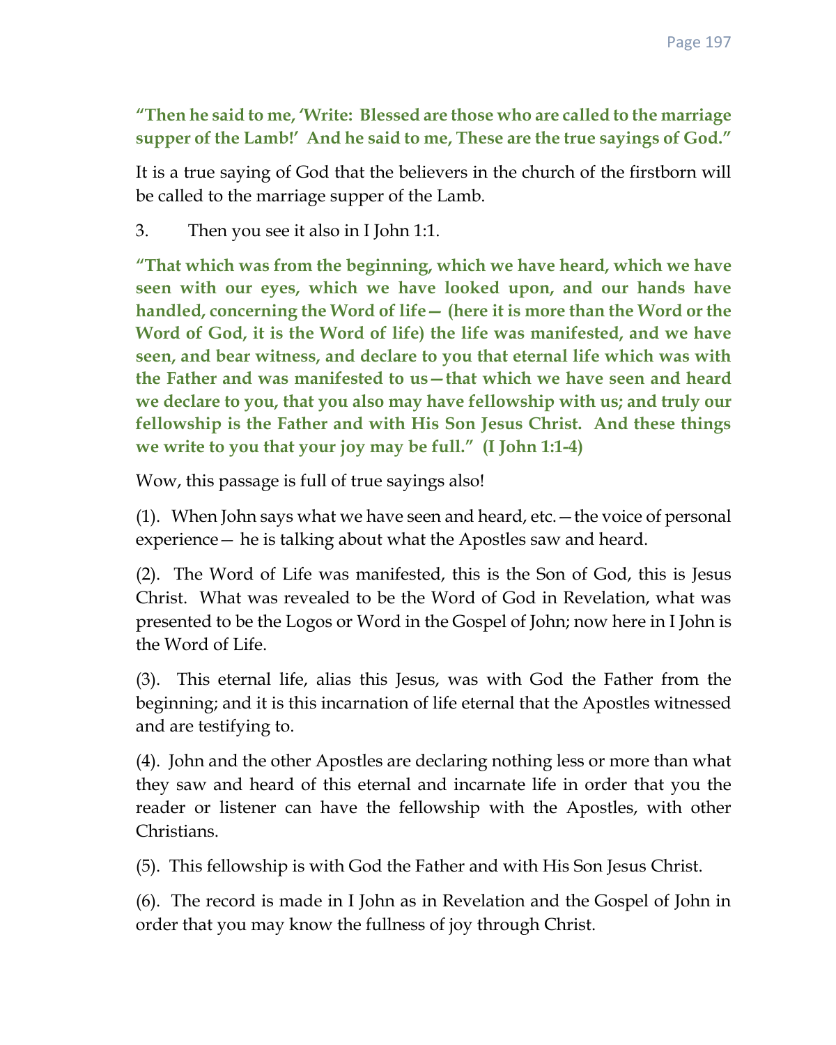**"Then he said to me, 'Write: Blessed are those who are called to the marriage supper of the Lamb!' And he said to me, These are the true sayings of God."**

It is a true saying of God that the believers in the church of the firstborn will be called to the marriage supper of the Lamb.

3. Then you see it also in I John 1:1.

**"That which was from the beginning, which we have heard, which we have seen with our eyes, which we have looked upon, and our hands have handled, concerning the Word of life— (here it is more than the Word or the Word of God, it is the Word of life) the life was manifested, and we have seen, and bear witness, and declare to you that eternal life which was with the Father and was manifested to us—that which we have seen and heard we declare to you, that you also may have fellowship with us; and truly our fellowship is the Father and with His Son Jesus Christ. And these things we write to you that your joy may be full." (I John 1:1-4)**

Wow, this passage is full of true sayings also!

(1). When John says what we have seen and heard, etc.—the voice of personal experience— he is talking about what the Apostles saw and heard.

(2). The Word of Life was manifested, this is the Son of God, this is Jesus Christ. What was revealed to be the Word of God in Revelation, what was presented to be the Logos or Word in the Gospel of John; now here in I John is the Word of Life.

(3). This eternal life, alias this Jesus, was with God the Father from the beginning; and it is this incarnation of life eternal that the Apostles witnessed and are testifying to.

(4). John and the other Apostles are declaring nothing less or more than what they saw and heard of this eternal and incarnate life in order that you the reader or listener can have the fellowship with the Apostles, with other Christians.

(5). This fellowship is with God the Father and with His Son Jesus Christ.

(6). The record is made in I John as in Revelation and the Gospel of John in order that you may know the fullness of joy through Christ.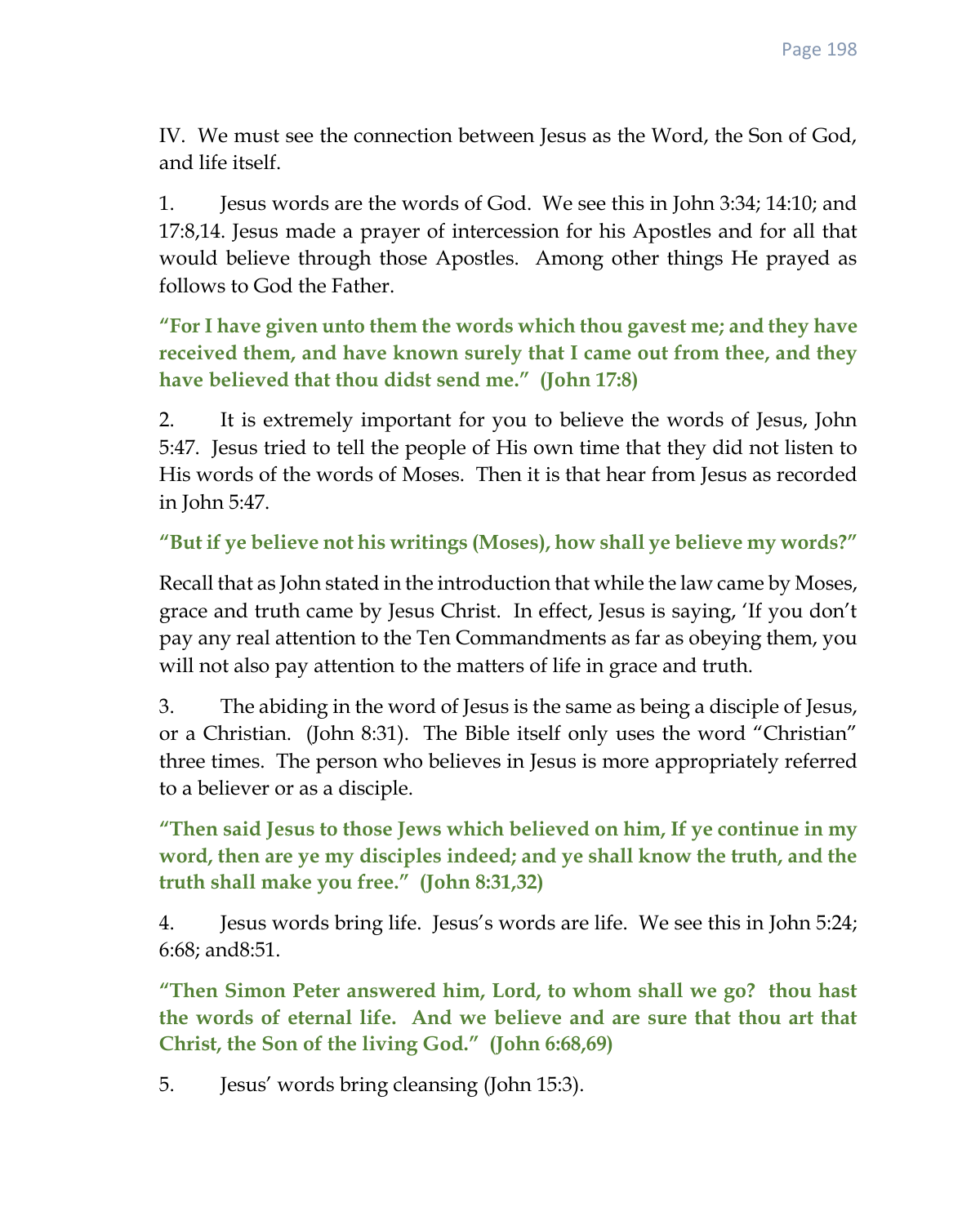IV. We must see the connection between Jesus as the Word, the Son of God, and life itself.

1. Jesus words are the words of God. We see this in John 3:34; 14:10; and 17:8,14. Jesus made a prayer of intercession for his Apostles and for all that would believe through those Apostles. Among other things He prayed as follows to God the Father.

**"For I have given unto them the words which thou gavest me; and they have received them, and have known surely that I came out from thee, and they have believed that thou didst send me." (John 17:8)**

2. It is extremely important for you to believe the words of Jesus, John 5:47. Jesus tried to tell the people of His own time that they did not listen to His words of the words of Moses. Then it is that hear from Jesus as recorded in John 5:47.

**"But if ye believe not his writings (Moses), how shall ye believe my words?"**

Recall that as John stated in the introduction that while the law came by Moses, grace and truth came by Jesus Christ. In effect, Jesus is saying, 'If you don't pay any real attention to the Ten Commandments as far as obeying them, you will not also pay attention to the matters of life in grace and truth.

3. The abiding in the word of Jesus is the same as being a disciple of Jesus, or a Christian. (John 8:31). The Bible itself only uses the word "Christian" three times. The person who believes in Jesus is more appropriately referred to a believer or as a disciple.

**"Then said Jesus to those Jews which believed on him, If ye continue in my word, then are ye my disciples indeed; and ye shall know the truth, and the truth shall make you free." (John 8:31,32)**

4. Jesus words bring life. Jesus's words are life. We see this in John 5:24; 6:68; and8:51.

**"Then Simon Peter answered him, Lord, to whom shall we go? thou hast the words of eternal life. And we believe and are sure that thou art that Christ, the Son of the living God." (John 6:68,69)**

5. Jesus' words bring cleansing (John 15:3).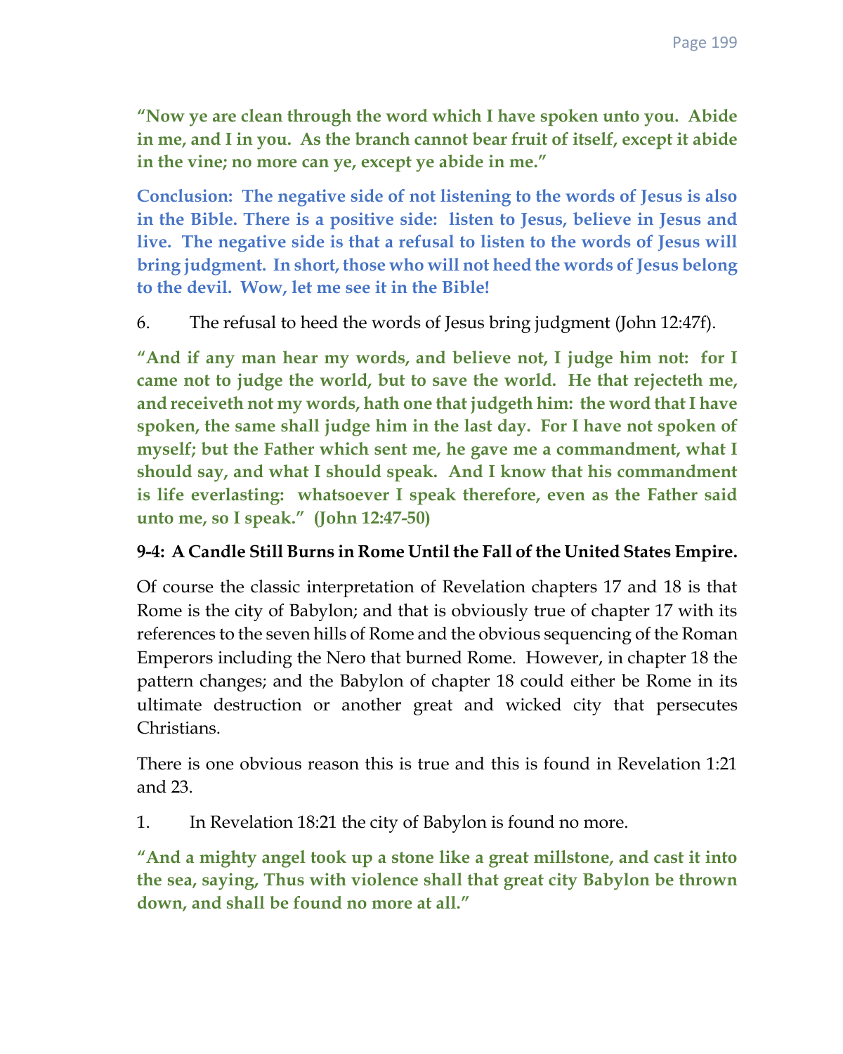**"Now ye are clean through the word which I have spoken unto you. Abide in me, and I in you. As the branch cannot bear fruit of itself, except it abide in the vine; no more can ye, except ye abide in me."**

**Conclusion: The negative side of not listening to the words of Jesus is also in the Bible. There is a positive side: listen to Jesus, believe in Jesus and live. The negative side is that a refusal to listen to the words of Jesus will bring judgment. In short, those who will not heed the words of Jesus belong to the devil. Wow, let me see it in the Bible!**

6. The refusal to heed the words of Jesus bring judgment (John 12:47f).

**"And if any man hear my words, and believe not, I judge him not: for I came not to judge the world, but to save the world. He that rejecteth me, and receiveth not my words, hath one that judgeth him: the word that I have spoken, the same shall judge him in the last day. For I have not spoken of myself; but the Father which sent me, he gave me a commandment, what I should say, and what I should speak. And I know that his commandment is life everlasting: whatsoever I speak therefore, even as the Father said unto me, so I speak." (John 12:47-50)**

**9-4: A Candle Still Burns in Rome Until the Fall of the United States Empire.**

Of course the classic interpretation of Revelation chapters 17 and 18 is that Rome is the city of Babylon; and that is obviously true of chapter 17 with its references to the seven hills of Rome and the obvious sequencing of the Roman Emperors including the Nero that burned Rome. However, in chapter 18 the pattern changes; and the Babylon of chapter 18 could either be Rome in its ultimate destruction or another great and wicked city that persecutes Christians.

There is one obvious reason this is true and this is found in Revelation 1:21 and 23.

1. In Revelation 18:21 the city of Babylon is found no more.

**"And a mighty angel took up a stone like a great millstone, and cast it into the sea, saying, Thus with violence shall that great city Babylon be thrown down, and shall be found no more at all."**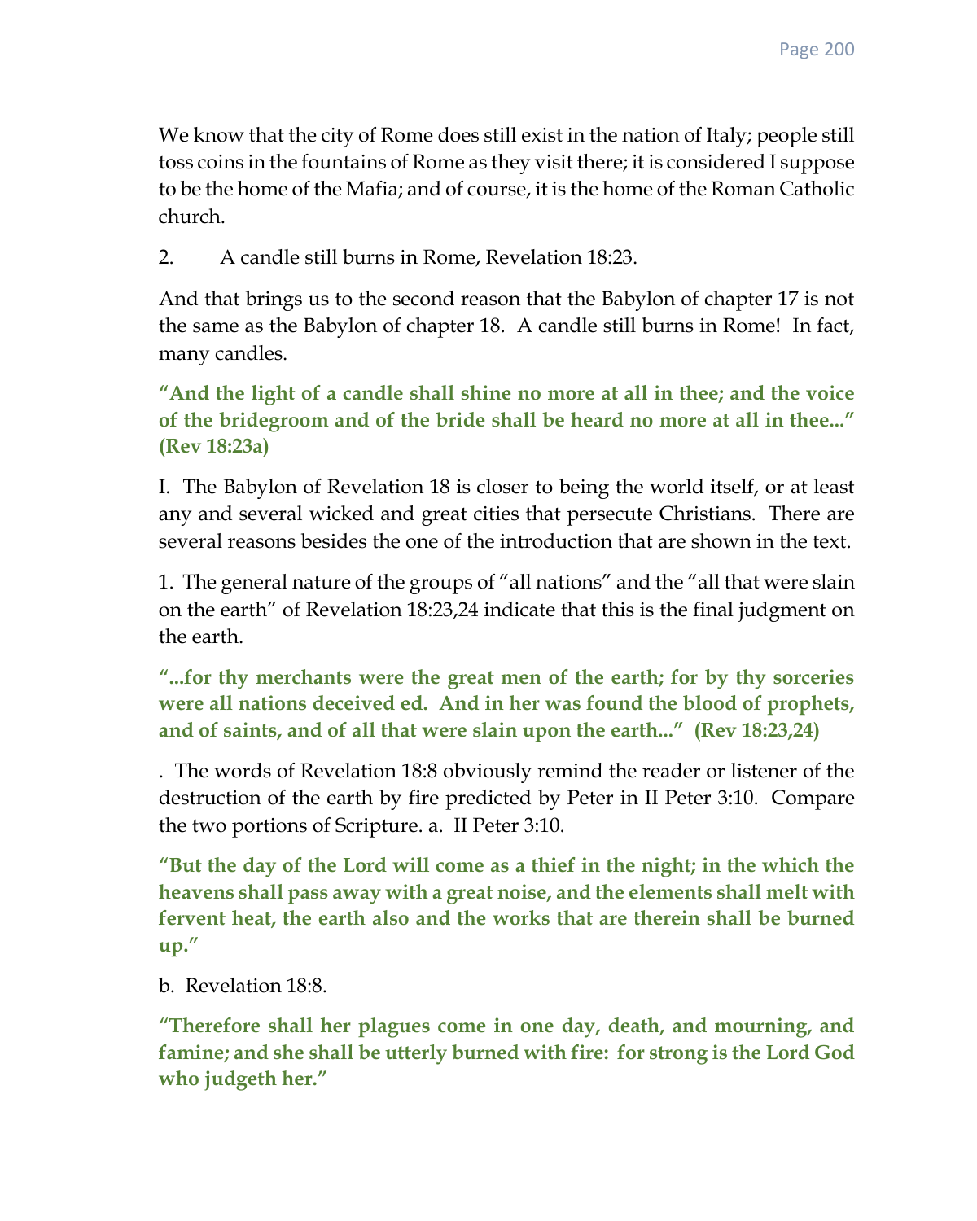We know that the city of Rome does still exist in the nation of Italy; people still toss coins in the fountains of Rome as they visit there; it is considered I suppose to be the home of the Mafia; and of course, it is the home of the Roman Catholic church.

2. A candle still burns in Rome, Revelation 18:23.

And that brings us to the second reason that the Babylon of chapter 17 is not the same as the Babylon of chapter 18. A candle still burns in Rome! In fact, many candles.

**"And the light of a candle shall shine no more at all in thee; and the voice of the bridegroom and of the bride shall be heard no more at all in thee..." (Rev 18:23a)**

I. The Babylon of Revelation 18 is closer to being the world itself, or at least any and several wicked and great cities that persecute Christians. There are several reasons besides the one of the introduction that are shown in the text.

1. The general nature of the groups of "all nations" and the "all that were slain on the earth" of Revelation 18:23,24 indicate that this is the final judgment on the earth.

**"...for thy merchants were the great men of the earth; for by thy sorceries were all nations deceived ed. And in her was found the blood of prophets, and of saints, and of all that were slain upon the earth..." (Rev 18:23,24)**

. The words of Revelation 18:8 obviously remind the reader or listener of the destruction of the earth by fire predicted by Peter in II Peter 3:10. Compare the two portions of Scripture. a. II Peter 3:10.

**"But the day of the Lord will come as a thief in the night; in the which the heavens shall pass away with a great noise, and the elements shall melt with fervent heat, the earth also and the works that are therein shall be burned up."**

b. Revelation 18:8.

**"Therefore shall her plagues come in one day, death, and mourning, and famine; and she shall be utterly burned with fire: for strong is the Lord God who judgeth her."**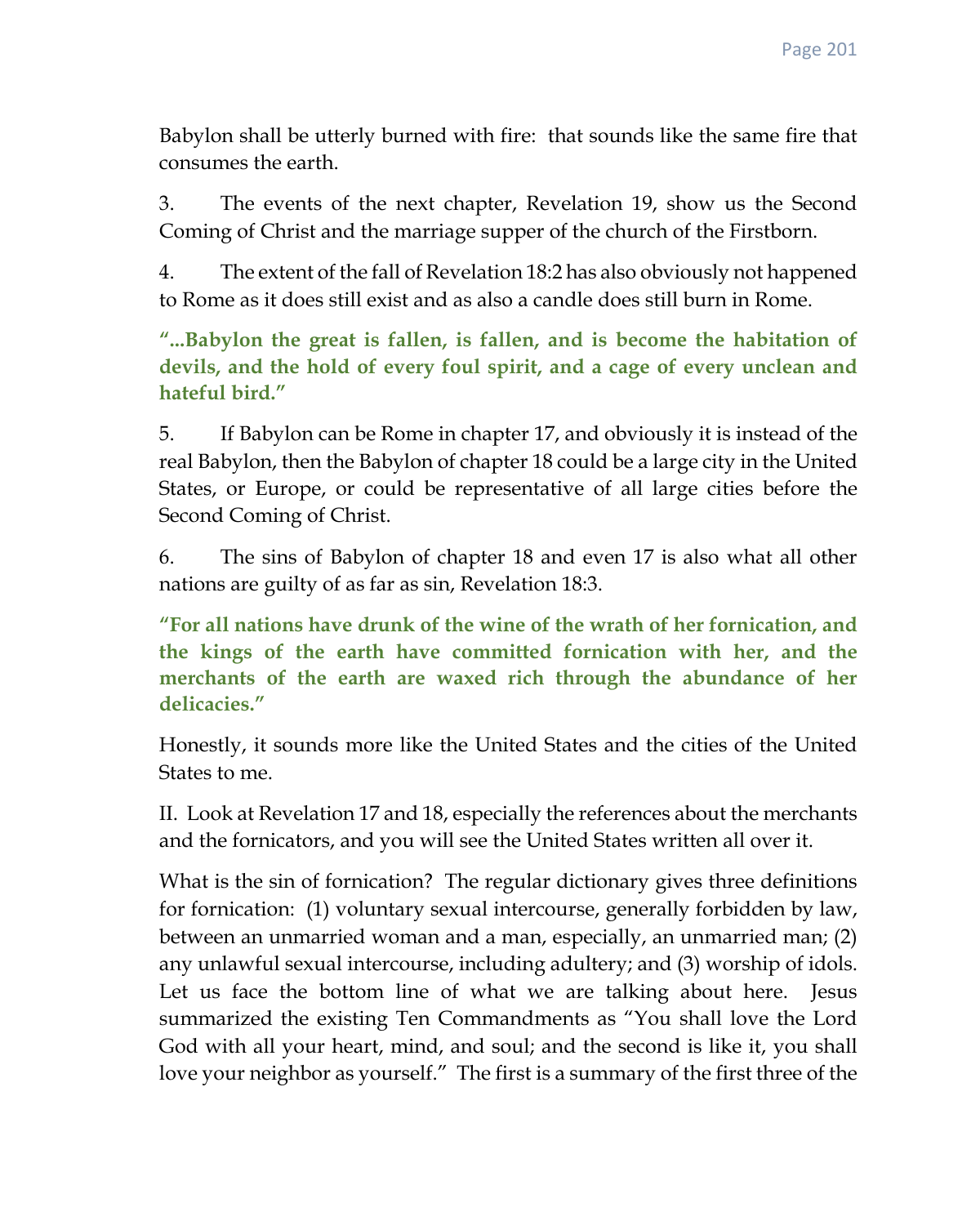Babylon shall be utterly burned with fire:  that sounds like the same fire that consumes the earth.

3. The events of the next chapter, Revelation 19, show us the Second Coming of Christ and the marriage supper of the church of the Firstborn.

4. The extent of the fall of Revelation 18:2 has also obviously not happened to Rome as it does still exist and as also a candle does still burn in Rome.

**"...Babylon the great is fallen, is fallen, and is become the habitation of devils, and the hold of every foul spirit, and a cage of every unclean and hateful bird."**

5. If Babylon can be Rome in chapter 17, and obviously it is instead of the real Babylon, then the Babylon of chapter 18 could be a large city in the United States, or Europe, or could be representative of all large cities before the Second Coming of Christ.

6. The sins of Babylon of chapter 18 and even 17 is also what all other nations are guilty of as far as sin, Revelation 18:3.

**"For all nations have drunk of the wine of the wrath of her fornication, and the kings of the earth have committed fornication with her, and the merchants of the earth are waxed rich through the abundance of her delicacies."**

Honestly, it sounds more like the United States and the cities of the United States to me.

II. Look at Revelation 17 and 18, especially the references about the merchants and the fornicators, and you will see the United States written all over it.

What is the sin of fornication?  The regular dictionary gives three definitions for fornication:  (1) voluntary sexual intercourse, generally forbidden by law, between an unmarried woman and a man, especially, an unmarried man; (2) any unlawful sexual intercourse, including adultery; and (3) worship of idols.  Let us face the bottom line of what we are talking about here.  Jesus summarized the existing Ten Commandments as "You shall love the Lord God with all your heart, mind, and soul; and the second is like it, you shall love your neighbor as yourself."  The first is a summary of the first three of the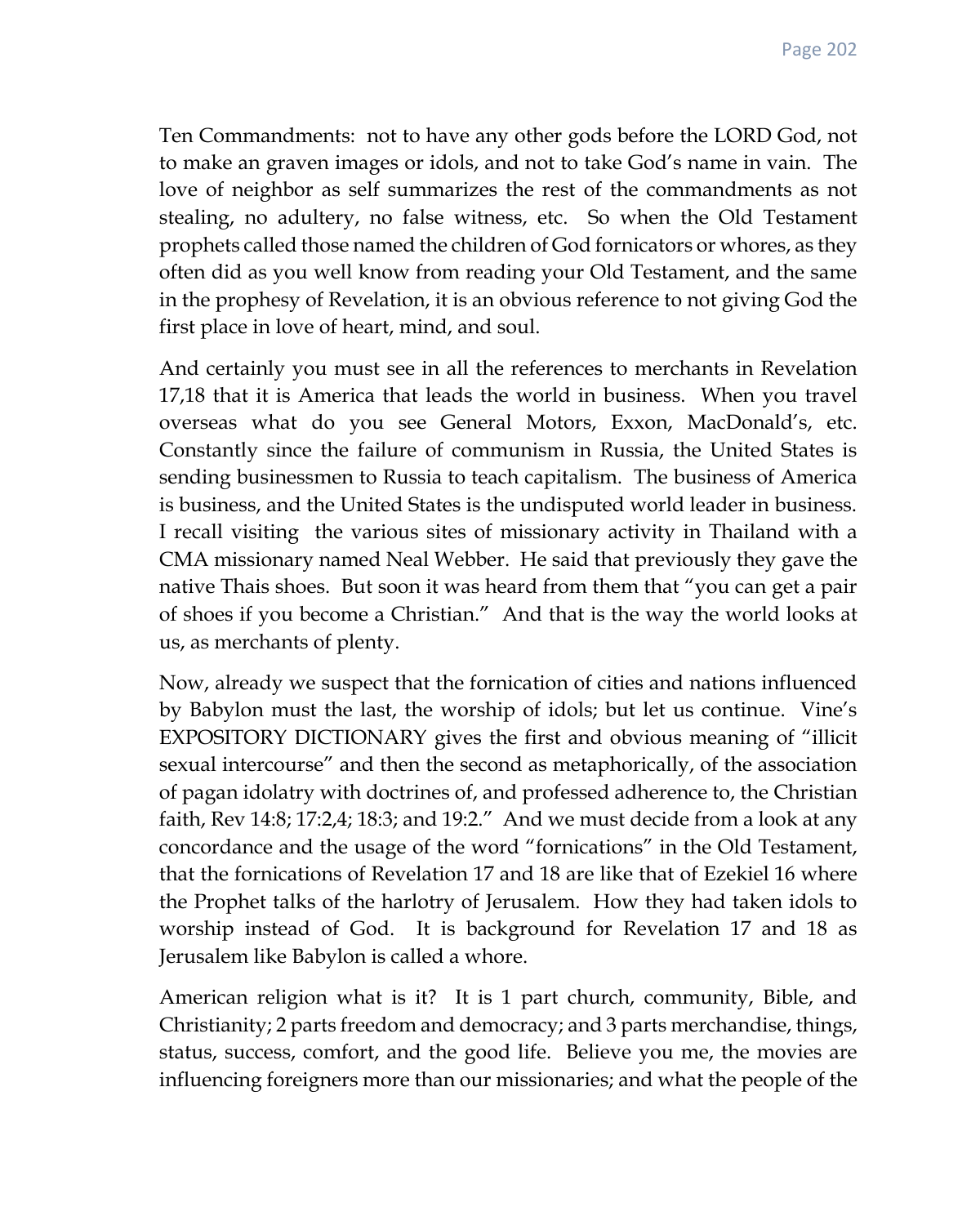Ten Commandments: not to have any other gods before the LORD God, not to make an graven images or idols, and not to take God's name in vain. The love of neighbor as self summarizes the rest of the commandments as not stealing, no adultery, no false witness, etc. So when the Old Testament prophets called those named the children of God fornicators or whores, as they often did as you well know from reading your Old Testament, and the same in the prophesy of Revelation, it is an obvious reference to not giving God the first place in love of heart, mind, and soul.

And certainly you must see in all the references to merchants in Revelation 17,18 that it is America that leads the world in business. When you travel overseas what do you see General Motors, Exxon, MacDonald's, etc. Constantly since the failure of communism in Russia, the United States is sending businessmen to Russia to teach capitalism. The business of America is business, and the United States is the undisputed world leader in business. I recall visiting the various sites of missionary activity in Thailand with a CMA missionary named Neal Webber. He said that previously they gave the native Thais shoes. But soon it was heard from them that "you can get a pair of shoes if you become a Christian." And that is the way the world looks at us, as merchants of plenty.

Now, already we suspect that the fornication of cities and nations influenced by Babylon must the last, the worship of idols; but let us continue. Vine's EXPOSITORY DICTIONARY gives the first and obvious meaning of "illicit sexual intercourse" and then the second as metaphorically, of the association of pagan idolatry with doctrines of, and professed adherence to, the Christian faith, Rev 14:8; 17:2,4; 18:3; and 19:2." And we must decide from a look at any concordance and the usage of the word "fornications" in the Old Testament, that the fornications of Revelation 17 and 18 are like that of Ezekiel 16 where the Prophet talks of the harlotry of Jerusalem. How they had taken idols to worship instead of God. It is background for Revelation 17 and 18 as Jerusalem like Babylon is called a whore.

American religion what is it? It is 1 part church, community, Bible, and Christianity; 2 parts freedom and democracy; and 3 parts merchandise, things, status, success, comfort, and the good life. Believe you me, the movies are influencing foreigners more than our missionaries; and what the people of the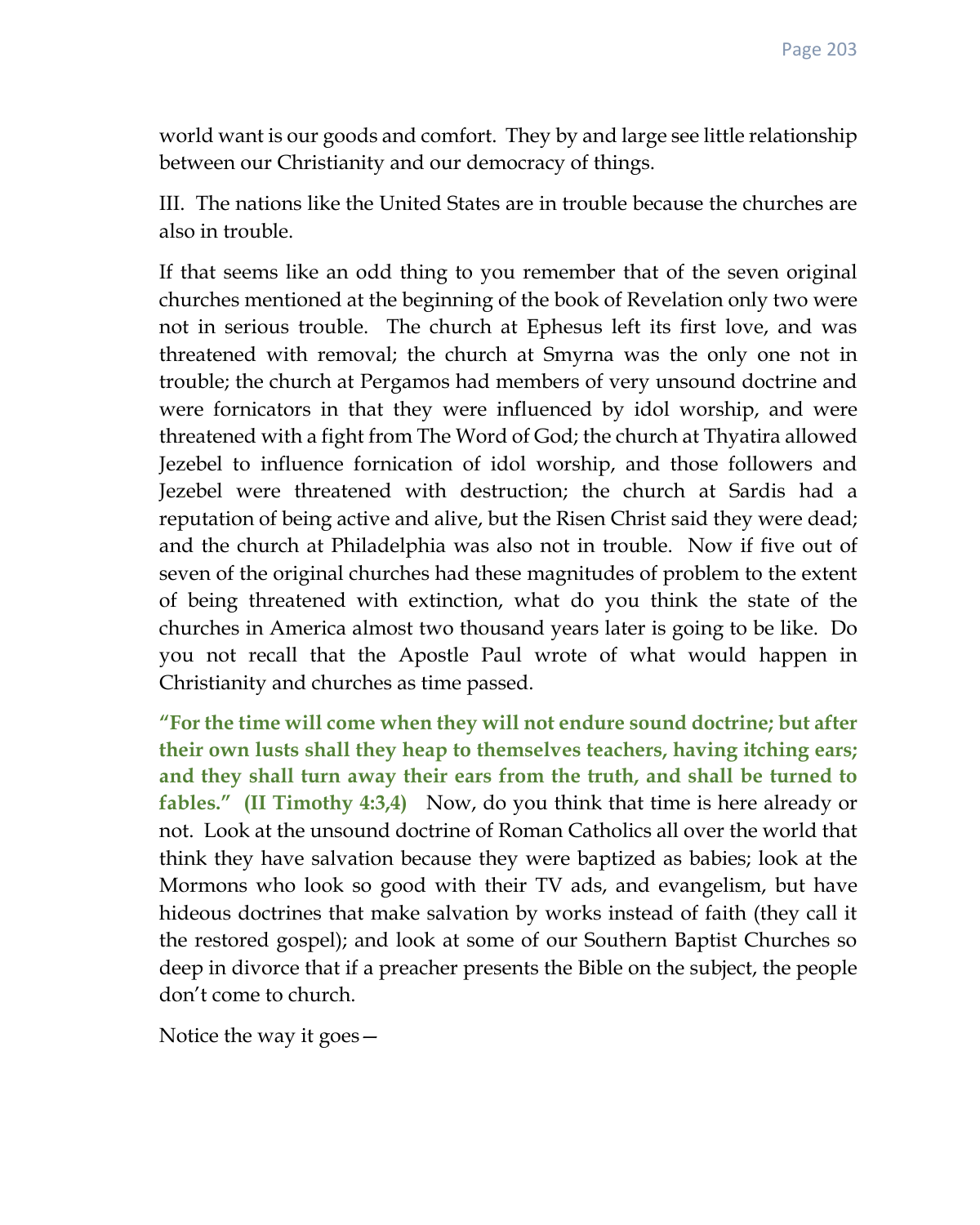world want is our goods and comfort. They by and large see little relationship between our Christianity and our democracy of things.

III. The nations like the United States are in trouble because the churches are also in trouble.

If that seems like an odd thing to you remember that of the seven original churches mentioned at the beginning of the book of Revelation only two were not in serious trouble. The church at Ephesus left its first love, and was threatened with removal; the church at Smyrna was the only one not in trouble; the church at Pergamos had members of very unsound doctrine and were fornicators in that they were influenced by idol worship, and were threatened with a fight from The Word of God; the church at Thyatira allowed Jezebel to influence fornication of idol worship, and those followers and Jezebel were threatened with destruction; the church at Sardis had a reputation of being active and alive, but the Risen Christ said they were dead; and the church at Philadelphia was also not in trouble. Now if five out of seven of the original churches had these magnitudes of problem to the extent of being threatened with extinction, what do you think the state of the churches in America almost two thousand years later is going to be like. Do you not recall that the Apostle Paul wrote of what would happen in Christianity and churches as time passed.

**"For the time will come when they will not endure sound doctrine; but after their own lusts shall they heap to themselves teachers, having itching ears; and they shall turn away their ears from the truth, and shall be turned to fables." (II Timothy 4:3,4)** Now, do you think that time is here already or not. Look at the unsound doctrine of Roman Catholics all over the world that think they have salvation because they were baptized as babies; look at the Mormons who look so good with their TV ads, and evangelism, but have hideous doctrines that make salvation by works instead of faith (they call it the restored gospel); and look at some of our Southern Baptist Churches so deep in divorce that if a preacher presents the Bible on the subject, the people don't come to church.

Notice the way it goes—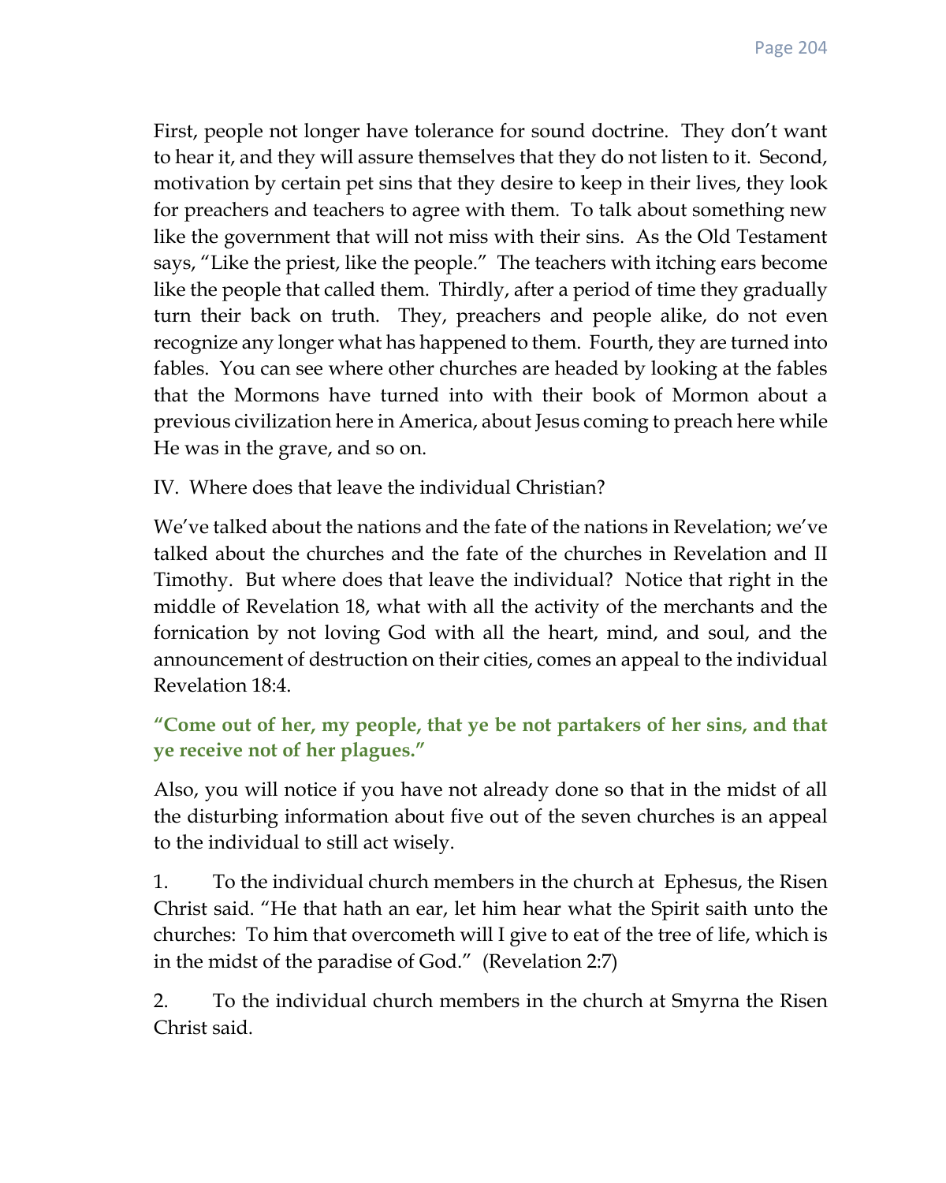First, people not longer have tolerance for sound doctrine. They don't want to hear it, and they will assure themselves that they do not listen to it. Second, motivation by certain pet sins that they desire to keep in their lives, they look for preachers and teachers to agree with them. To talk about something new like the government that will not miss with their sins. As the Old Testament says, "Like the priest, like the people." The teachers with itching ears become like the people that called them. Thirdly, after a period of time they gradually turn their back on truth. They, preachers and people alike, do not even recognize any longer what has happened to them. Fourth, they are turned into fables. You can see where other churches are headed by looking at the fables that the Mormons have turned into with their book of Mormon about a previous civilization here in America, about Jesus coming to preach here while He was in the grave, and so on.

IV. Where does that leave the individual Christian?

We've talked about the nations and the fate of the nations in Revelation; we've talked about the churches and the fate of the churches in Revelation and II Timothy. But where does that leave the individual? Notice that right in the middle of Revelation 18, what with all the activity of the merchants and the fornication by not loving God with all the heart, mind, and soul, and the announcement of destruction on their cities, comes an appeal to the individual Revelation 18:4.

**"Come out of her, my people, that ye be not partakers of her sins, and that ye receive not of her plagues."**

Also, you will notice if you have not already done so that in the midst of all the disturbing information about five out of the seven churches is an appeal to the individual to still act wisely.

1. To the individual church members in the church at Ephesus, the Risen Christ said. "He that hath an ear, let him hear what the Spirit saith unto the churches: To him that overcometh will I give to eat of the tree of life, which is in the midst of the paradise of God." (Revelation 2:7)

2. To the individual church members in the church at Smyrna the Risen Christ said.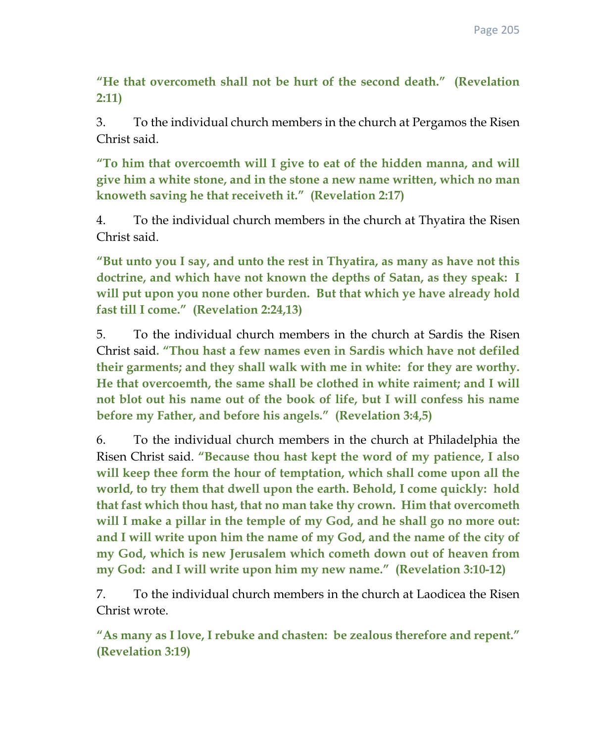**"He that overcometh shall not be hurt of the second death." (Revelation 2:11)**

3. To the individual church members in the church at Pergamos the Risen Christ said.

**"To him that overcoemth will I give to eat of the hidden manna, and will give him a white stone, and in the stone a new name written, which no man knoweth saving he that receiveth it." (Revelation 2:17)**

4. To the individual church members in the church at Thyatira the Risen Christ said.

**"But unto you I say, and unto the rest in Thyatira, as many as have not this doctrine, and which have not known the depths of Satan, as they speak: I will put upon you none other burden. But that which ye have already hold fast till I come." (Revelation 2:24,13)**

5. To the individual church members in the church at Sardis the Risen Christ said. **"Thou hast a few names even in Sardis which have not defiled their garments; and they shall walk with me in white: for they are worthy. He that overcoemth, the same shall be clothed in white raiment; and I will not blot out his name out of the book of life, but I will confess his name before my Father, and before his angels." (Revelation 3:4,5)**

6. To the individual church members in the church at Philadelphia the Risen Christ said. **"Because thou hast kept the word of my patience, I also will keep thee form the hour of temptation, which shall come upon all the world, to try them that dwell upon the earth. Behold, I come quickly: hold that fast which thou hast, that no man take thy crown. Him that overcometh will I make a pillar in the temple of my God, and he shall go no more out: and I will write upon him the name of my God, and the name of the city of my God, which is new Jerusalem which cometh down out of heaven from my God: and I will write upon him my new name." (Revelation 3:10-12)**

7. To the individual church members in the church at Laodicea the Risen Christ wrote.

**"As many as I love, I rebuke and chasten: be zealous therefore and repent." (Revelation 3:19)**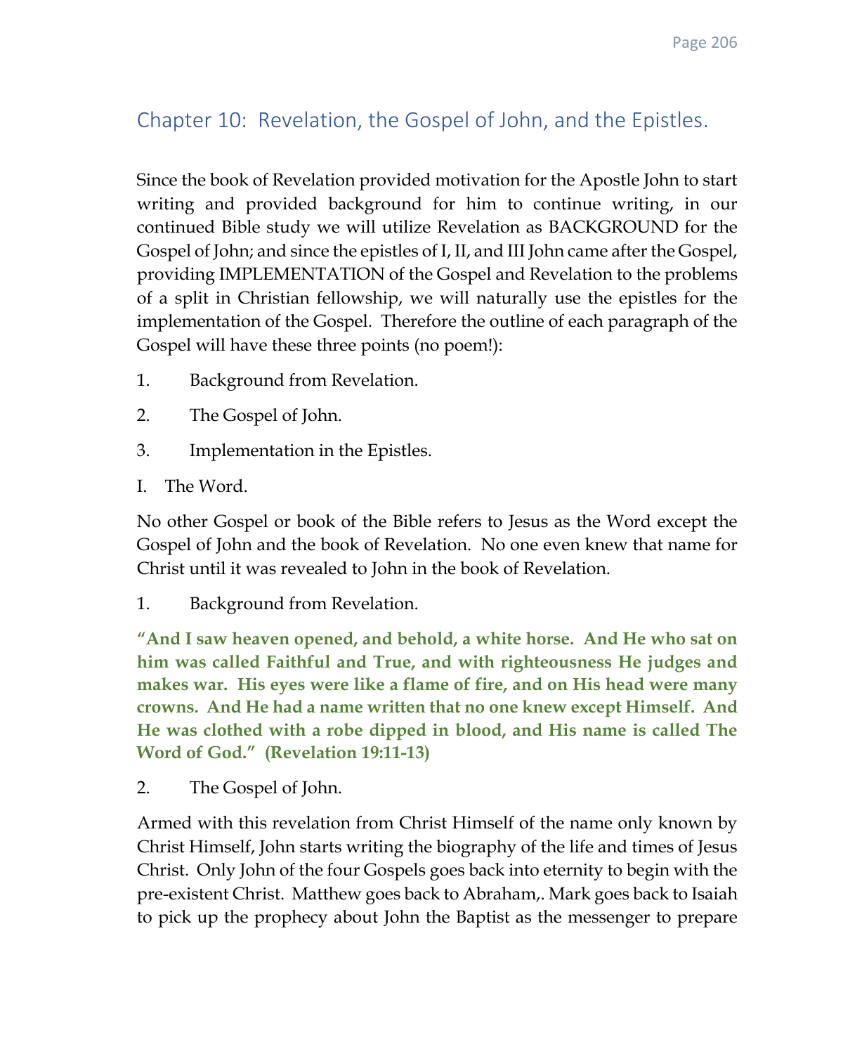## Chapter 10: Revelation, the Gospel of John, and the Epistles.

Since the book of Revelation provided motivation for the Apostle John to start writing and provided background for him to continue writing, in our continued Bible study we will utilize Revelation as BACKGROUND for the Gospel of John; and since the epistles of I, II, and III John came after the Gospel, providing IMPLEMENTATION of the Gospel and Revelation to the problems of a split in Christian fellowship, we will naturally use the epistles for the implementation of the Gospel. Therefore the outline of each paragraph of the Gospel will have these three points (no poem!):

1. Background from Revelation.
2. The Gospel of John.
3. Implementation in the Epistles.

I. The Word.

No other Gospel or book of the Bible refers to Jesus as the Word except the Gospel of John and the book of Revelation. No one even knew that name for Christ until it was revealed to John in the book of Revelation.

1. Background from Revelation.

**"And I saw heaven opened, and behold, a white horse. And He who sat on him was called Faithful and True, and with righteousness He judges and makes war. His eyes were like a flame of fire, and on His head were many crowns. And He had a name written that no one knew except Himself. And He was clothed with a robe dipped in blood, and His name is called The Word of God." (Revelation 19:11-13)**

2. The Gospel of John.

Armed with this revelation from Christ Himself of the name only known by Christ Himself, John starts writing the biography of the life and times of Jesus Christ. Only John of the four Gospels goes back into eternity to begin with the pre-existent Christ. Matthew goes back to Abraham,. Mark goes back to Isaiah to pick up the prophecy about John the Baptist as the messenger to prepare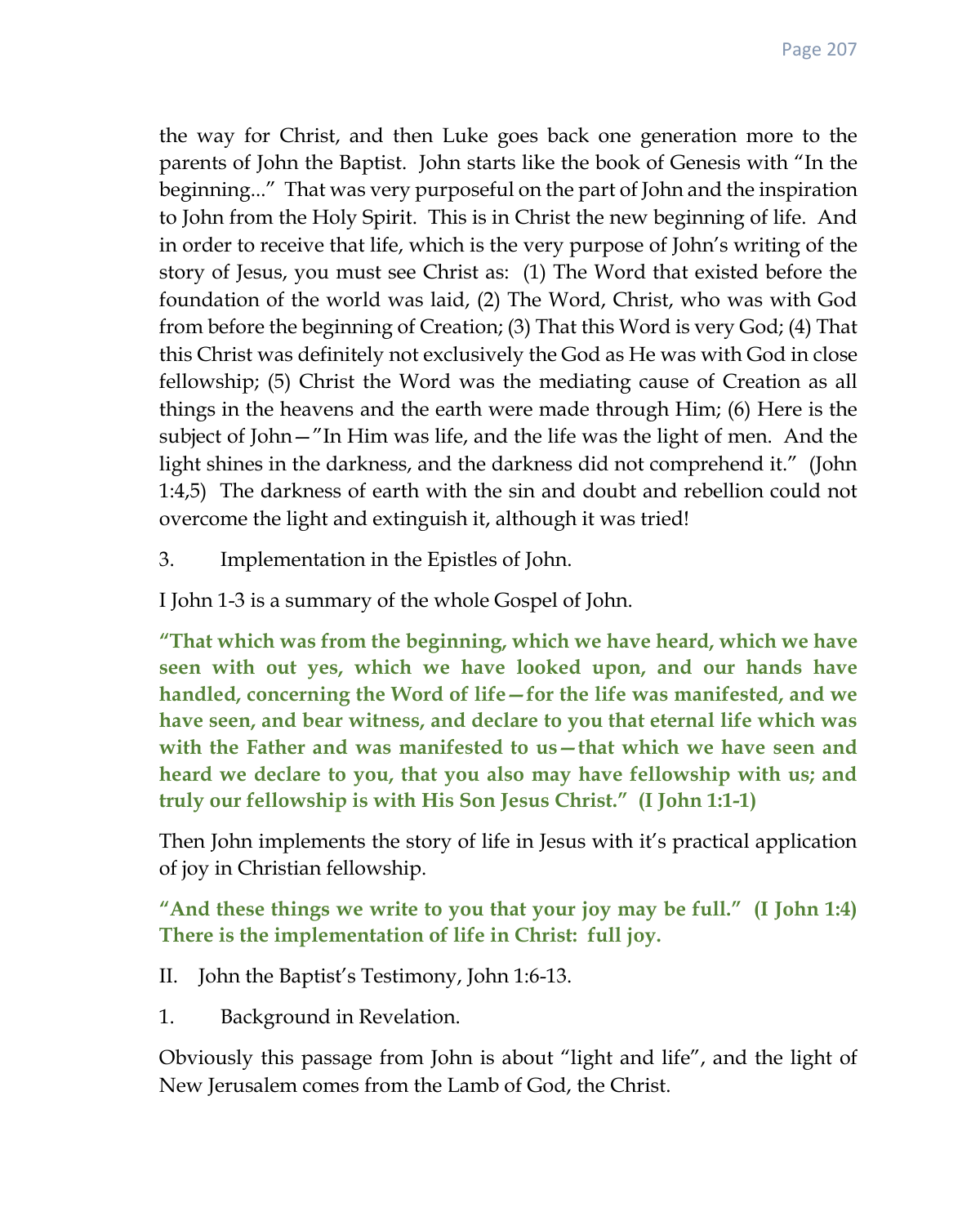the way for Christ, and then Luke goes back one generation more to the parents of John the Baptist. John starts like the book of Genesis with "In the beginning..." That was very purposeful on the part of John and the inspiration to John from the Holy Spirit. This is in Christ the new beginning of life. And in order to receive that life, which is the very purpose of John's writing of the story of Jesus, you must see Christ as: (1) The Word that existed before the foundation of the world was laid, (2) The Word, Christ, who was with God from before the beginning of Creation; (3) That this Word is very God; (4) That this Christ was definitely not exclusively the God as He was with God in close fellowship; (5) Christ the Word was the mediating cause of Creation as all things in the heavens and the earth were made through Him; (6) Here is the subject of John—"In Him was life, and the life was the light of men. And the light shines in the darkness, and the darkness did not comprehend it." (John 1:4,5) The darkness of earth with the sin and doubt and rebellion could not overcome the light and extinguish it, although it was tried!

3. Implementation in the Epistles of John.

I John 1-3 is a summary of the whole Gospel of John.

**"That which was from the beginning, which we have heard, which we have seen with out yes, which we have looked upon, and our hands have handled, concerning the Word of life—for the life was manifested, and we have seen, and bear witness, and declare to you that eternal life which was with the Father and was manifested to us—that which we have seen and heard we declare to you, that you also may have fellowship with us; and truly our fellowship is with His Son Jesus Christ." (I John 1:1-1)**

Then John implements the story of life in Jesus with it's practical application of joy in Christian fellowship.

**"And these things we write to you that your joy may be full." (I John 1:4) There is the implementation of life in Christ: full joy.**

II. John the Baptist's Testimony, John 1:6-13.

1. Background in Revelation.

Obviously this passage from John is about "light and life", and the light of New Jerusalem comes from the Lamb of God, the Christ.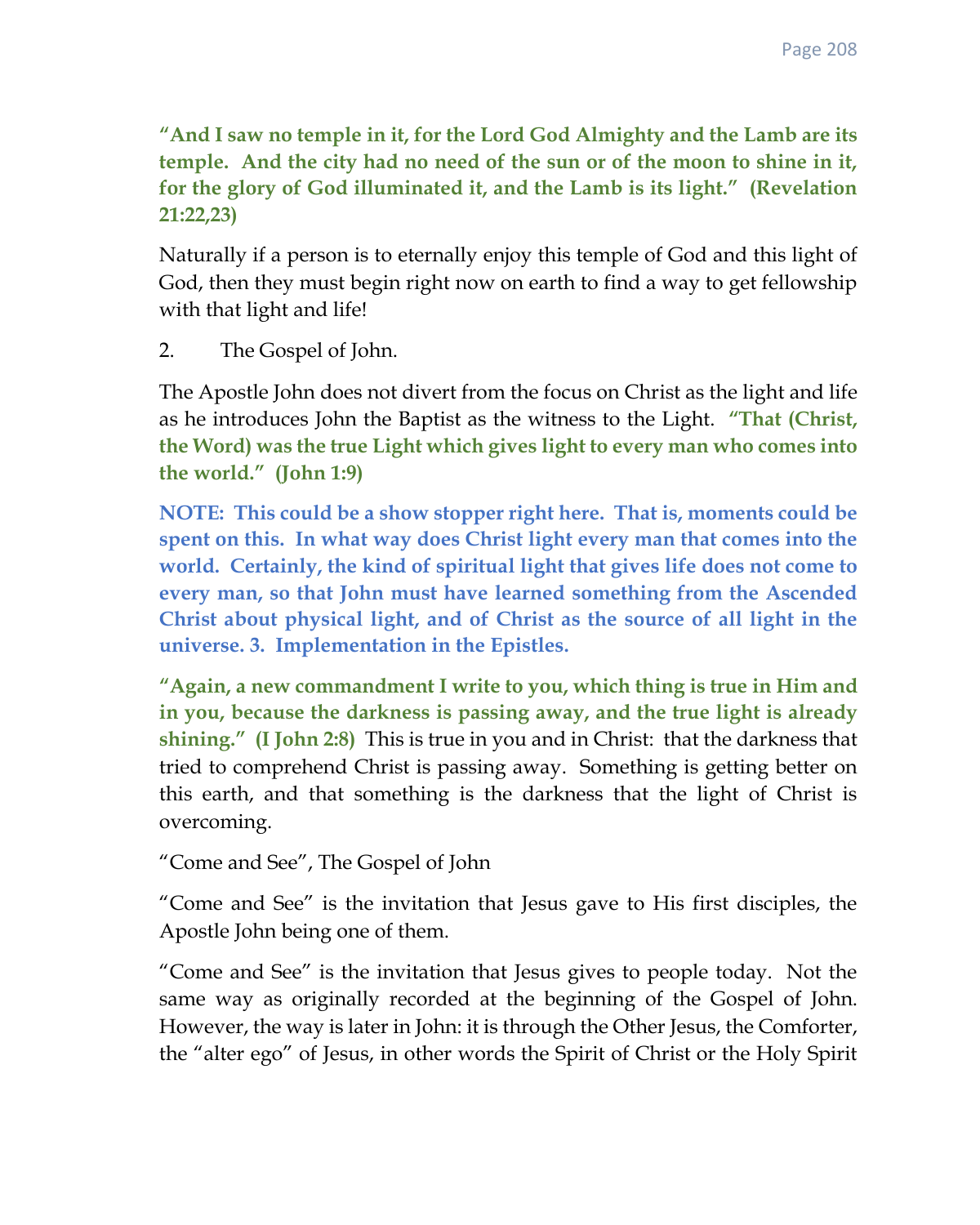**"And I saw no temple in it, for the Lord God Almighty and the Lamb are its temple. And the city had no need of the sun or of the moon to shine in it, for the glory of God illuminated it, and the Lamb is its light." (Revelation 21:22,23)**

Naturally if a person is to eternally enjoy this temple of God and this light of God, then they must begin right now on earth to find a way to get fellowship with that light and life!

2. The Gospel of John.

The Apostle John does not divert from the focus on Christ as the light and life as he introduces John the Baptist as the witness to the Light. **"That (Christ, the Word) was the true Light which gives light to every man who comes into the world." (John 1:9)**

**NOTE: This could be a show stopper right here. That is, moments could be spent on this. In what way does Christ light every man that comes into the world. Certainly, the kind of spiritual light that gives life does not come to every man, so that John must have learned something from the Ascended Christ about physical light, and of Christ as the source of all light in the universe. 3. Implementation in the Epistles.**

**"Again, a new commandment I write to you, which thing is true in Him and in you, because the darkness is passing away, and the true light is already shining." (I John 2:8)** This is true in you and in Christ: that the darkness that tried to comprehend Christ is passing away. Something is getting better on this earth, and that something is the darkness that the light of Christ is overcoming.

"Come and See", The Gospel of John

"Come and See" is the invitation that Jesus gave to His first disciples, the Apostle John being one of them.

"Come and See" is the invitation that Jesus gives to people today. Not the same way as originally recorded at the beginning of the Gospel of John. However, the way is later in John: it is through the Other Jesus, the Comforter, the "alter ego" of Jesus, in other words the Spirit of Christ or the Holy Spirit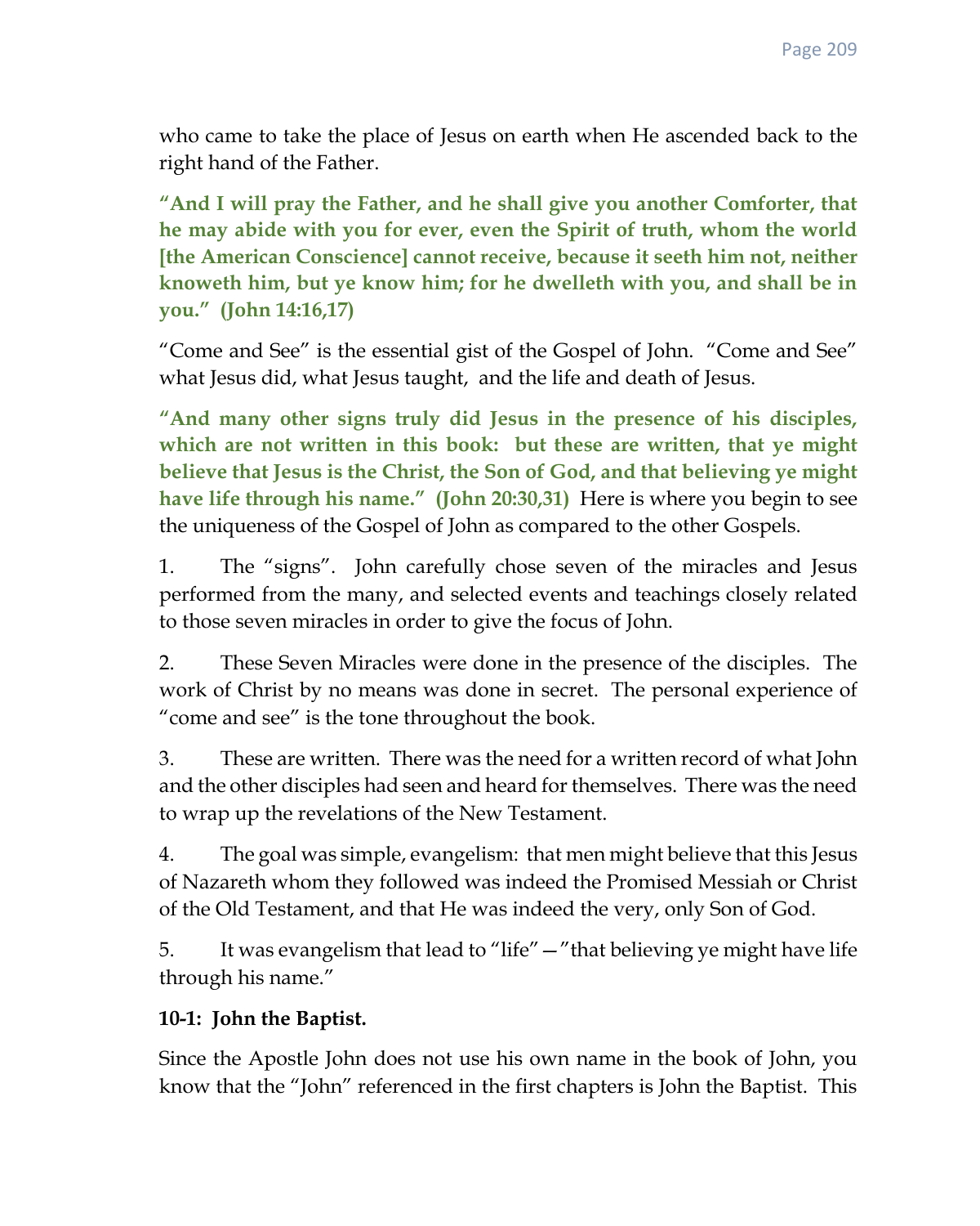who came to take the place of Jesus on earth when He ascended back to the right hand of the Father.

**"And I will pray the Father, and he shall give you another Comforter, that he may abide with you for ever, even the Spirit of truth, whom the world [the American Conscience] cannot receive, because it seeth him not, neither knoweth him, but ye know him; for he dwelleth with you, and shall be in you." (John 14:16,17)**

"Come and See" is the essential gist of the Gospel of John. "Come and See" what Jesus did, what Jesus taught, and the life and death of Jesus.

**"And many other signs truly did Jesus in the presence of his disciples, which are not written in this book: but these are written, that ye might believe that Jesus is the Christ, the Son of God, and that believing ye might have life through his name." (John 20:30,31)** Here is where you begin to see the uniqueness of the Gospel of John as compared to the other Gospels.

1. The "signs". John carefully chose seven of the miracles and Jesus performed from the many, and selected events and teachings closely related to those seven miracles in order to give the focus of John.

2. These Seven Miracles were done in the presence of the disciples. The work of Christ by no means was done in secret. The personal experience of "come and see" is the tone throughout the book.

3. These are written. There was the need for a written record of what John and the other disciples had seen and heard for themselves. There was the need to wrap up the revelations of the New Testament.

4. The goal was simple, evangelism: that men might believe that this Jesus of Nazareth whom they followed was indeed the Promised Messiah or Christ of the Old Testament, and that He was indeed the very, only Son of God.

5. It was evangelism that lead to "life" —"that believing ye might have life through his name."

**10-1: John the Baptist.**

Since the Apostle John does not use his own name in the book of John, you know that the "John" referenced in the first chapters is John the Baptist. This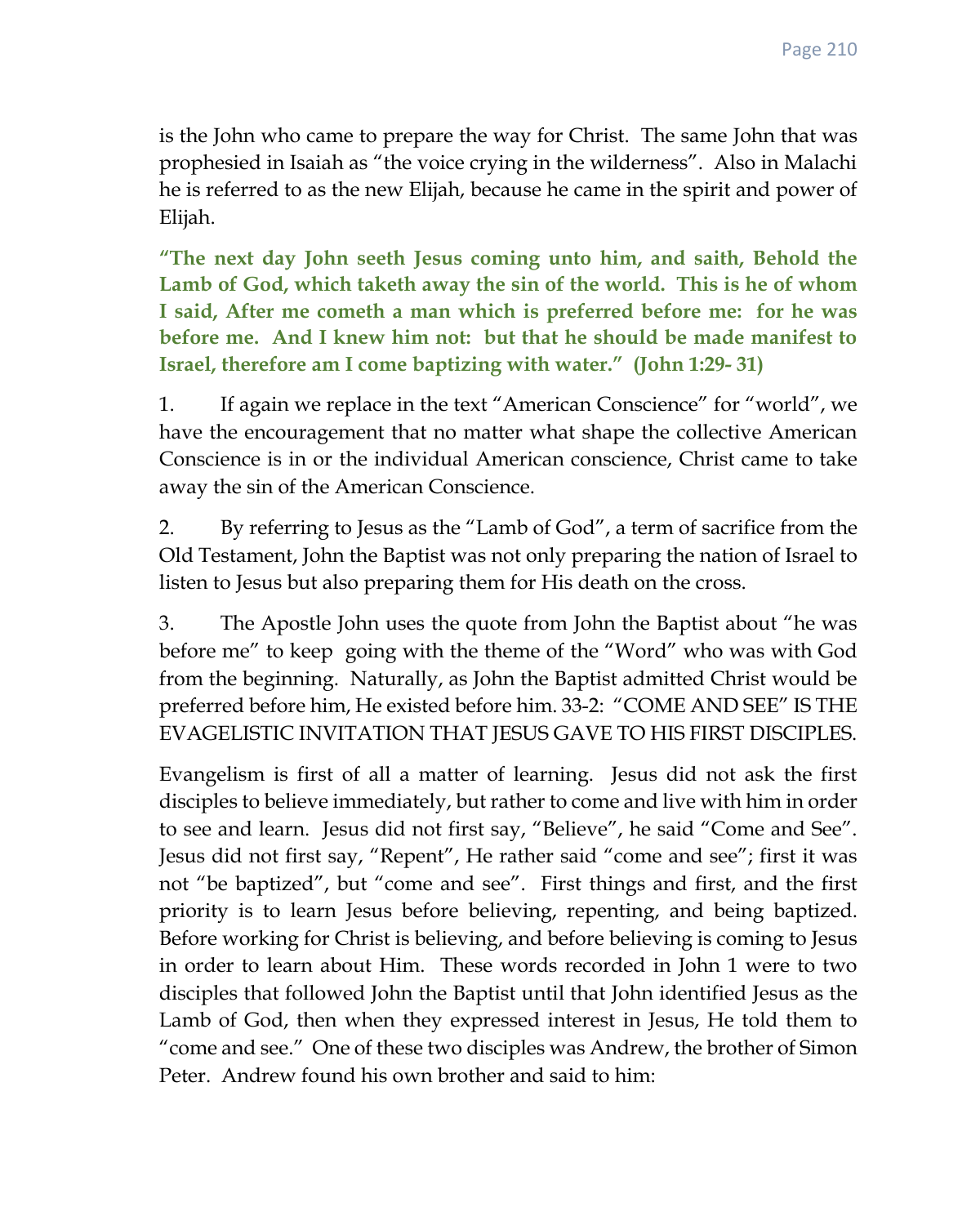is the John who came to prepare the way for Christ. The same John that was prophesied in Isaiah as "the voice crying in the wilderness". Also in Malachi he is referred to as the new Elijah, because he came in the spirit and power of Elijah.

**"The next day John seeth Jesus coming unto him, and saith, Behold the Lamb of God, which taketh away the sin of the world. This is he of whom I said, After me cometh a man which is preferred before me: for he was before me. And I knew him not: but that he should be made manifest to Israel, therefore am I come baptizing with water." (John 1:29- 31)**

1. If again we replace in the text "American Conscience" for "world", we have the encouragement that no matter what shape the collective American Conscience is in or the individual American conscience, Christ came to take away the sin of the American Conscience.

2. By referring to Jesus as the "Lamb of God", a term of sacrifice from the Old Testament, John the Baptist was not only preparing the nation of Israel to listen to Jesus but also preparing them for His death on the cross.

3. The Apostle John uses the quote from John the Baptist about "he was before me" to keep going with the theme of the "Word" who was with God from the beginning. Naturally, as John the Baptist admitted Christ would be preferred before him, He existed before him. 33-2: "COME AND SEE" IS THE EVAGELISTIC INVITATION THAT JESUS GAVE TO HIS FIRST DISCIPLES.

Evangelism is first of all a matter of learning. Jesus did not ask the first disciples to believe immediately, but rather to come and live with him in order to see and learn. Jesus did not first say, "Believe", he said "Come and See". Jesus did not first say, "Repent", He rather said "come and see"; first it was not "be baptized", but "come and see". First things and first, and the first priority is to learn Jesus before believing, repenting, and being baptized. Before working for Christ is believing, and before believing is coming to Jesus in order to learn about Him. These words recorded in John 1 were to two disciples that followed John the Baptist until that John identified Jesus as the Lamb of God, then when they expressed interest in Jesus, He told them to "come and see." One of these two disciples was Andrew, the brother of Simon Peter. Andrew found his own brother and said to him: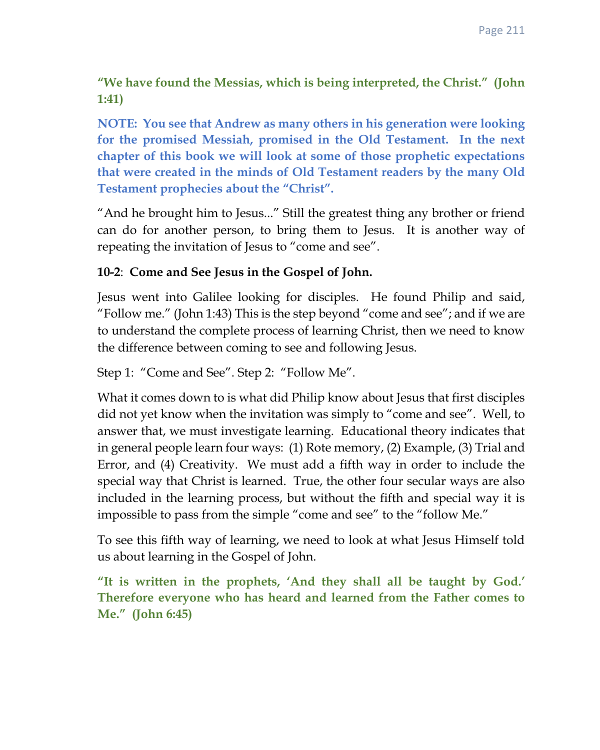**"We have found the Messias, which is being interpreted, the Christ." (John 1:41)**

**NOTE: You see that Andrew as many others in his generation were looking for the promised Messiah, promised in the Old Testament. In the next chapter of this book we will look at some of those prophetic expectations that were created in the minds of Old Testament readers by the many Old Testament prophecies about the "Christ".**

"And he brought him to Jesus..." Still the greatest thing any brother or friend can do for another person, to bring them to Jesus. It is another way of repeating the invitation of Jesus to "come and see".

**10-2**: **Come and See Jesus in the Gospel of John.**

Jesus went into Galilee looking for disciples. He found Philip and said, "Follow me." (John 1:43) This is the step beyond "come and see"; and if we are to understand the complete process of learning Christ, then we need to know the difference between coming to see and following Jesus.

Step 1: "Come and See". Step 2: "Follow Me".

What it comes down to is what did Philip know about Jesus that first disciples did not yet know when the invitation was simply to "come and see". Well, to answer that, we must investigate learning. Educational theory indicates that in general people learn four ways: (1) Rote memory, (2) Example, (3) Trial and Error, and (4) Creativity. We must add a fifth way in order to include the special way that Christ is learned. True, the other four secular ways are also included in the learning process, but without the fifth and special way it is impossible to pass from the simple "come and see" to the "follow Me."

To see this fifth way of learning, we need to look at what Jesus Himself told us about learning in the Gospel of John.

**"It is written in the prophets, 'And they shall all be taught by God.' Therefore everyone who has heard and learned from the Father comes to Me." (John 6:45)**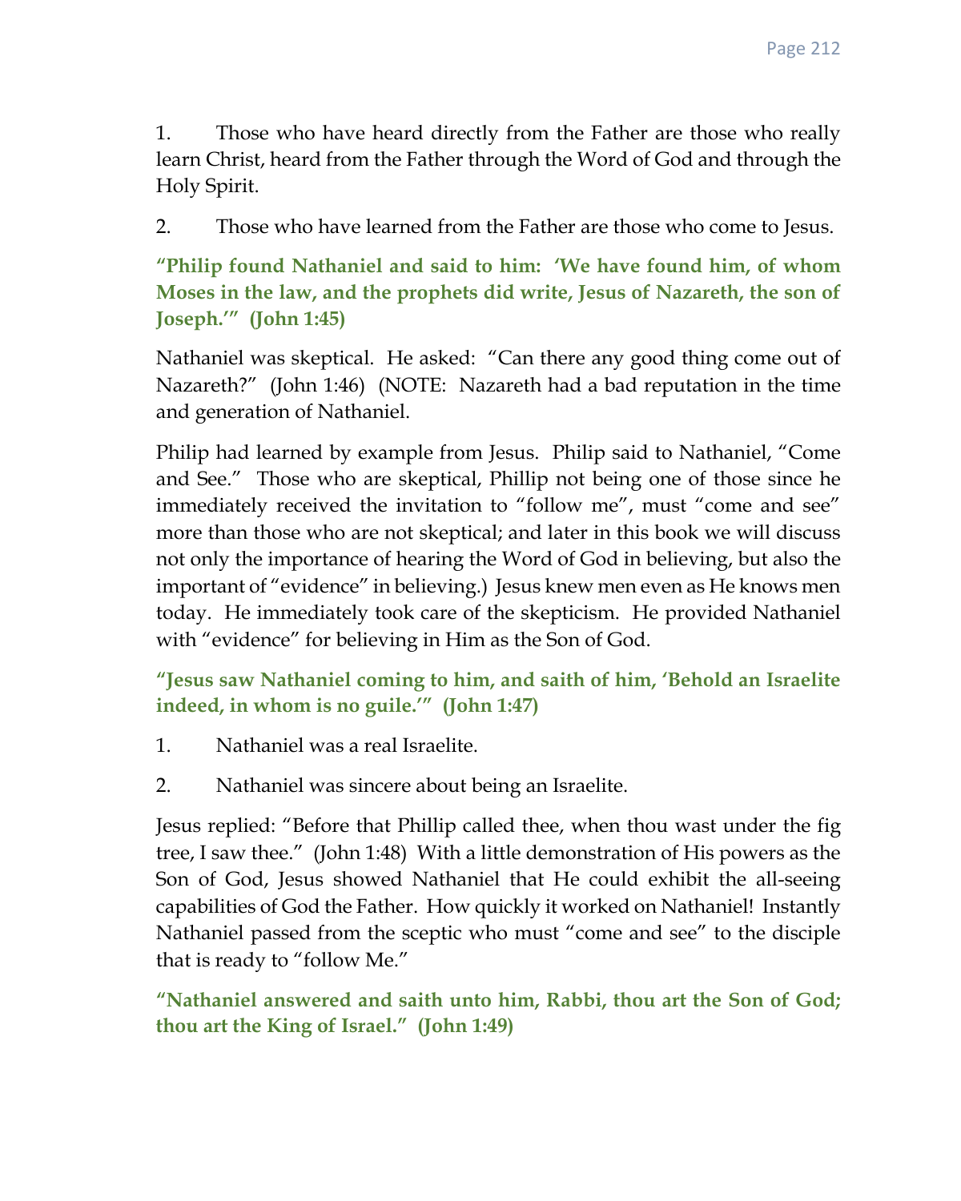1. Those who have heard directly from the Father are those who really learn Christ, heard from the Father through the Word of God and through the Holy Spirit.

2. Those who have learned from the Father are those who come to Jesus.

**"Philip found Nathaniel and said to him: 'We have found him, of whom Moses in the law, and the prophets did write, Jesus of Nazareth, the son of Joseph.'" (John 1:45)**

Nathaniel was skeptical. He asked: "Can there any good thing come out of Nazareth?" (John 1:46) (NOTE: Nazareth had a bad reputation in the time and generation of Nathaniel.

Philip had learned by example from Jesus. Philip said to Nathaniel, "Come and See." Those who are skeptical, Phillip not being one of those since he immediately received the invitation to "follow me", must "come and see" more than those who are not skeptical; and later in this book we will discuss not only the importance of hearing the Word of God in believing, but also the important of "evidence" in believing.) Jesus knew men even as He knows men today. He immediately took care of the skepticism. He provided Nathaniel with "evidence" for believing in Him as the Son of God.

**"Jesus saw Nathaniel coming to him, and saith of him, 'Behold an Israelite indeed, in whom is no guile.'" (John 1:47)**

1. Nathaniel was a real Israelite.

2. Nathaniel was sincere about being an Israelite.

Jesus replied: "Before that Phillip called thee, when thou wast under the fig tree, I saw thee." (John 1:48) With a little demonstration of His powers as the Son of God, Jesus showed Nathaniel that He could exhibit the all-seeing capabilities of God the Father. How quickly it worked on Nathaniel! Instantly Nathaniel passed from the sceptic who must "come and see" to the disciple that is ready to "follow Me."

**"Nathaniel answered and saith unto him, Rabbi, thou art the Son of God; thou art the King of Israel." (John 1:49)**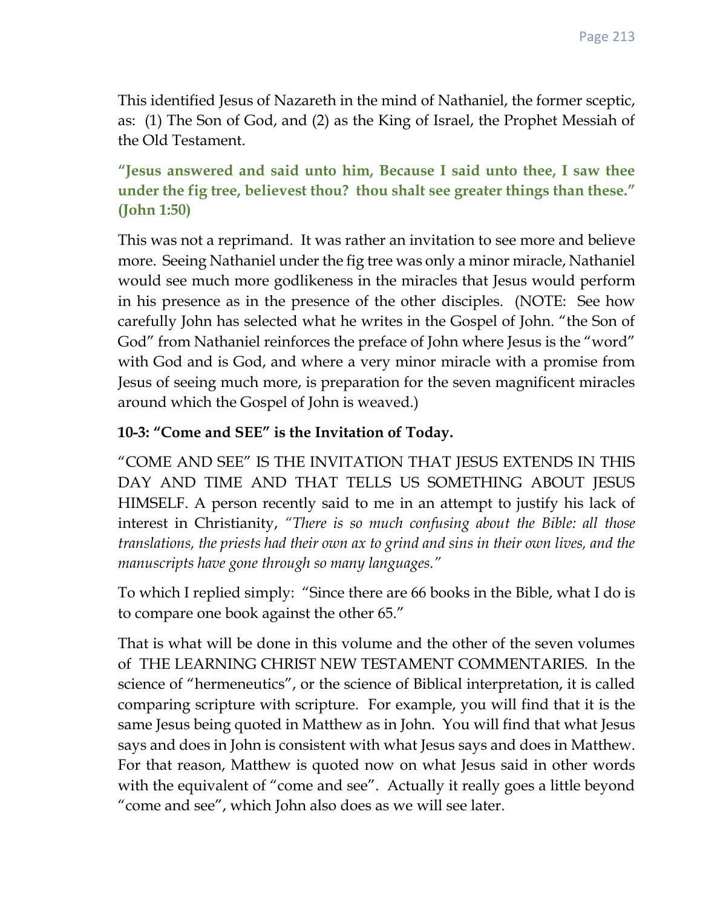This identified Jesus of Nazareth in the mind of Nathaniel, the former sceptic, as: (1) The Son of God, and (2) as the King of Israel, the Prophet Messiah of the Old Testament.

**"Jesus answered and said unto him, Because I said unto thee, I saw thee under the fig tree, believest thou? thou shalt see greater things than these." (John 1:50)**

This was not a reprimand. It was rather an invitation to see more and believe more. Seeing Nathaniel under the fig tree was only a minor miracle, Nathaniel would see much more godlikeness in the miracles that Jesus would perform in his presence as in the presence of the other disciples. (NOTE: See how carefully John has selected what he writes in the Gospel of John. "the Son of God" from Nathaniel reinforces the preface of John where Jesus is the "word" with God and is God, and where a very minor miracle with a promise from Jesus of seeing much more, is preparation for the seven magnificent miracles around which the Gospel of John is weaved.)

**10-3: "Come and SEE" is the Invitation of Today.**

"COME AND SEE" IS THE INVITATION THAT JESUS EXTENDS IN THIS DAY AND TIME AND THAT TELLS US SOMETHING ABOUT JESUS HIMSELF. A person recently said to me in an attempt to justify his lack of interest in Christianity, *"There is so much confusing about the Bible: all those translations, the priests had their own ax to grind and sins in their own lives, and the manuscripts have gone through so many languages."*

To which I replied simply: "Since there are 66 books in the Bible, what I do is to compare one book against the other 65."

That is what will be done in this volume and the other of the seven volumes of THE LEARNING CHRIST NEW TESTAMENT COMMENTARIES. In the science of "hermeneutics", or the science of Biblical interpretation, it is called comparing scripture with scripture. For example, you will find that it is the same Jesus being quoted in Matthew as in John. You will find that what Jesus says and does in John is consistent with what Jesus says and does in Matthew. For that reason, Matthew is quoted now on what Jesus said in other words with the equivalent of "come and see". Actually it really goes a little beyond "come and see", which John also does as we will see later.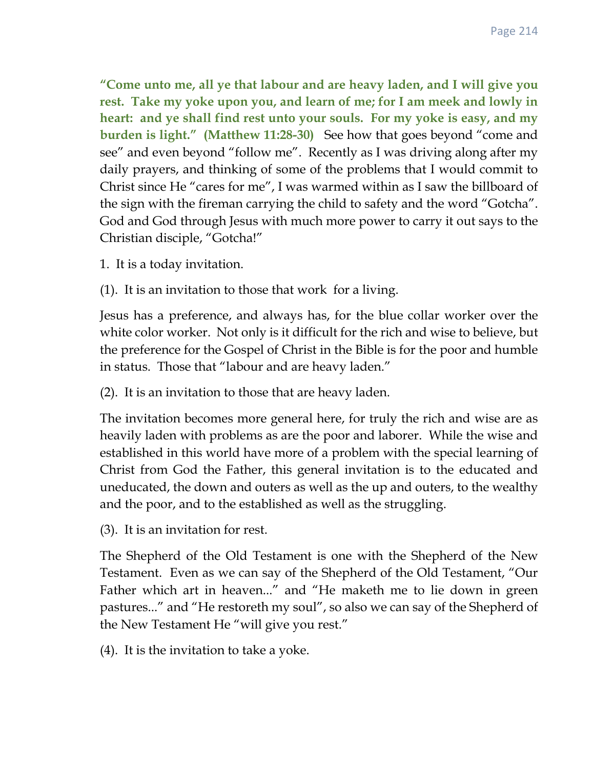**"Come unto me, all ye that labour and are heavy laden, and I will give you rest. Take my yoke upon you, and learn of me; for I am meek and lowly in heart: and ye shall find rest unto your souls. For my yoke is easy, and my burden is light." (Matthew 11:28-30)** See how that goes beyond "come and see" and even beyond "follow me". Recently as I was driving along after my daily prayers, and thinking of some of the problems that I would commit to Christ since He "cares for me", I was warmed within as I saw the billboard of the sign with the fireman carrying the child to safety and the word "Gotcha". God and God through Jesus with much more power to carry it out says to the Christian disciple, "Gotcha!"

1. It is a today invitation.

(1). It is an invitation to those that work for a living.

Jesus has a preference, and always has, for the blue collar worker over the white color worker. Not only is it difficult for the rich and wise to believe, but the preference for the Gospel of Christ in the Bible is for the poor and humble in status. Those that "labour and are heavy laden."

(2). It is an invitation to those that are heavy laden.

The invitation becomes more general here, for truly the rich and wise are as heavily laden with problems as are the poor and laborer. While the wise and established in this world have more of a problem with the special learning of Christ from God the Father, this general invitation is to the educated and uneducated, the down and outers as well as the up and outers, to the wealthy and the poor, and to the established as well as the struggling.

(3). It is an invitation for rest.

The Shepherd of the Old Testament is one with the Shepherd of the New Testament. Even as we can say of the Shepherd of the Old Testament, "Our Father which art in heaven..." and "He maketh me to lie down in green pastures..." and "He restoreth my soul", so also we can say of the Shepherd of the New Testament He "will give you rest."

(4). It is the invitation to take a yoke.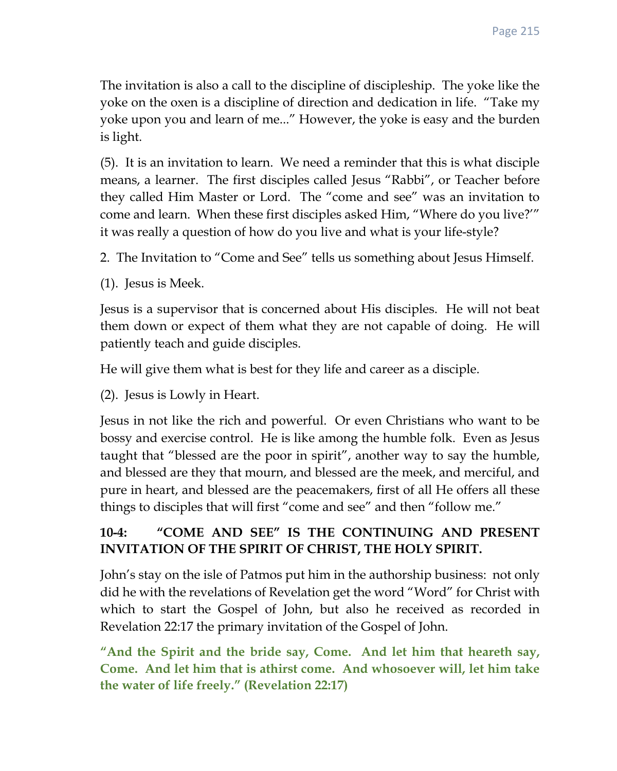The invitation is also a call to the discipline of discipleship. The yoke like the yoke on the oxen is a discipline of direction and dedication in life. "Take my yoke upon you and learn of me..." However, the yoke is easy and the burden is light.

(5). It is an invitation to learn. We need a reminder that this is what disciple means, a learner. The first disciples called Jesus "Rabbi", or Teacher before they called Him Master or Lord. The "come and see" was an invitation to come and learn. When these first disciples asked Him, "Where do you live?'" it was really a question of how do you live and what is your life-style?

2. The Invitation to "Come and See" tells us something about Jesus Himself.

(1). Jesus is Meek.

Jesus is a supervisor that is concerned about His disciples. He will not beat them down or expect of them what they are not capable of doing. He will patiently teach and guide disciples.

He will give them what is best for they life and career as a disciple.

(2). Jesus is Lowly in Heart.

Jesus in not like the rich and powerful. Or even Christians who want to be bossy and exercise control. He is like among the humble folk. Even as Jesus taught that "blessed are the poor in spirit", another way to say the humble, and blessed are they that mourn, and blessed are the meek, and merciful, and pure in heart, and blessed are the peacemakers, first of all He offers all these things to disciples that will first "come and see" and then "follow me."

## 10-4: "COME AND SEE" IS THE CONTINUING AND PRESENT INVITATION OF THE SPIRIT OF CHRIST, THE HOLY SPIRIT.

John's stay on the isle of Patmos put him in the authorship business: not only did he with the revelations of Revelation get the word "Word" for Christ with which to start the Gospel of John, but also he received as recorded in Revelation 22:17 the primary invitation of the Gospel of John.

**"And the Spirit and the bride say, Come. And let him that heareth say, Come. And let him that is athirst come. And whosoever will, let him take the water of life freely." (Revelation 22:17)**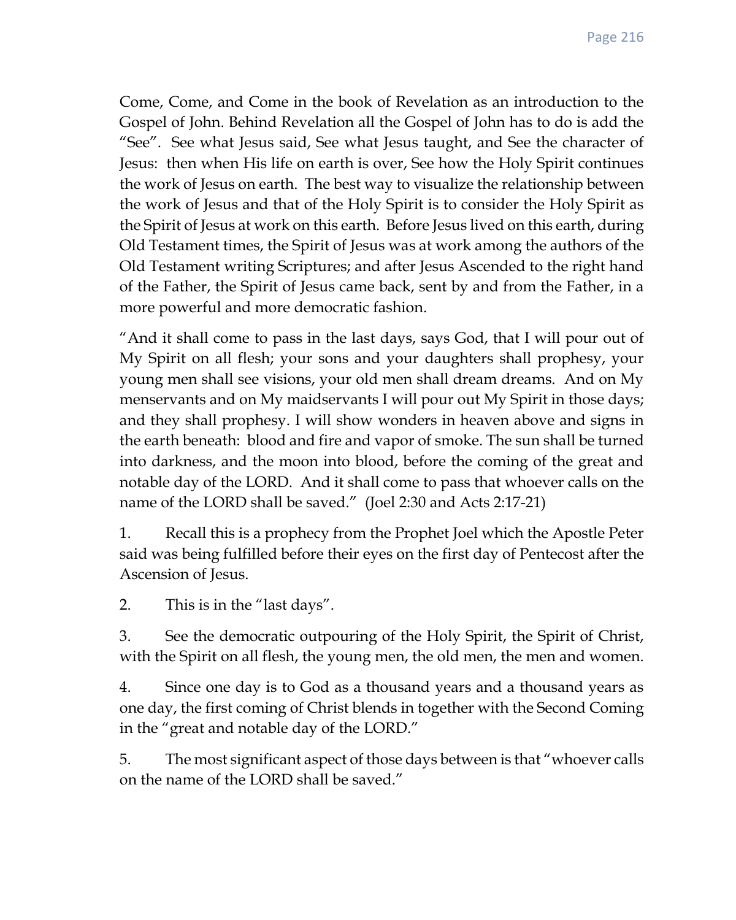Come, Come, and Come in the book of Revelation as an introduction to the Gospel of John. Behind Revelation all the Gospel of John has to do is add the "See". See what Jesus said, See what Jesus taught, and See the character of Jesus: then when His life on earth is over, See how the Holy Spirit continues the work of Jesus on earth. The best way to visualize the relationship between the work of Jesus and that of the Holy Spirit is to consider the Holy Spirit as the Spirit of Jesus at work on this earth. Before Jesus lived on this earth, during Old Testament times, the Spirit of Jesus was at work among the authors of the Old Testament writing Scriptures; and after Jesus Ascended to the right hand of the Father, the Spirit of Jesus came back, sent by and from the Father, in a more powerful and more democratic fashion.

"And it shall come to pass in the last days, says God, that I will pour out of My Spirit on all flesh; your sons and your daughters shall prophesy, your young men shall see visions, your old men shall dream dreams. And on My menservants and on My maidservants I will pour out My Spirit in those days; and they shall prophesy. I will show wonders in heaven above and signs in the earth beneath: blood and fire and vapor of smoke. The sun shall be turned into darkness, and the moon into blood, before the coming of the great and notable day of the LORD. And it shall come to pass that whoever calls on the name of the LORD shall be saved." (Joel 2:30 and Acts 2:17-21)

1. Recall this is a prophecy from the Prophet Joel which the Apostle Peter said was being fulfilled before their eyes on the first day of Pentecost after the Ascension of Jesus.

2. This is in the "last days".

3. See the democratic outpouring of the Holy Spirit, the Spirit of Christ, with the Spirit on all flesh, the young men, the old men, the men and women.

4. Since one day is to God as a thousand years and a thousand years as one day, the first coming of Christ blends in together with the Second Coming in the "great and notable day of the LORD."

5. The most significant aspect of those days between is that "whoever calls on the name of the LORD shall be saved."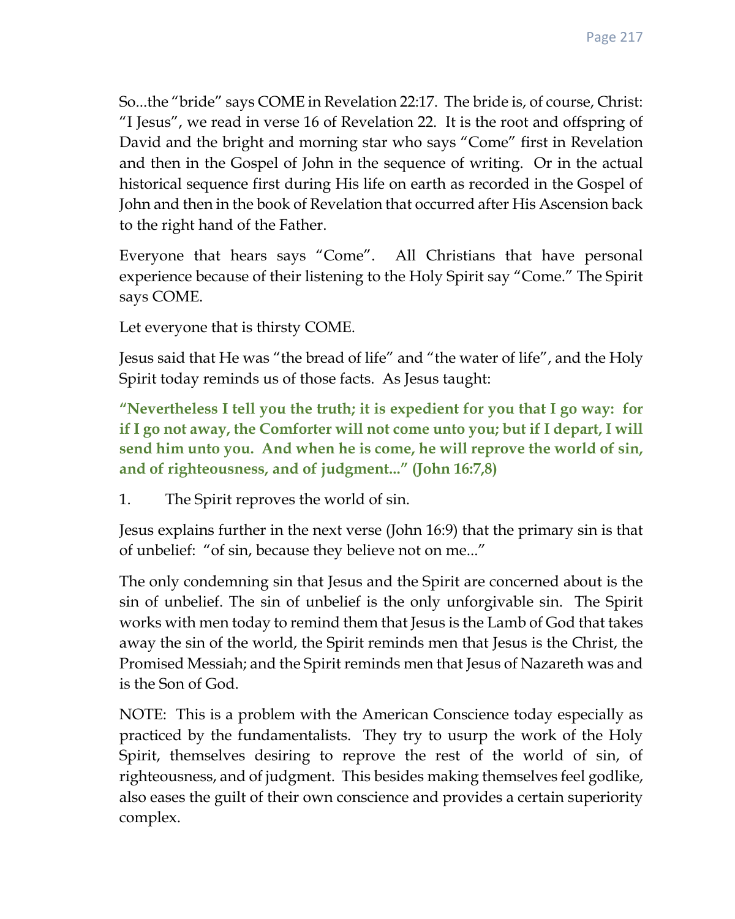So...the "bride" says COME in Revelation 22:17. The bride is, of course, Christ: "I Jesus", we read in verse 16 of Revelation 22. It is the root and offspring of David and the bright and morning star who says "Come" first in Revelation and then in the Gospel of John in the sequence of writing. Or in the actual historical sequence first during His life on earth as recorded in the Gospel of John and then in the book of Revelation that occurred after His Ascension back to the right hand of the Father.

Everyone that hears says "Come". All Christians that have personal experience because of their listening to the Holy Spirit say "Come." The Spirit says COME.

Let everyone that is thirsty COME.

Jesus said that He was "the bread of life" and "the water of life", and the Holy Spirit today reminds us of those facts. As Jesus taught:

**"Nevertheless I tell you the truth; it is expedient for you that I go way: for if I go not away, the Comforter will not come unto you; but if I depart, I will send him unto you. And when he is come, he will reprove the world of sin, and of righteousness, and of judgment..." (John 16:7,8)**

1. The Spirit reproves the world of sin.

Jesus explains further in the next verse (John 16:9) that the primary sin is that of unbelief: "of sin, because they believe not on me..."

The only condemning sin that Jesus and the Spirit are concerned about is the sin of unbelief. The sin of unbelief is the only unforgivable sin. The Spirit works with men today to remind them that Jesus is the Lamb of God that takes away the sin of the world, the Spirit reminds men that Jesus is the Christ, the Promised Messiah; and the Spirit reminds men that Jesus of Nazareth was and is the Son of God.

NOTE: This is a problem with the American Conscience today especially as practiced by the fundamentalists. They try to usurp the work of the Holy Spirit, themselves desiring to reprove the rest of the world of sin, of righteousness, and of judgment. This besides making themselves feel godlike, also eases the guilt of their own conscience and provides a certain superiority complex.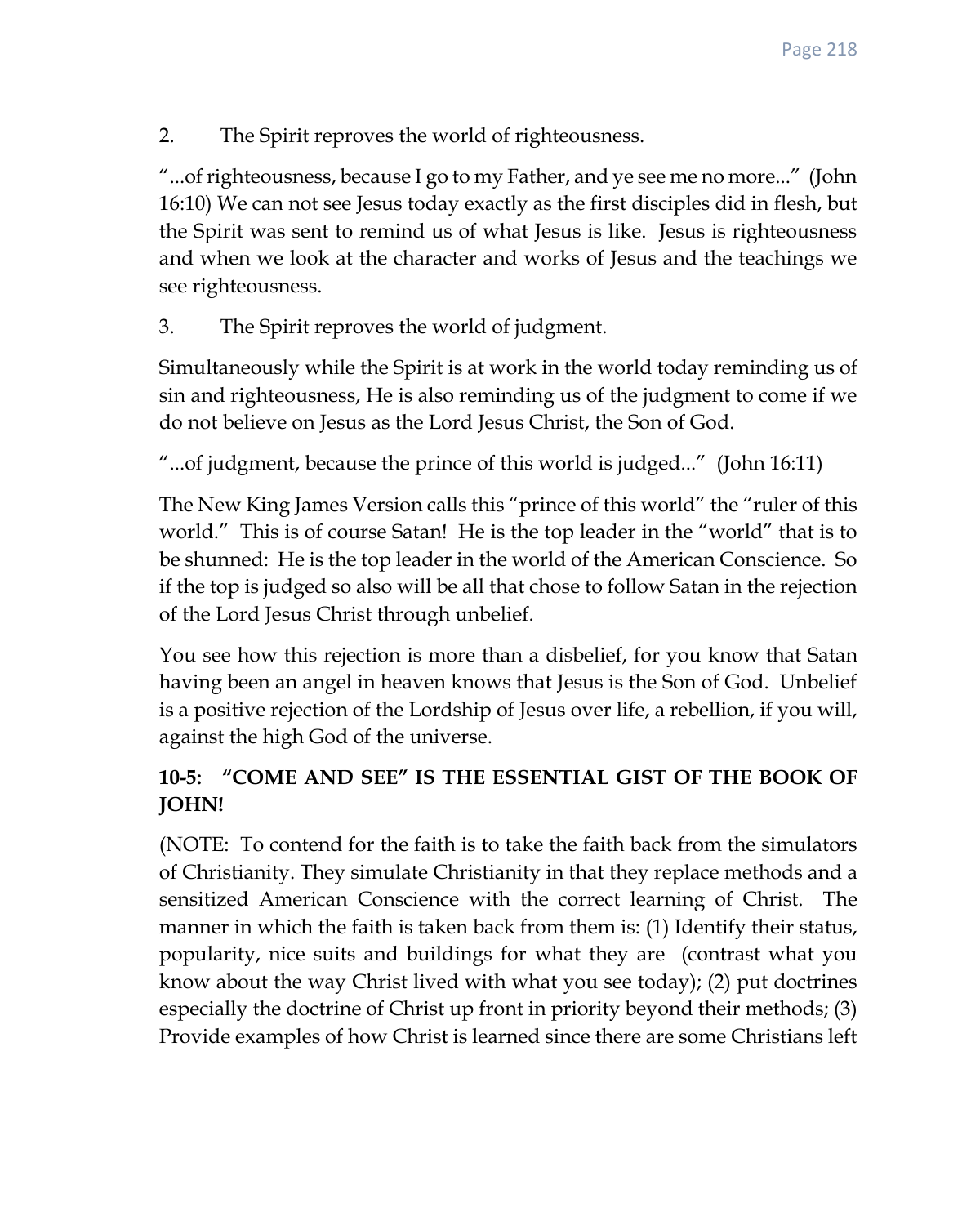2. The Spirit reproves the world of righteousness.

"...of righteousness, because I go to my Father, and ye see me no more..." (John 16:10) We can not see Jesus today exactly as the first disciples did in flesh, but the Spirit was sent to remind us of what Jesus is like. Jesus is righteousness and when we look at the character and works of Jesus and the teachings we see righteousness.

3. The Spirit reproves the world of judgment.

Simultaneously while the Spirit is at work in the world today reminding us of sin and righteousness, He is also reminding us of the judgment to come if we do not believe on Jesus as the Lord Jesus Christ, the Son of God.

"...of judgment, because the prince of this world is judged..." (John 16:11)

The New King James Version calls this "prince of this world" the "ruler of this world." This is of course Satan! He is the top leader in the "world" that is to be shunned: He is the top leader in the world of the American Conscience. So if the top is judged so also will be all that chose to follow Satan in the rejection of the Lord Jesus Christ through unbelief.

You see how this rejection is more than a disbelief, for you know that Satan having been an angel in heaven knows that Jesus is the Son of God. Unbelief is a positive rejection of the Lordship of Jesus over life, a rebellion, if you will, against the high God of the universe.

### 10-5: "COME AND SEE" IS THE ESSENTIAL GIST OF THE BOOK OF JOHN!

(NOTE: To contend for the faith is to take the faith back from the simulators of Christianity. They simulate Christianity in that they replace methods and a sensitized American Conscience with the correct learning of Christ. The manner in which the faith is taken back from them is: (1) Identify their status, popularity, nice suits and buildings for what they are (contrast what you know about the way Christ lived with what you see today); (2) put doctrines especially the doctrine of Christ up front in priority beyond their methods; (3) Provide examples of how Christ is learned since there are some Christians left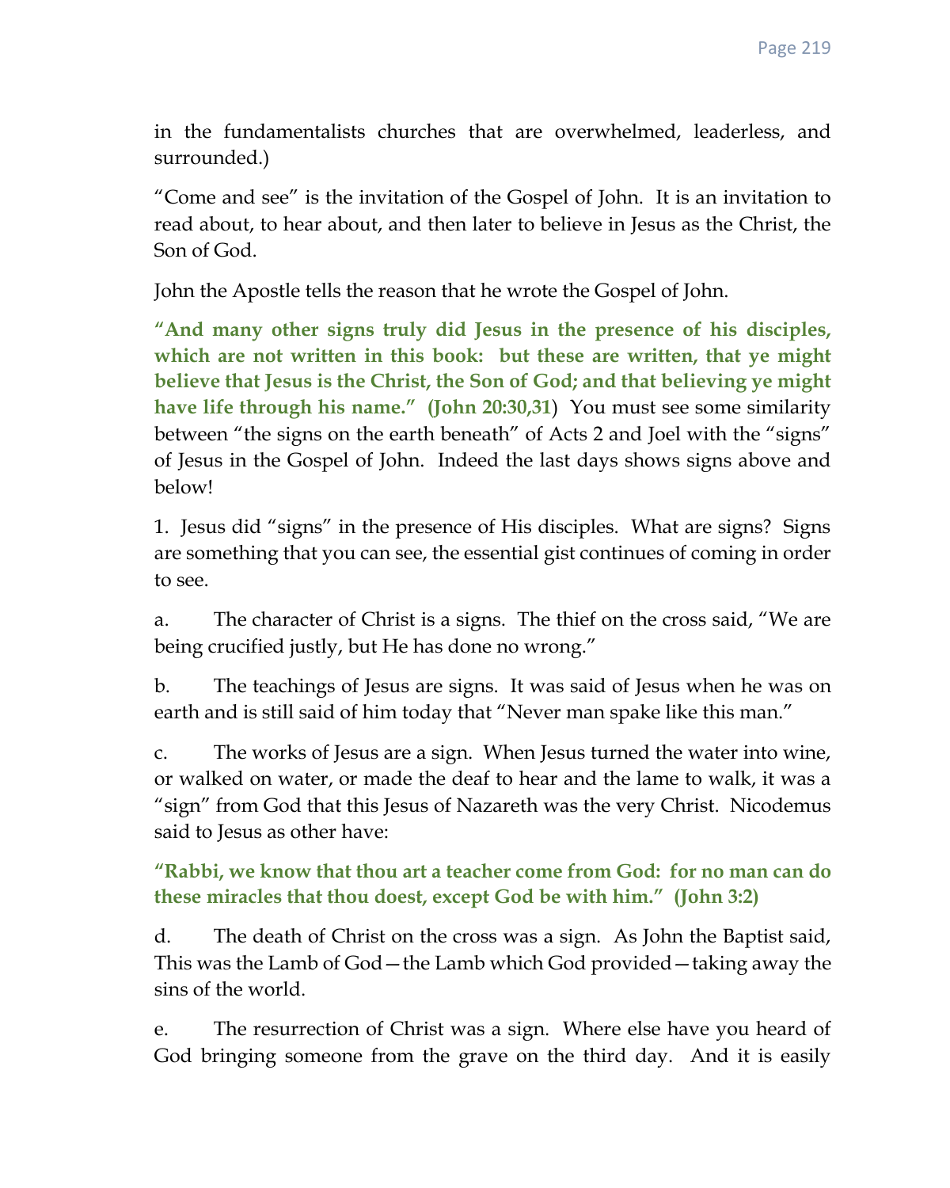in the fundamentalists churches that are overwhelmed, leaderless, and surrounded.)

"Come and see" is the invitation of the Gospel of John. It is an invitation to read about, to hear about, and then later to believe in Jesus as the Christ, the Son of God.

John the Apostle tells the reason that he wrote the Gospel of John.

**"And many other signs truly did Jesus in the presence of his disciples, which are not written in this book: but these are written, that ye might believe that Jesus is the Christ, the Son of God; and that believing ye might have life through his name." (John 20:30,31**) You must see some similarity between "the signs on the earth beneath" of Acts 2 and Joel with the "signs" of Jesus in the Gospel of John. Indeed the last days shows signs above and below!

1. Jesus did "signs" in the presence of His disciples. What are signs? Signs are something that you can see, the essential gist continues of coming in order to see.

a. The character of Christ is a signs. The thief on the cross said, "We are being crucified justly, but He has done no wrong."

b. The teachings of Jesus are signs. It was said of Jesus when he was on earth and is still said of him today that "Never man spake like this man."

c. The works of Jesus are a sign. When Jesus turned the water into wine, or walked on water, or made the deaf to hear and the lame to walk, it was a "sign" from God that this Jesus of Nazareth was the very Christ. Nicodemus said to Jesus as other have:

**"Rabbi, we know that thou art a teacher come from God: for no man can do these miracles that thou doest, except God be with him." (John 3:2)**

d. The death of Christ on the cross was a sign. As John the Baptist said, This was the Lamb of God—the Lamb which God provided—taking away the sins of the world.

e. The resurrection of Christ was a sign. Where else have you heard of God bringing someone from the grave on the third day. And it is easily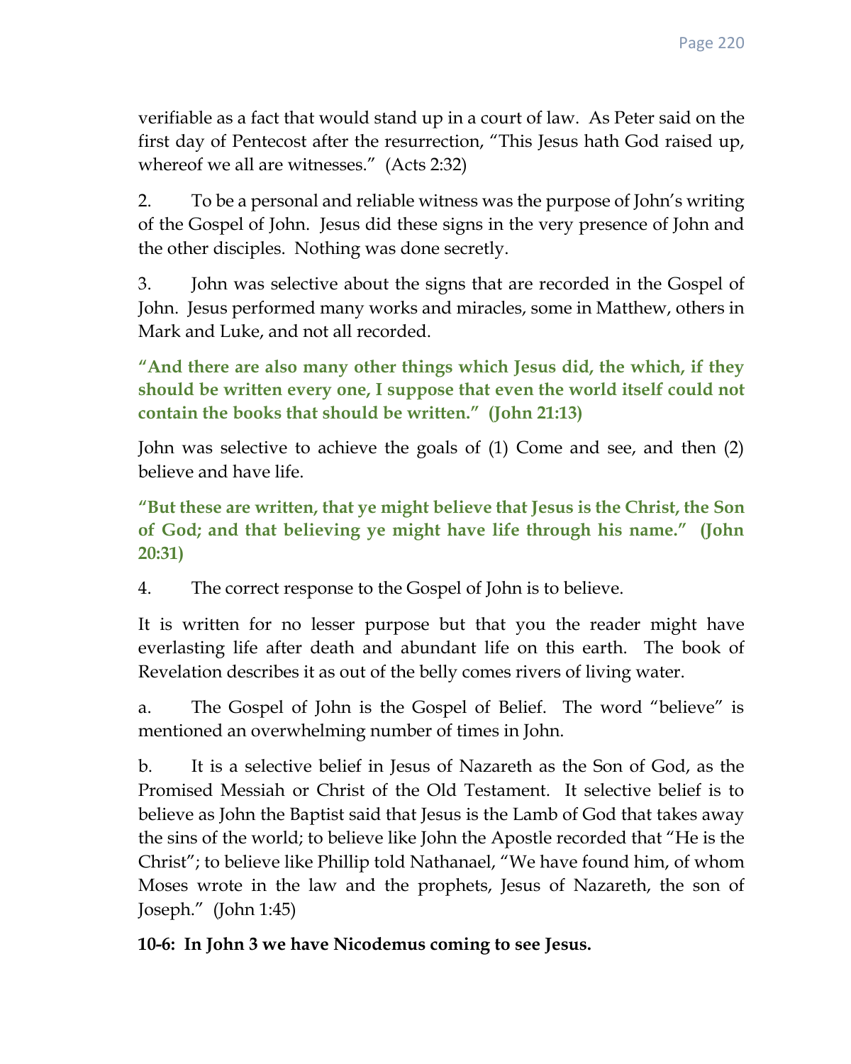verifiable as a fact that would stand up in a court of law. As Peter said on the first day of Pentecost after the resurrection, "This Jesus hath God raised up, whereof we all are witnesses." (Acts 2:32)

2. To be a personal and reliable witness was the purpose of John's writing of the Gospel of John. Jesus did these signs in the very presence of John and the other disciples. Nothing was done secretly.

3. John was selective about the signs that are recorded in the Gospel of John. Jesus performed many works and miracles, some in Matthew, others in Mark and Luke, and not all recorded.

**"And there are also many other things which Jesus did, the which, if they should be written every one, I suppose that even the world itself could not contain the books that should be written." (John 21:13)**

John was selective to achieve the goals of (1) Come and see, and then (2) believe and have life.

**"But these are written, that ye might believe that Jesus is the Christ, the Son of God; and that believing ye might have life through his name." (John 20:31)**

4. The correct response to the Gospel of John is to believe.

It is written for no lesser purpose but that you the reader might have everlasting life after death and abundant life on this earth. The book of Revelation describes it as out of the belly comes rivers of living water.

a. The Gospel of John is the Gospel of Belief. The word "believe" is mentioned an overwhelming number of times in John.

b. It is a selective belief in Jesus of Nazareth as the Son of God, as the Promised Messiah or Christ of the Old Testament. It selective belief is to believe as John the Baptist said that Jesus is the Lamb of God that takes away the sins of the world; to believe like John the Apostle recorded that "He is the Christ"; to believe like Phillip told Nathanael, "We have found him, of whom Moses wrote in the law and the prophets, Jesus of Nazareth, the son of Joseph." (John 1:45)

**10-6: In John 3 we have Nicodemus coming to see Jesus.**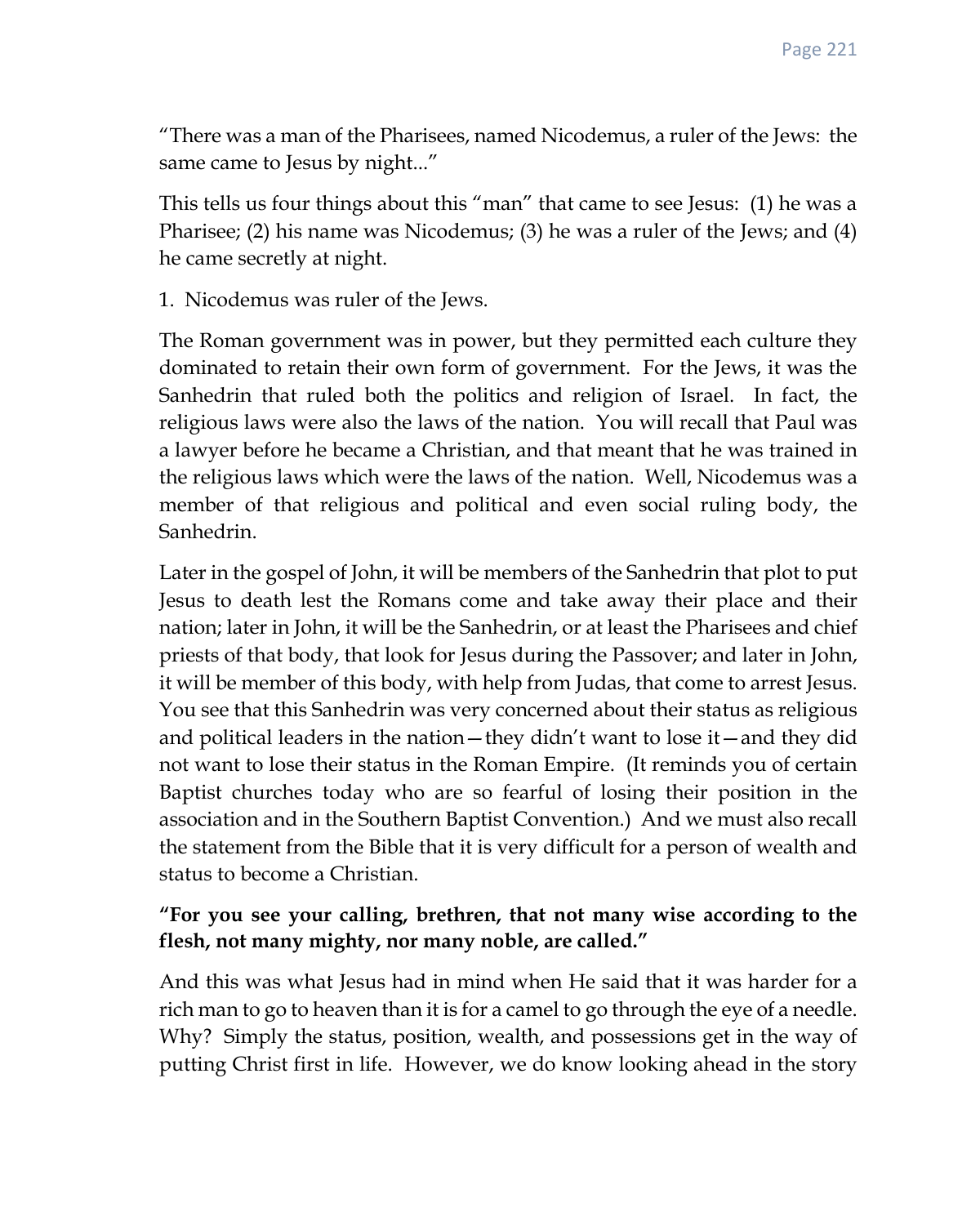“There was a man of the Pharisees, named Nicodemus, a ruler of the Jews: the same came to Jesus by night...”

This tells us four things about this “man” that came to see Jesus: (1) he was a Pharisee; (2) his name was Nicodemus; (3) he was a ruler of the Jews; and (4) he came secretly at night.

1. Nicodemus was ruler of the Jews.

The Roman government was in power, but they permitted each culture they dominated to retain their own form of government. For the Jews, it was the Sanhedrin that ruled both the politics and religion of Israel. In fact, the religious laws were also the laws of the nation. You will recall that Paul was a lawyer before he became a Christian, and that meant that he was trained in the religious laws which were the laws of the nation. Well, Nicodemus was a member of that religious and political and even social ruling body, the Sanhedrin.

Later in the gospel of John, it will be members of the Sanhedrin that plot to put Jesus to death lest the Romans come and take away their place and their nation; later in John, it will be the Sanhedrin, or at least the Pharisees and chief priests of that body, that look for Jesus during the Passover; and later in John, it will be member of this body, with help from Judas, that come to arrest Jesus. You see that this Sanhedrin was very concerned about their status as religious and political leaders in the nation—they didn’t want to lose it—and they did not want to lose their status in the Roman Empire. (It reminds you of certain Baptist churches today who are so fearful of losing their position in the association and in the Southern Baptist Convention.) And we must also recall the statement from the Bible that it is very difficult for a person of wealth and status to become a Christian.

**“For you see your calling, brethren, that not many wise according to the flesh, not many mighty, nor many noble, are called.”**

And this was what Jesus had in mind when He said that it was harder for a rich man to go to heaven than it is for a camel to go through the eye of a needle. Why? Simply the status, position, wealth, and possessions get in the way of putting Christ first in life. However, we do know looking ahead in the story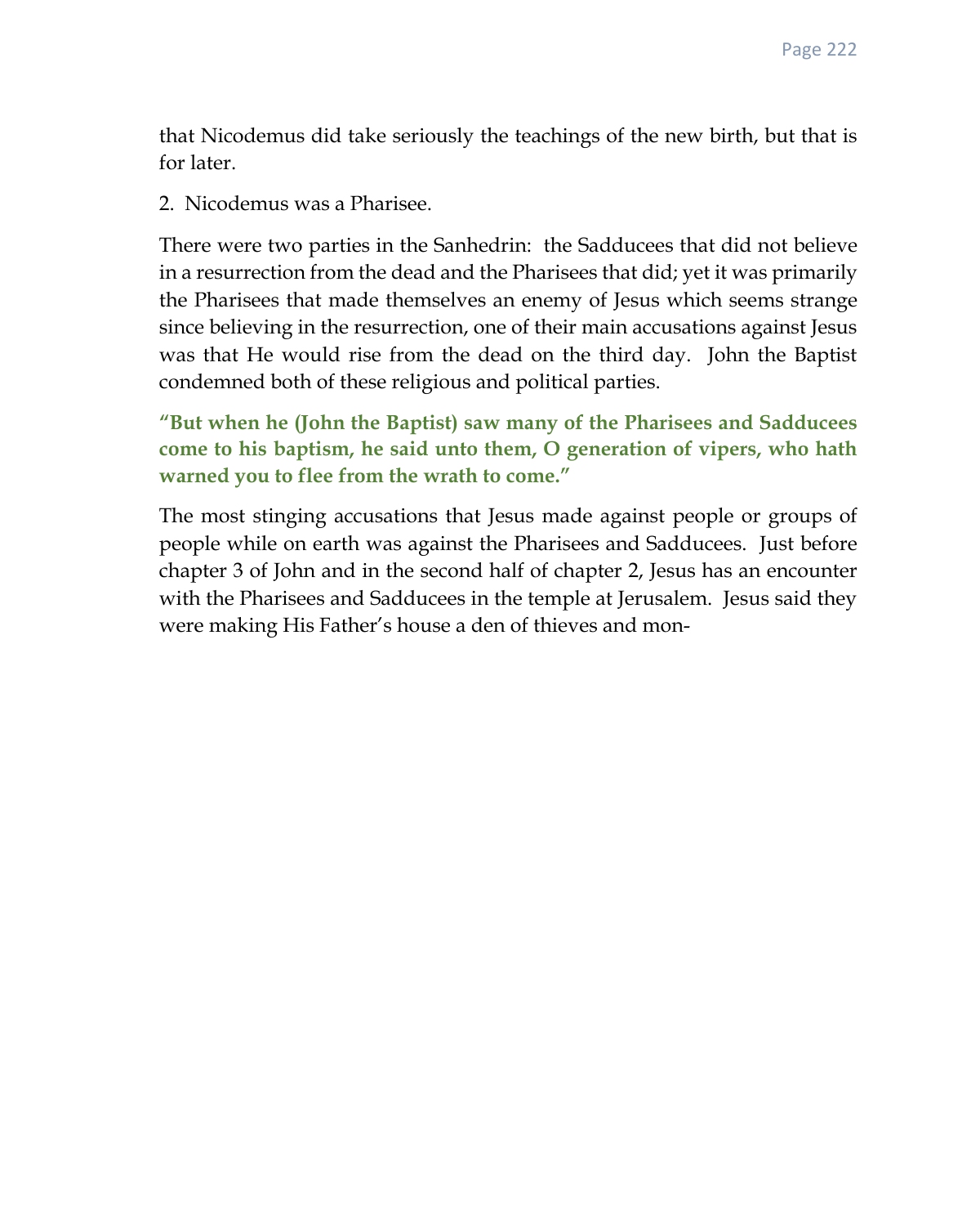that Nicodemus did take seriously the teachings of the new birth, but that is for later.

2. Nicodemus was a Pharisee.

There were two parties in the Sanhedrin: the Sadducees that did not believe in a resurrection from the dead and the Pharisees that did; yet it was primarily the Pharisees that made themselves an enemy of Jesus which seems strange since believing in the resurrection, one of their main accusations against Jesus was that He would rise from the dead on the third day. John the Baptist condemned both of these religious and political parties.

**"But when he (John the Baptist) saw many of the Pharisees and Sadducees come to his baptism, he said unto them, O generation of vipers, who hath warned you to flee from the wrath to come."**

The most stinging accusations that Jesus made against people or groups of people while on earth was against the Pharisees and Sadducees. Just before chapter 3 of John and in the second half of chapter 2, Jesus has an encounter with the Pharisees and Sadducees in the temple at Jerusalem. Jesus said they were making His Father's house a den of thieves and mon-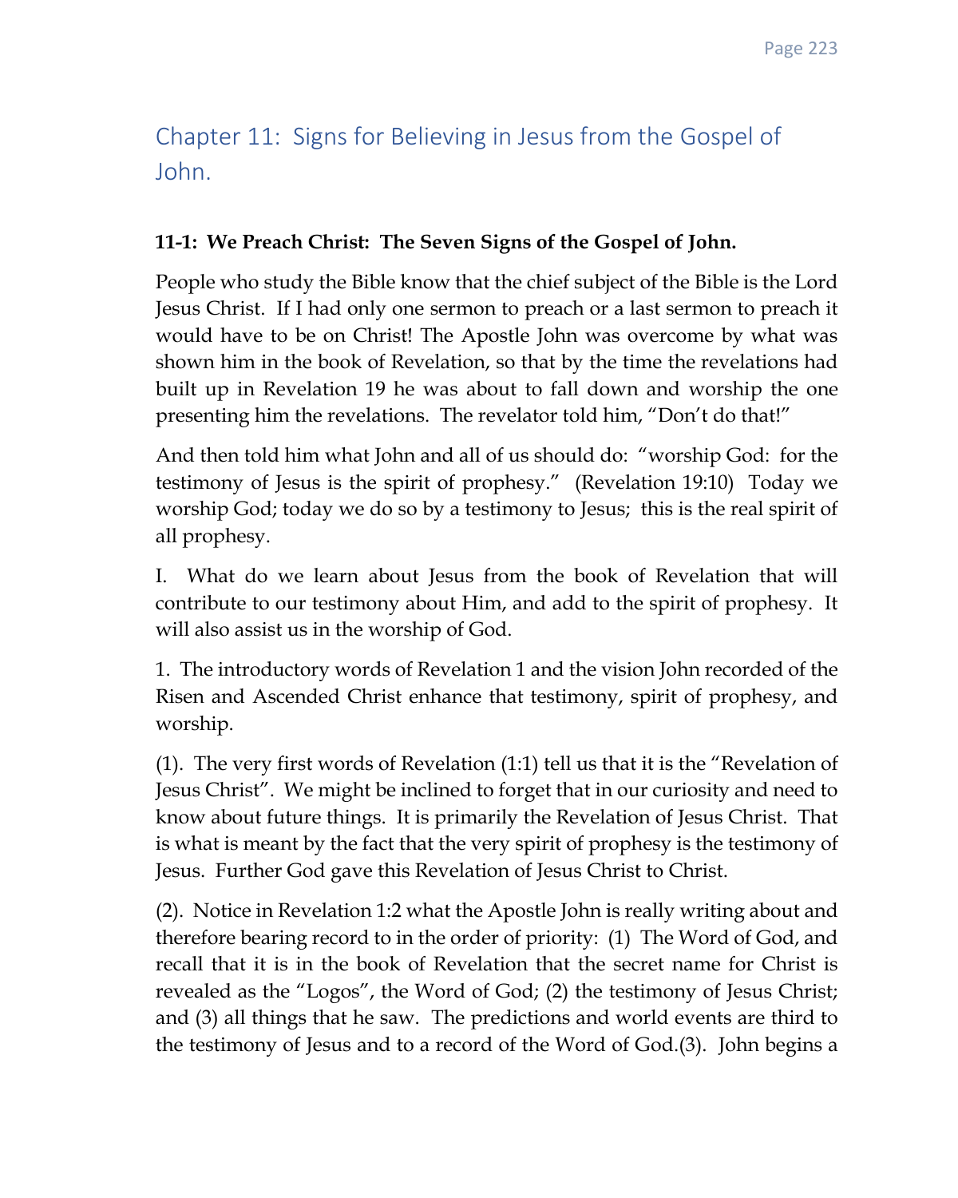## Chapter 11: Signs for Believing in Jesus from the Gospel of John.

**11-1: We Preach Christ: The Seven Signs of the Gospel of John.**

People who study the Bible know that the chief subject of the Bible is the Lord Jesus Christ. If I had only one sermon to preach or a last sermon to preach it would have to be on Christ! The Apostle John was overcome by what was shown him in the book of Revelation, so that by the time the revelations had built up in Revelation 19 he was about to fall down and worship the one presenting him the revelations. The revelator told him, "Don't do that!"

And then told him what John and all of us should do: "worship God: for the testimony of Jesus is the spirit of prophesy." (Revelation 19:10) Today we worship God; today we do so by a testimony to Jesus; this is the real spirit of all prophesy.

I. What do we learn about Jesus from the book of Revelation that will contribute to our testimony about Him, and add to the spirit of prophesy. It will also assist us in the worship of God.

1. The introductory words of Revelation 1 and the vision John recorded of the Risen and Ascended Christ enhance that testimony, spirit of prophesy, and worship.

(1). The very first words of Revelation (1:1) tell us that it is the "Revelation of Jesus Christ". We might be inclined to forget that in our curiosity and need to know about future things. It is primarily the Revelation of Jesus Christ. That is what is meant by the fact that the very spirit of prophesy is the testimony of Jesus. Further God gave this Revelation of Jesus Christ to Christ.

(2). Notice in Revelation 1:2 what the Apostle John is really writing about and therefore bearing record to in the order of priority: (1) The Word of God, and recall that it is in the book of Revelation that the secret name for Christ is revealed as the "Logos", the Word of God; (2) the testimony of Jesus Christ; and (3) all things that he saw. The predictions and world events are third to the testimony of Jesus and to a record of the Word of God.(3). John begins a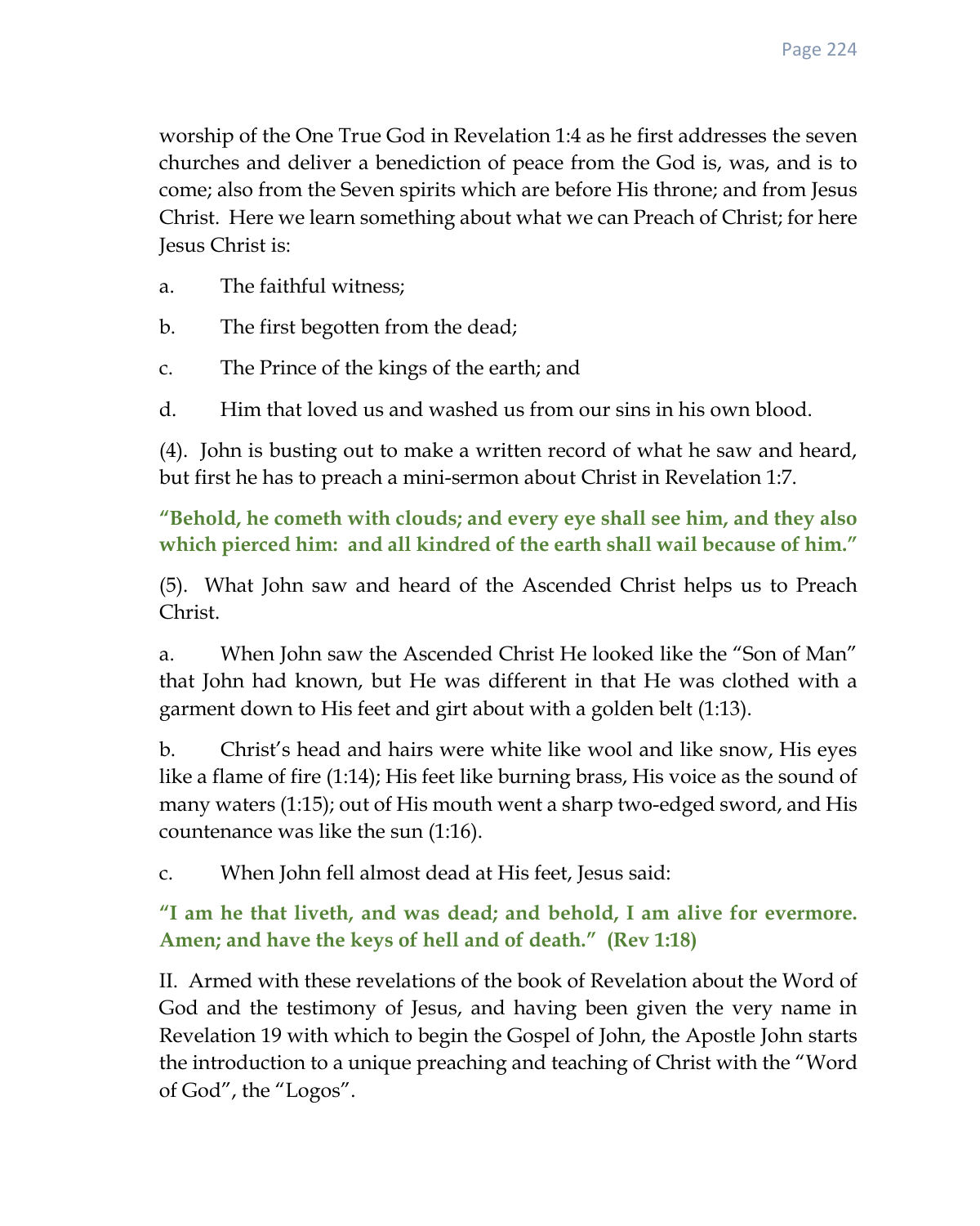worship of the One True God in Revelation 1:4 as he first addresses the seven churches and deliver a benediction of peace from the God is, was, and is to come; also from the Seven spirits which are before His throne; and from Jesus Christ. Here we learn something about what we can Preach of Christ; for here Jesus Christ is:

a. The faithful witness;

b. The first begotten from the dead;

c. The Prince of the kings of the earth; and

d. Him that loved us and washed us from our sins in his own blood.

(4). John is busting out to make a written record of what he saw and heard, but first he has to preach a mini-sermon about Christ in Revelation 1:7.

**"Behold, he cometh with clouds; and every eye shall see him, and they also which pierced him: and all kindred of the earth shall wail because of him."**

(5). What John saw and heard of the Ascended Christ helps us to Preach Christ.

a. When John saw the Ascended Christ He looked like the "Son of Man" that John had known, but He was different in that He was clothed with a garment down to His feet and girt about with a golden belt (1:13).

b. Christ's head and hairs were white like wool and like snow, His eyes like a flame of fire (1:14); His feet like burning brass, His voice as the sound of many waters (1:15); out of His mouth went a sharp two-edged sword, and His countenance was like the sun (1:16).

c. When John fell almost dead at His feet, Jesus said:

**"I am he that liveth, and was dead; and behold, I am alive for evermore. Amen; and have the keys of hell and of death." (Rev 1:18)**

II. Armed with these revelations of the book of Revelation about the Word of God and the testimony of Jesus, and having been given the very name in Revelation 19 with which to begin the Gospel of John, the Apostle John starts the introduction to a unique preaching and teaching of Christ with the "Word of God", the "Logos".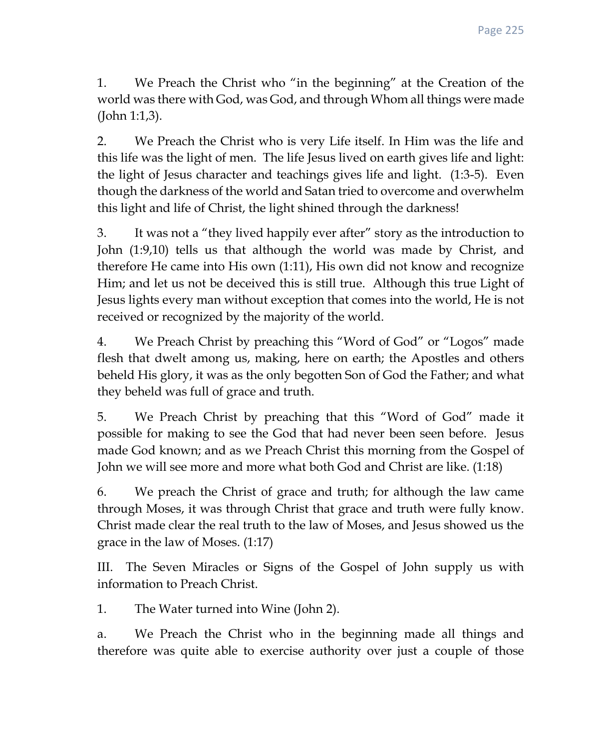1. We Preach the Christ who "in the beginning" at the Creation of the world was there with God, was God, and through Whom all things were made (John 1:1,3).

2. We Preach the Christ who is very Life itself. In Him was the life and this life was the light of men. The life Jesus lived on earth gives life and light: the light of Jesus character and teachings gives life and light. (1:3-5). Even though the darkness of the world and Satan tried to overcome and overwhelm this light and life of Christ, the light shined through the darkness!

3. It was not a "they lived happily ever after" story as the introduction to John (1:9,10) tells us that although the world was made by Christ, and therefore He came into His own (1:11), His own did not know and recognize Him; and let us not be deceived this is still true. Although this true Light of Jesus lights every man without exception that comes into the world, He is not received or recognized by the majority of the world.

4. We Preach Christ by preaching this "Word of God" or "Logos" made flesh that dwelt among us, making, here on earth; the Apostles and others beheld His glory, it was as the only begotten Son of God the Father; and what they beheld was full of grace and truth.

5. We Preach Christ by preaching that this "Word of God" made it possible for making to see the God that had never been seen before. Jesus made God known; and as we Preach Christ this morning from the Gospel of John we will see more and more what both God and Christ are like. (1:18)

6. We preach the Christ of grace and truth; for although the law came through Moses, it was through Christ that grace and truth were fully know. Christ made clear the real truth to the law of Moses, and Jesus showed us the grace in the law of Moses. (1:17)

III. The Seven Miracles or Signs of the Gospel of John supply us with information to Preach Christ.

1. The Water turned into Wine (John 2).

a. We Preach the Christ who in the beginning made all things and therefore was quite able to exercise authority over just a couple of those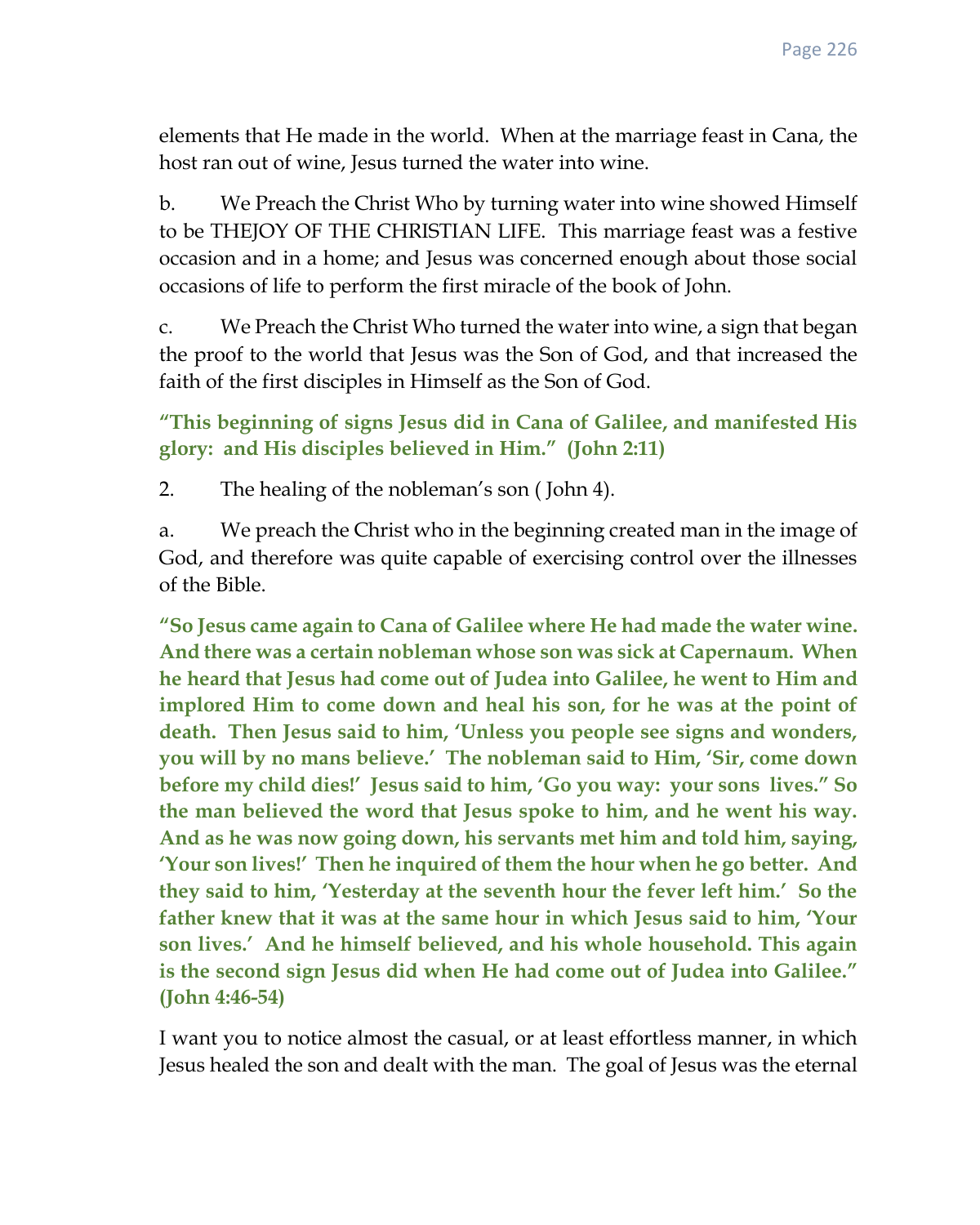elements that He made in the world. When at the marriage feast in Cana, the host ran out of wine, Jesus turned the water into wine.

b. We Preach the Christ Who by turning water into wine showed Himself to be THEJOY OF THE CHRISTIAN LIFE. This marriage feast was a festive occasion and in a home; and Jesus was concerned enough about those social occasions of life to perform the first miracle of the book of John.

c. We Preach the Christ Who turned the water into wine, a sign that began the proof to the world that Jesus was the Son of God, and that increased the faith of the first disciples in Himself as the Son of God.

**"This beginning of signs Jesus did in Cana of Galilee, and manifested His glory: and His disciples believed in Him." (John 2:11)**

2. The healing of the nobleman's son ( John 4).

a. We preach the Christ who in the beginning created man in the image of God, and therefore was quite capable of exercising control over the illnesses of the Bible.

**"So Jesus came again to Cana of Galilee where He had made the water wine. And there was a certain nobleman whose son was sick at Capernaum. When he heard that Jesus had come out of Judea into Galilee, he went to Him and implored Him to come down and heal his son, for he was at the point of death. Then Jesus said to him, 'Unless you people see signs and wonders, you will by no mans believe.' The nobleman said to Him, 'Sir, come down before my child dies!' Jesus said to him, 'Go you way: your sons lives." So the man believed the word that Jesus spoke to him, and he went his way. And as he was now going down, his servants met him and told him, saying, 'Your son lives!' Then he inquired of them the hour when he go better. And they said to him, 'Yesterday at the seventh hour the fever left him.' So the father knew that it was at the same hour in which Jesus said to him, 'Your son lives.' And he himself believed, and his whole household. This again is the second sign Jesus did when He had come out of Judea into Galilee." (John 4:46-54)**

I want you to notice almost the casual, or at least effortless manner, in which Jesus healed the son and dealt with the man. The goal of Jesus was the eternal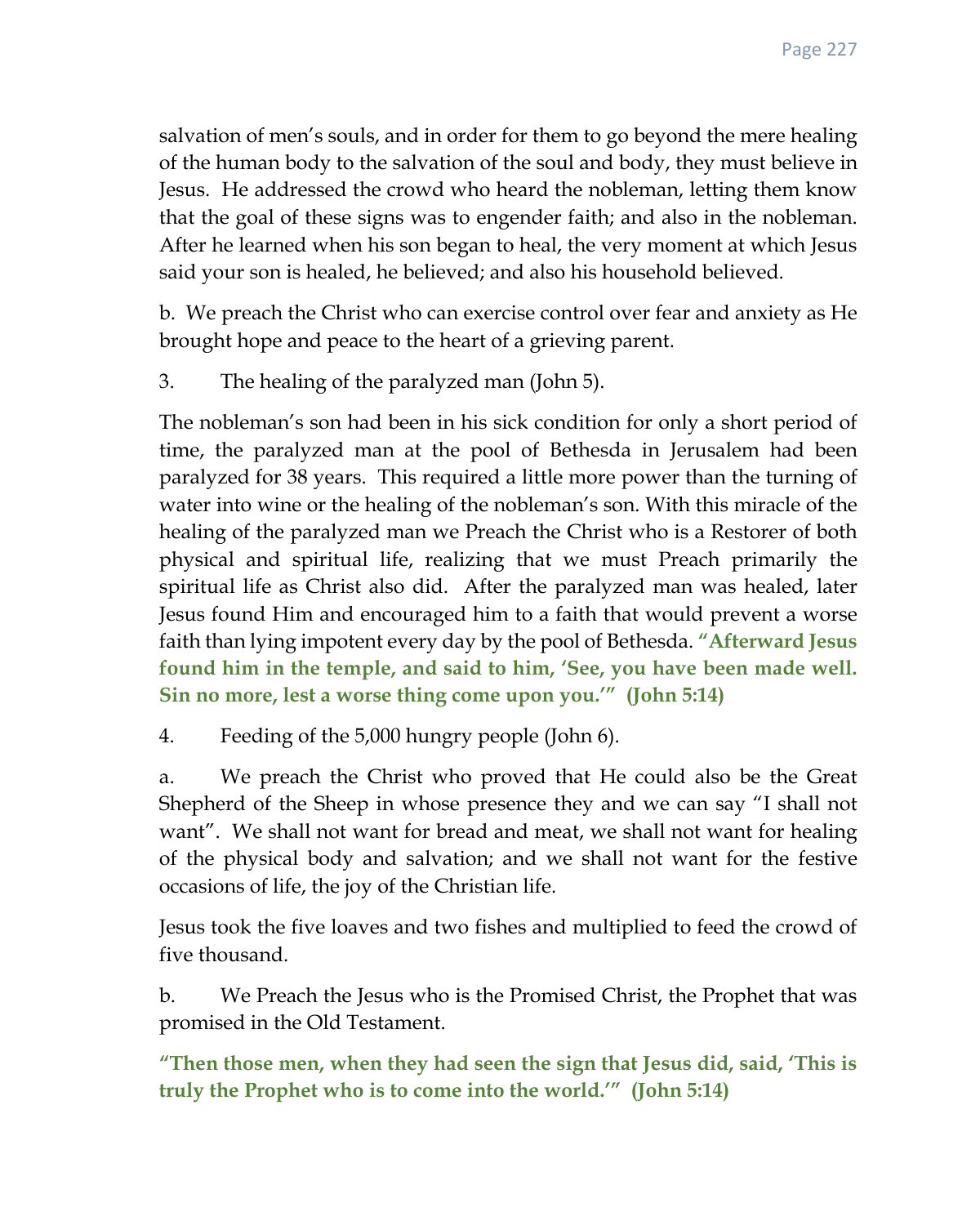salvation of men's souls, and in order for them to go beyond the mere healing of the human body to the salvation of the soul and body, they must believe in Jesus. He addressed the crowd who heard the nobleman, letting them know that the goal of these signs was to engender faith; and also in the nobleman. After he learned when his son began to heal, the very moment at which Jesus said your son is healed, he believed; and also his household believed.

b. We preach the Christ who can exercise control over fear and anxiety as He brought hope and peace to the heart of a grieving parent.

3. The healing of the paralyzed man (John 5).

The nobleman's son had been in his sick condition for only a short period of time, the paralyzed man at the pool of Bethesda in Jerusalem had been paralyzed for 38 years. This required a little more power than the turning of water into wine or the healing of the nobleman's son. With this miracle of the healing of the paralyzed man we Preach the Christ who is a Restorer of both physical and spiritual life, realizing that we must Preach primarily the spiritual life as Christ also did. After the paralyzed man was healed, later Jesus found Him and encouraged him to a faith that would prevent a worse faith than lying impotent every day by the pool of Bethesda. **"Afterward Jesus found him in the temple, and said to him, 'See, you have been made well. Sin no more, lest a worse thing come upon you.'" (John 5:14)**

4. Feeding of the 5,000 hungry people (John 6).

a. We preach the Christ who proved that He could also be the Great Shepherd of the Sheep in whose presence they and we can say "I shall not want". We shall not want for bread and meat, we shall not want for healing of the physical body and salvation; and we shall not want for the festive occasions of life, the joy of the Christian life.

Jesus took the five loaves and two fishes and multiplied to feed the crowd of five thousand.

b. We Preach the Jesus who is the Promised Christ, the Prophet that was promised in the Old Testament.

**"Then those men, when they had seen the sign that Jesus did, said, 'This is truly the Prophet who is to come into the world.'" (John 5:14)**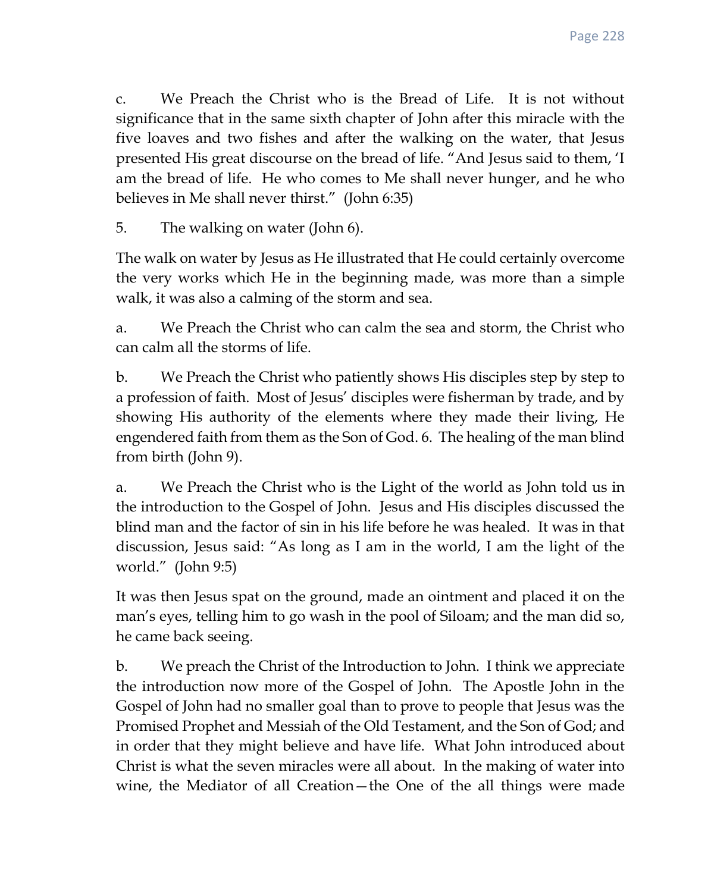c. We Preach the Christ who is the Bread of Life. It is not without significance that in the same sixth chapter of John after this miracle with the five loaves and two fishes and after the walking on the water, that Jesus presented His great discourse on the bread of life. "And Jesus said to them, 'I am the bread of life. He who comes to Me shall never hunger, and he who believes in Me shall never thirst." (John 6:35)

5. The walking on water (John 6).

The walk on water by Jesus as He illustrated that He could certainly overcome the very works which He in the beginning made, was more than a simple walk, it was also a calming of the storm and sea.

a. We Preach the Christ who can calm the sea and storm, the Christ who can calm all the storms of life.

b. We Preach the Christ who patiently shows His disciples step by step to a profession of faith. Most of Jesus' disciples were fisherman by trade, and by showing His authority of the elements where they made their living, He engendered faith from them as the Son of God. 6. The healing of the man blind from birth (John 9).

a. We Preach the Christ who is the Light of the world as John told us in the introduction to the Gospel of John. Jesus and His disciples discussed the blind man and the factor of sin in his life before he was healed. It was in that discussion, Jesus said: "As long as I am in the world, I am the light of the world." (John 9:5)

It was then Jesus spat on the ground, made an ointment and placed it on the man's eyes, telling him to go wash in the pool of Siloam; and the man did so, he came back seeing.

b. We preach the Christ of the Introduction to John. I think we appreciate the introduction now more of the Gospel of John. The Apostle John in the Gospel of John had no smaller goal than to prove to people that Jesus was the Promised Prophet and Messiah of the Old Testament, and the Son of God; and in order that they might believe and have life. What John introduced about Christ is what the seven miracles were all about. In the making of water into wine, the Mediator of all Creation—the One of the all things were made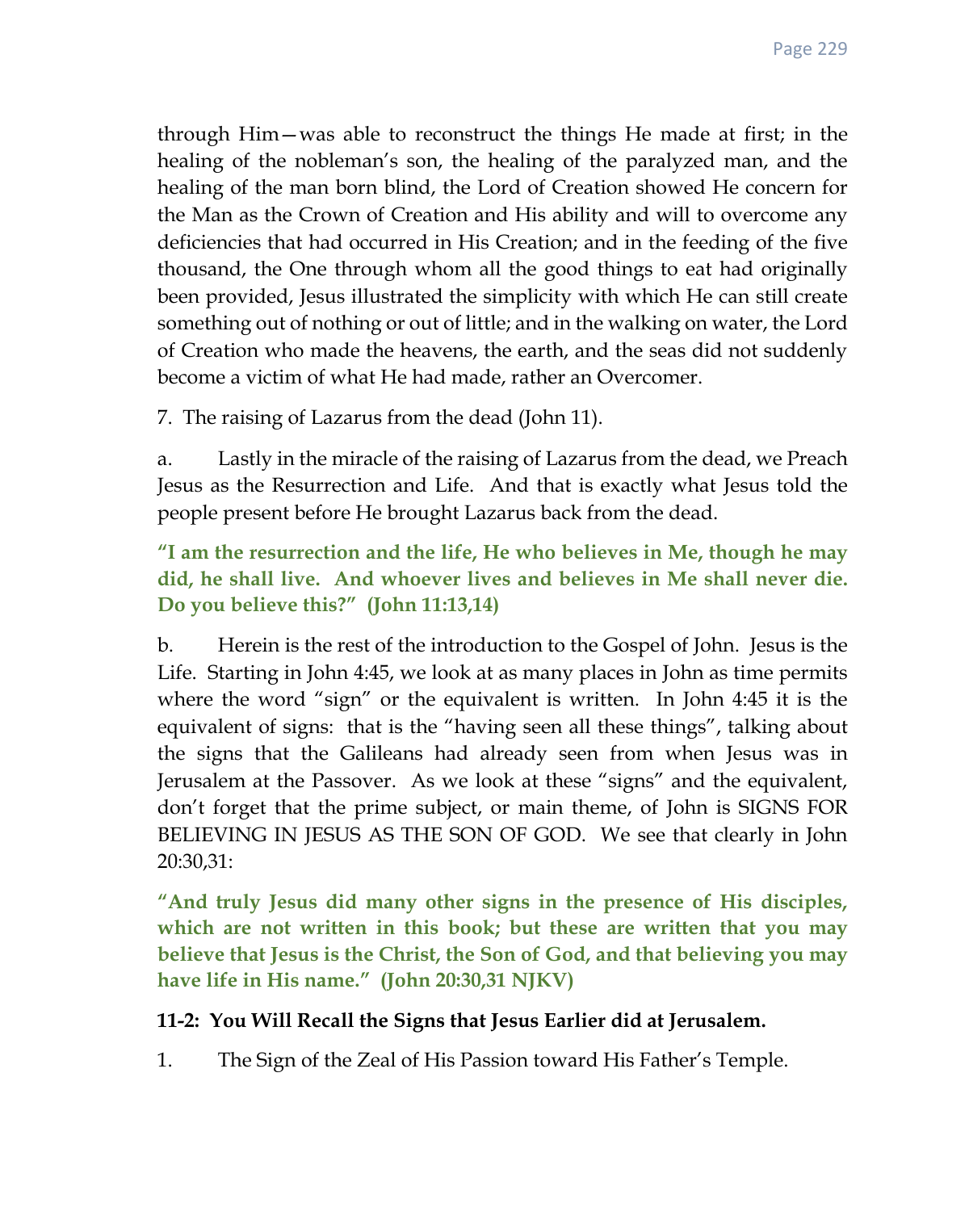through Him—was able to reconstruct the things He made at first; in the healing of the nobleman's son, the healing of the paralyzed man, and the healing of the man born blind, the Lord of Creation showed He concern for the Man as the Crown of Creation and His ability and will to overcome any deficiencies that had occurred in His Creation; and in the feeding of the five thousand, the One through whom all the good things to eat had originally been provided, Jesus illustrated the simplicity with which He can still create something out of nothing or out of little; and in the walking on water, the Lord of Creation who made the heavens, the earth, and the seas did not suddenly become a victim of what He had made, rather an Overcomer.

7. The raising of Lazarus from the dead (John 11).

a. Lastly in the miracle of the raising of Lazarus from the dead, we Preach Jesus as the Resurrection and Life. And that is exactly what Jesus told the people present before He brought Lazarus back from the dead.

**"I am the resurrection and the life, He who believes in Me, though he may did, he shall live. And whoever lives and believes in Me shall never die. Do you believe this?" (John 11:13,14)**

b. Herein is the rest of the introduction to the Gospel of John. Jesus is the Life. Starting in John 4:45, we look at as many places in John as time permits where the word "sign" or the equivalent is written. In John 4:45 it is the equivalent of signs: that is the "having seen all these things", talking about the signs that the Galileans had already seen from when Jesus was in Jerusalem at the Passover. As we look at these "signs" and the equivalent, don't forget that the prime subject, or main theme, of John is SIGNS FOR BELIEVING IN JESUS AS THE SON OF GOD. We see that clearly in John 20:30,31:

**"And truly Jesus did many other signs in the presence of His disciples, which are not written in this book; but these are written that you may believe that Jesus is the Christ, the Son of God, and that believing you may have life in His name." (John 20:30,31 NJKV)**

**11-2: You Will Recall the Signs that Jesus Earlier did at Jerusalem.**

1. The Sign of the Zeal of His Passion toward His Father's Temple.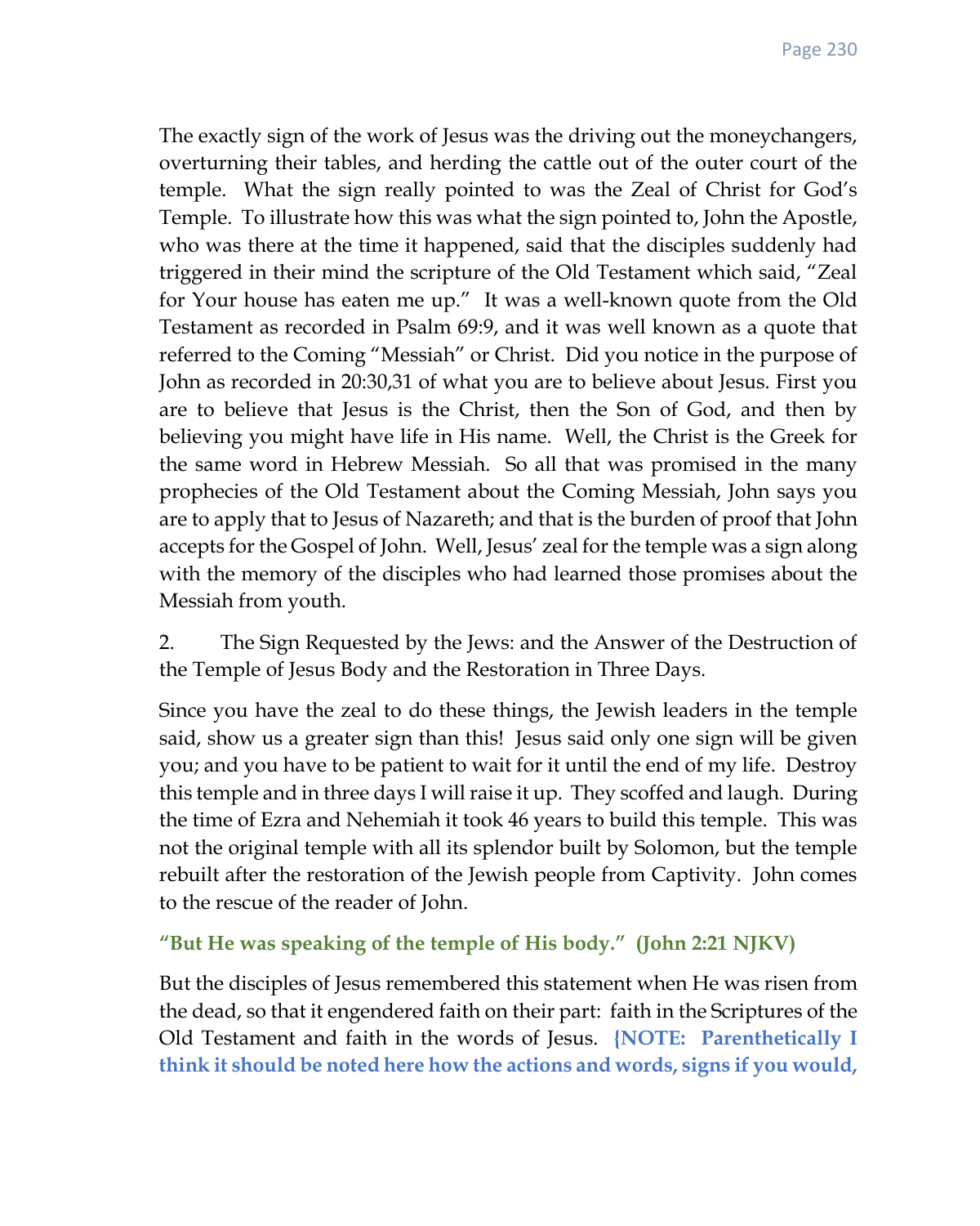The exactly sign of the work of Jesus was the driving out the moneychangers, overturning their tables, and herding the cattle out of the outer court of the temple. What the sign really pointed to was the Zeal of Christ for God's Temple. To illustrate how this was what the sign pointed to, John the Apostle, who was there at the time it happened, said that the disciples suddenly had triggered in their mind the scripture of the Old Testament which said, "Zeal for Your house has eaten me up." It was a well-known quote from the Old Testament as recorded in Psalm 69:9, and it was well known as a quote that referred to the Coming "Messiah" or Christ. Did you notice in the purpose of John as recorded in 20:30,31 of what you are to believe about Jesus. First you are to believe that Jesus is the Christ, then the Son of God, and then by believing you might have life in His name. Well, the Christ is the Greek for the same word in Hebrew Messiah. So all that was promised in the many prophecies of the Old Testament about the Coming Messiah, John says you are to apply that to Jesus of Nazareth; and that is the burden of proof that John accepts for the Gospel of John. Well, Jesus' zeal for the temple was a sign along with the memory of the disciples who had learned those promises about the Messiah from youth.

2. The Sign Requested by the Jews: and the Answer of the Destruction of the Temple of Jesus Body and the Restoration in Three Days.

Since you have the zeal to do these things, the Jewish leaders in the temple said, show us a greater sign than this! Jesus said only one sign will be given you; and you have to be patient to wait for it until the end of my life. Destroy this temple and in three days I will raise it up. They scoffed and laugh. During the time of Ezra and Nehemiah it took 46 years to build this temple. This was not the original temple with all its splendor built by Solomon, but the temple rebuilt after the restoration of the Jewish people from Captivity. John comes to the rescue of the reader of John.

**"But He was speaking of the temple of His body." (John 2:21 NJKV)**

But the disciples of Jesus remembered this statement when He was risen from the dead, so that it engendered faith on their part: faith in the Scriptures of the Old Testament and faith in the words of Jesus. **{NOTE: Parenthetically I think it should be noted here how the actions and words, signs if you would,**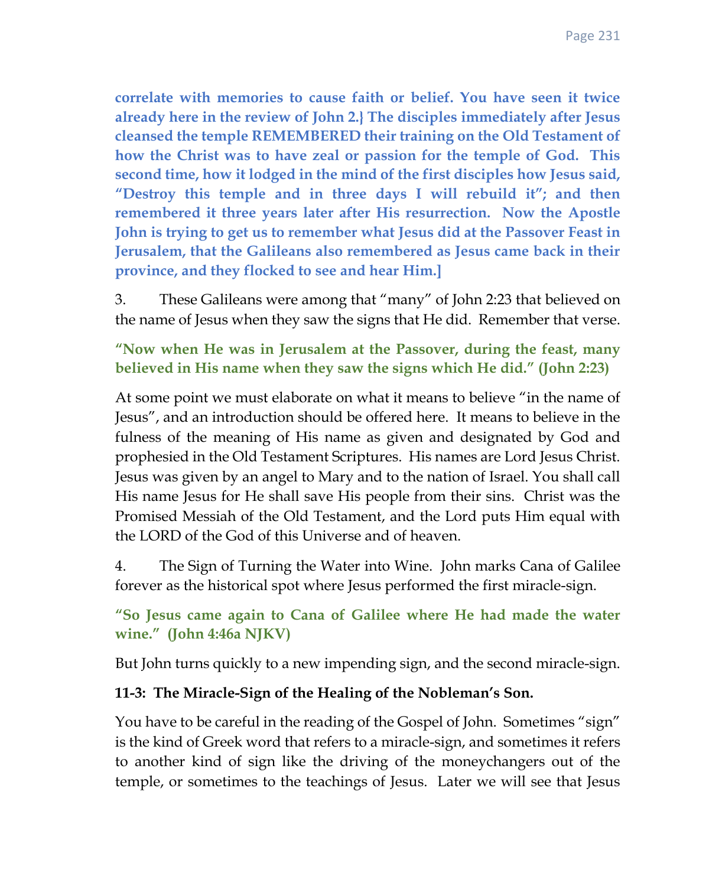**correlate with memories to cause faith or belief. You have seen it twice already here in the review of John 2.} The disciples immediately after Jesus cleansed the temple REMEMBERED their training on the Old Testament of how the Christ was to have zeal or passion for the temple of God. This second time, how it lodged in the mind of the first disciples how Jesus said, "Destroy this temple and in three days I will rebuild it"; and then remembered it three years later after His resurrection. Now the Apostle John is trying to get us to remember what Jesus did at the Passover Feast in Jerusalem, that the Galileans also remembered as Jesus came back in their province, and they flocked to see and hear Him.]**

3. These Galileans were among that "many" of John 2:23 that believed on the name of Jesus when they saw the signs that He did. Remember that verse.

**"Now when He was in Jerusalem at the Passover, during the feast, many believed in His name when they saw the signs which He did." (John 2:23)**

At some point we must elaborate on what it means to believe "in the name of Jesus", and an introduction should be offered here. It means to believe in the fulness of the meaning of His name as given and designated by God and prophesied in the Old Testament Scriptures. His names are Lord Jesus Christ. Jesus was given by an angel to Mary and to the nation of Israel. You shall call His name Jesus for He shall save His people from their sins. Christ was the Promised Messiah of the Old Testament, and the Lord puts Him equal with the LORD of the God of this Universe and of heaven.

4. The Sign of Turning the Water into Wine. John marks Cana of Galilee forever as the historical spot where Jesus performed the first miracle-sign.

**"So Jesus came again to Cana of Galilee where He had made the water wine." (John 4:46a NJKV)**

But John turns quickly to a new impending sign, and the second miracle-sign.

**11-3: The Miracle-Sign of the Healing of the Nobleman's Son.**

You have to be careful in the reading of the Gospel of John. Sometimes "sign" is the kind of Greek word that refers to a miracle-sign, and sometimes it refers to another kind of sign like the driving of the moneychangers out of the temple, or sometimes to the teachings of Jesus. Later we will see that Jesus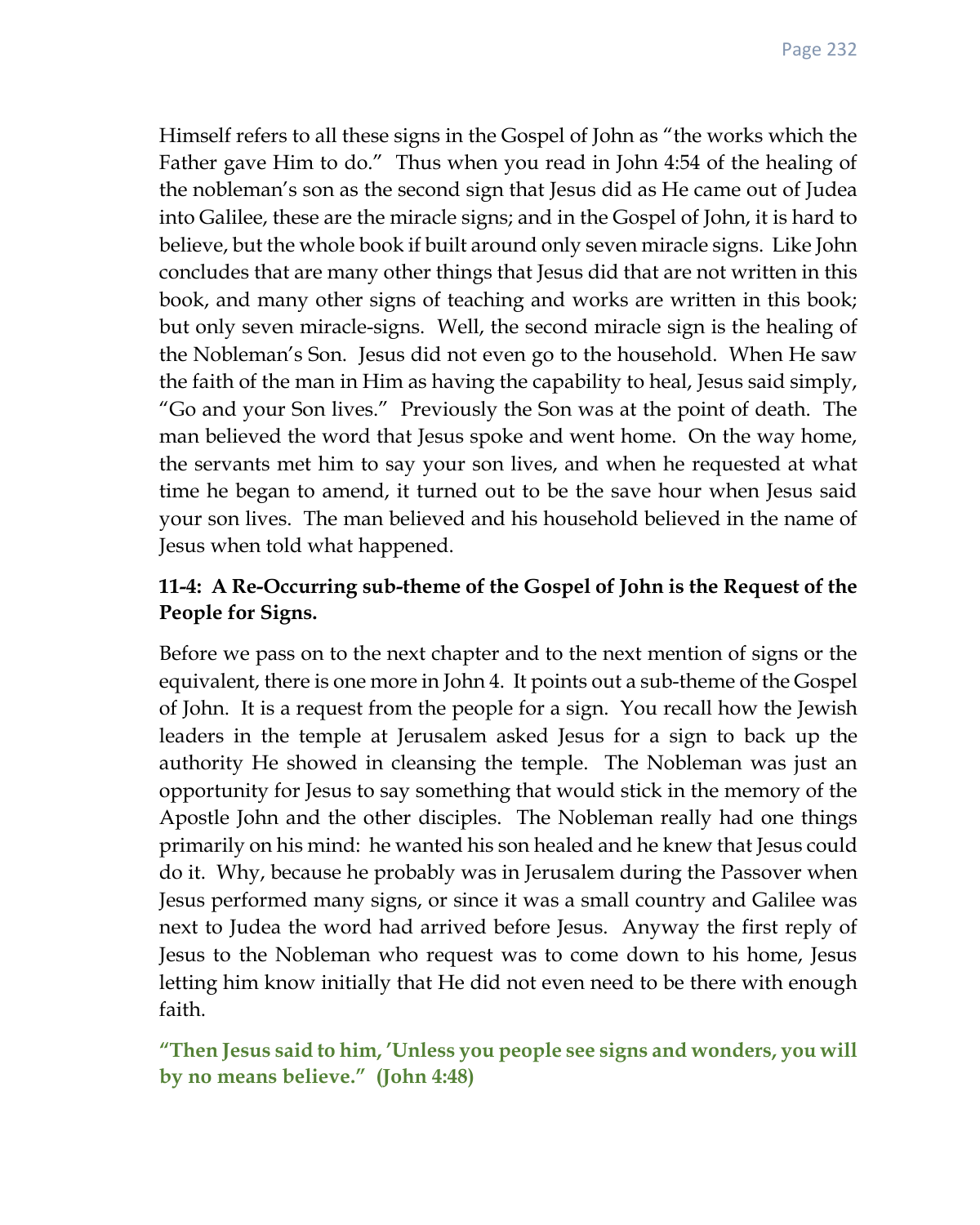Himself refers to all these signs in the Gospel of John as "the works which the Father gave Him to do." Thus when you read in John 4:54 of the healing of the nobleman's son as the second sign that Jesus did as He came out of Judea into Galilee, these are the miracle signs; and in the Gospel of John, it is hard to believe, but the whole book if built around only seven miracle signs. Like John concludes that are many other things that Jesus did that are not written in this book, and many other signs of teaching and works are written in this book; but only seven miracle-signs. Well, the second miracle sign is the healing of the Nobleman's Son. Jesus did not even go to the household. When He saw the faith of the man in Him as having the capability to heal, Jesus said simply, "Go and your Son lives." Previously the Son was at the point of death. The man believed the word that Jesus spoke and went home. On the way home, the servants met him to say your son lives, and when he requested at what time he began to amend, it turned out to be the save hour when Jesus said your son lives. The man believed and his household believed in the name of Jesus when told what happened.

### 11-4: A Re-Occurring sub-theme of the Gospel of John is the Request of the People for Signs.

Before we pass on to the next chapter and to the next mention of signs or the equivalent, there is one more in John 4. It points out a sub-theme of the Gospel of John. It is a request from the people for a sign. You recall how the Jewish leaders in the temple at Jerusalem asked Jesus for a sign to back up the authority He showed in cleansing the temple. The Nobleman was just an opportunity for Jesus to say something that would stick in the memory of the Apostle John and the other disciples. The Nobleman really had one things primarily on his mind: he wanted his son healed and he knew that Jesus could do it. Why, because he probably was in Jerusalem during the Passover when Jesus performed many signs, or since it was a small country and Galilee was next to Judea the word had arrived before Jesus. Anyway the first reply of Jesus to the Nobleman who request was to come down to his home, Jesus letting him know initially that He did not even need to be there with enough faith.

**"Then Jesus said to him, 'Unless you people see signs and wonders, you will by no means believe." (John 4:48)**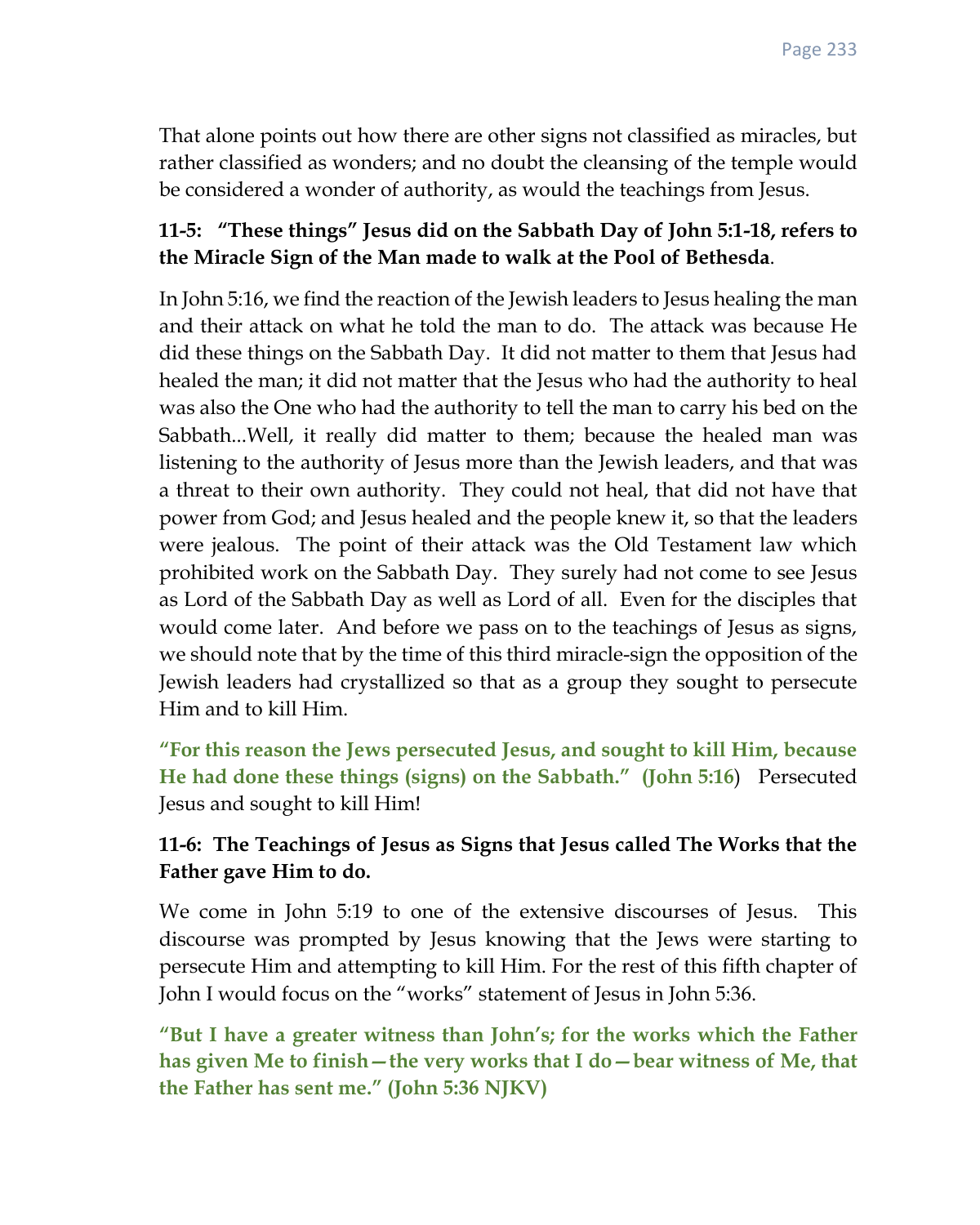That alone points out how there are other signs not classified as miracles, but rather classified as wonders; and no doubt the cleansing of the temple would be considered a wonder of authority, as would the teachings from Jesus.

**11-5: "These things" Jesus did on the Sabbath Day of John 5:1-18, refers to the Miracle Sign of the Man made to walk at the Pool of Bethesda**.

In John 5:16, we find the reaction of the Jewish leaders to Jesus healing the man and their attack on what he told the man to do. The attack was because He did these things on the Sabbath Day. It did not matter to them that Jesus had healed the man; it did not matter that the Jesus who had the authority to heal was also the One who had the authority to tell the man to carry his bed on the Sabbath...Well, it really did matter to them; because the healed man was listening to the authority of Jesus more than the Jewish leaders, and that was a threat to their own authority. They could not heal, that did not have that power from God; and Jesus healed and the people knew it, so that the leaders were jealous. The point of their attack was the Old Testament law which prohibited work on the Sabbath Day. They surely had not come to see Jesus as Lord of the Sabbath Day as well as Lord of all. Even for the disciples that would come later. And before we pass on to the teachings of Jesus as signs, we should note that by the time of this third miracle-sign the opposition of the Jewish leaders had crystallized so that as a group they sought to persecute Him and to kill Him.

**"For this reason the Jews persecuted Jesus, and sought to kill Him, because He had done these things (signs) on the Sabbath." (John 5:16**) Persecuted Jesus and sought to kill Him!

**11-6: The Teachings of Jesus as Signs that Jesus called The Works that the Father gave Him to do.**

We come in John 5:19 to one of the extensive discourses of Jesus. This discourse was prompted by Jesus knowing that the Jews were starting to persecute Him and attempting to kill Him. For the rest of this fifth chapter of John I would focus on the "works" statement of Jesus in John 5:36.

**"But I have a greater witness than John's; for the works which the Father has given Me to finish—the very works that I do—bear witness of Me, that the Father has sent me." (John 5:36 NJKV)**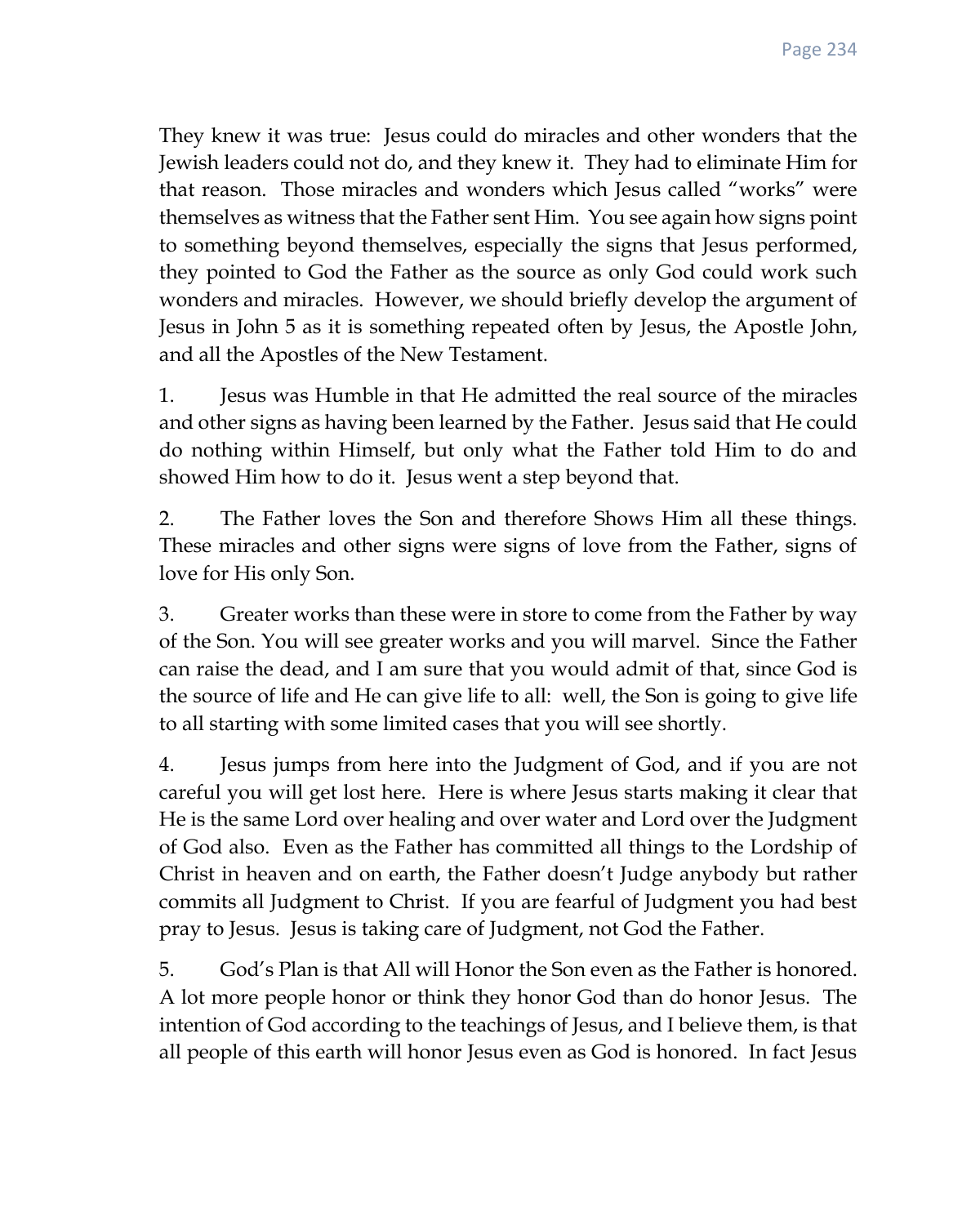They knew it was true: Jesus could do miracles and other wonders that the Jewish leaders could not do, and they knew it. They had to eliminate Him for that reason. Those miracles and wonders which Jesus called "works" were themselves as witness that the Father sent Him. You see again how signs point to something beyond themselves, especially the signs that Jesus performed, they pointed to God the Father as the source as only God could work such wonders and miracles. However, we should briefly develop the argument of Jesus in John 5 as it is something repeated often by Jesus, the Apostle John, and all the Apostles of the New Testament.

1. Jesus was Humble in that He admitted the real source of the miracles and other signs as having been learned by the Father. Jesus said that He could do nothing within Himself, but only what the Father told Him to do and showed Him how to do it. Jesus went a step beyond that.

2. The Father loves the Son and therefore Shows Him all these things. These miracles and other signs were signs of love from the Father, signs of love for His only Son.

3. Greater works than these were in store to come from the Father by way of the Son. You will see greater works and you will marvel. Since the Father can raise the dead, and I am sure that you would admit of that, since God is the source of life and He can give life to all: well, the Son is going to give life to all starting with some limited cases that you will see shortly.

4. Jesus jumps from here into the Judgment of God, and if you are not careful you will get lost here. Here is where Jesus starts making it clear that He is the same Lord over healing and over water and Lord over the Judgment of God also. Even as the Father has committed all things to the Lordship of Christ in heaven and on earth, the Father doesn't Judge anybody but rather commits all Judgment to Christ. If you are fearful of Judgment you had best pray to Jesus. Jesus is taking care of Judgment, not God the Father.

5. God's Plan is that All will Honor the Son even as the Father is honored. A lot more people honor or think they honor God than do honor Jesus. The intention of God according to the teachings of Jesus, and I believe them, is that all people of this earth will honor Jesus even as God is honored. In fact Jesus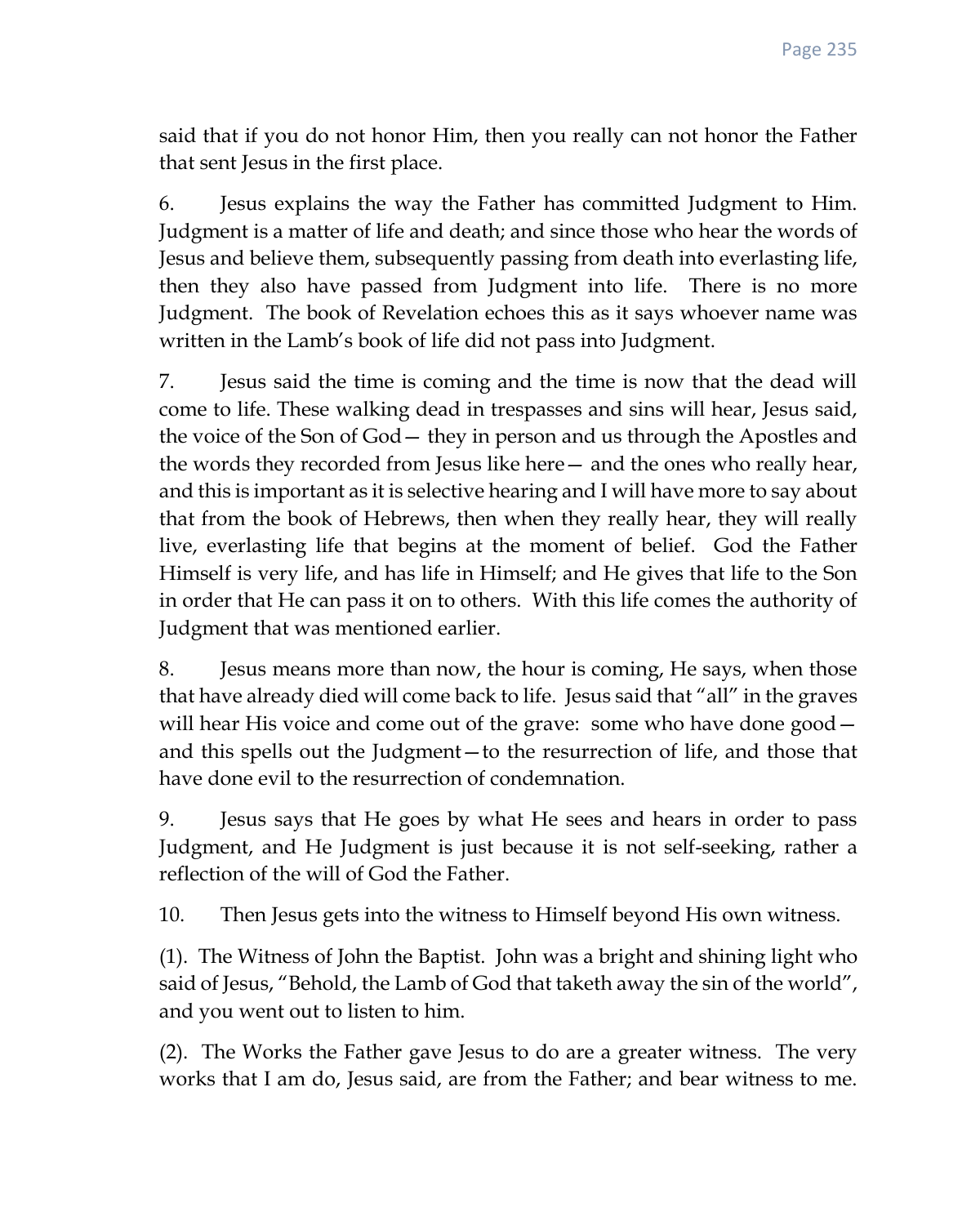said that if you do not honor Him, then you really can not honor the Father that sent Jesus in the first place.

6. Jesus explains the way the Father has committed Judgment to Him. Judgment is a matter of life and death; and since those who hear the words of Jesus and believe them, subsequently passing from death into everlasting life, then they also have passed from Judgment into life. There is no more Judgment. The book of Revelation echoes this as it says whoever name was written in the Lamb's book of life did not pass into Judgment.

7. Jesus said the time is coming and the time is now that the dead will come to life. These walking dead in trespasses and sins will hear, Jesus said, the voice of the Son of God— they in person and us through the Apostles and the words they recorded from Jesus like here— and the ones who really hear, and this is important as it is selective hearing and I will have more to say about that from the book of Hebrews, then when they really hear, they will really live, everlasting life that begins at the moment of belief. God the Father Himself is very life, and has life in Himself; and He gives that life to the Son in order that He can pass it on to others. With this life comes the authority of Judgment that was mentioned earlier.

8. Jesus means more than now, the hour is coming, He says, when those that have already died will come back to life. Jesus said that "all" in the graves will hear His voice and come out of the grave: some who have done good—and this spells out the Judgment—to the resurrection of life, and those that have done evil to the resurrection of condemnation.

9. Jesus says that He goes by what He sees and hears in order to pass Judgment, and He Judgment is just because it is not self-seeking, rather a reflection of the will of God the Father.

10. Then Jesus gets into the witness to Himself beyond His own witness.

(1). The Witness of John the Baptist. John was a bright and shining light who said of Jesus, "Behold, the Lamb of God that taketh away the sin of the world", and you went out to listen to him.

(2). The Works the Father gave Jesus to do are a greater witness. The very works that I am do, Jesus said, are from the Father; and bear witness to me.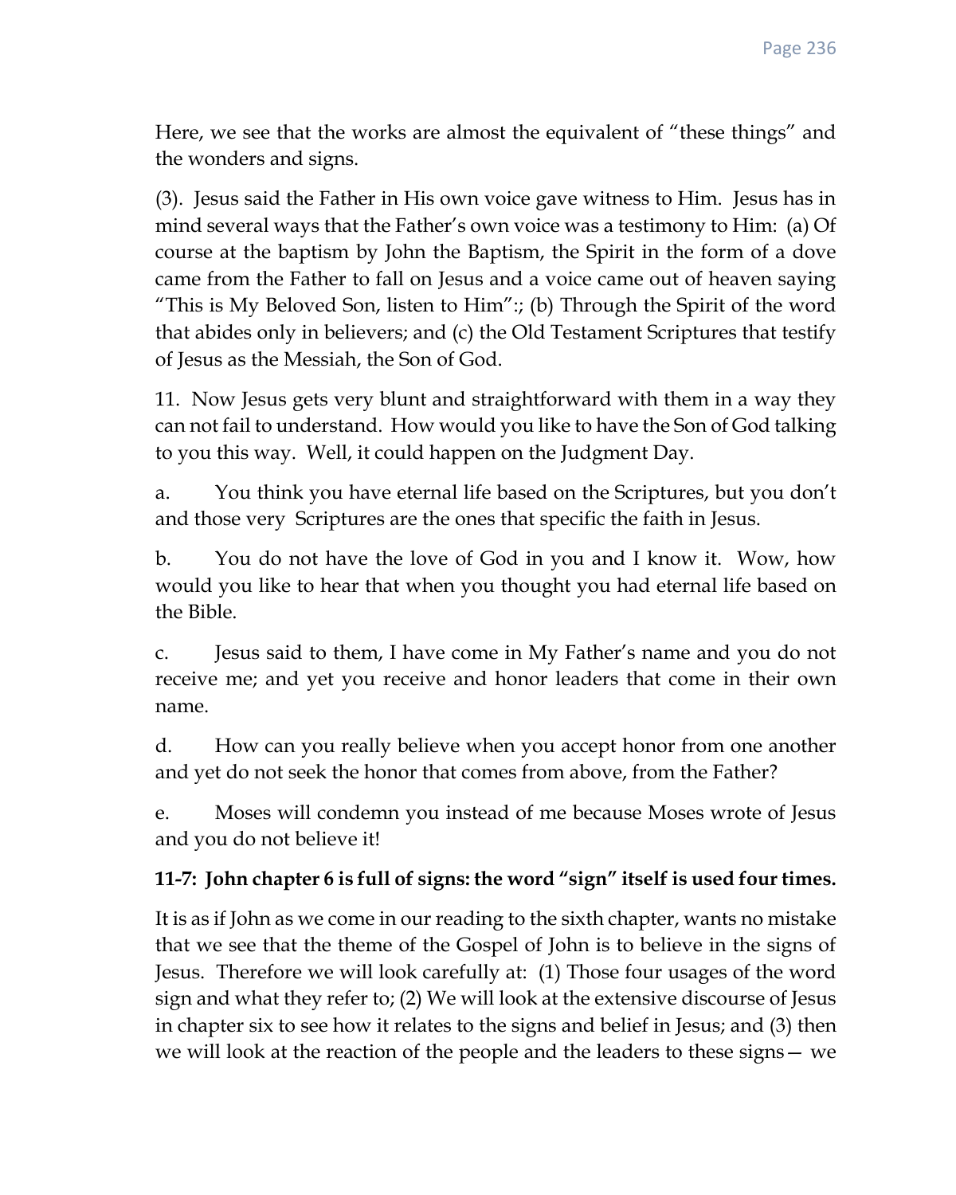Here, we see that the works are almost the equivalent of "these things" and the wonders and signs.

(3). Jesus said the Father in His own voice gave witness to Him. Jesus has in mind several ways that the Father's own voice was a testimony to Him: (a) Of course at the baptism by John the Baptism, the Spirit in the form of a dove came from the Father to fall on Jesus and a voice came out of heaven saying "This is My Beloved Son, listen to Him":; (b) Through the Spirit of the word that abides only in believers; and (c) the Old Testament Scriptures that testify of Jesus as the Messiah, the Son of God.

11. Now Jesus gets very blunt and straightforward with them in a way they can not fail to understand. How would you like to have the Son of God talking to you this way. Well, it could happen on the Judgment Day.

a. You think you have eternal life based on the Scriptures, but you don't and those very Scriptures are the ones that specific the faith in Jesus.

b. You do not have the love of God in you and I know it. Wow, how would you like to hear that when you thought you had eternal life based on the Bible.

c. Jesus said to them, I have come in My Father's name and you do not receive me; and yet you receive and honor leaders that come in their own name.

d. How can you really believe when you accept honor from one another and yet do not seek the honor that comes from above, from the Father?

e. Moses will condemn you instead of me because Moses wrote of Jesus and you do not believe it!

**11-7: John chapter 6 is full of signs: the word "sign" itself is used four times.**

It is as if John as we come in our reading to the sixth chapter, wants no mistake that we see that the theme of the Gospel of John is to believe in the signs of Jesus. Therefore we will look carefully at: (1) Those four usages of the word sign and what they refer to; (2) We will look at the extensive discourse of Jesus in chapter six to see how it relates to the signs and belief in Jesus; and (3) then we will look at the reaction of the people and the leaders to these signs— we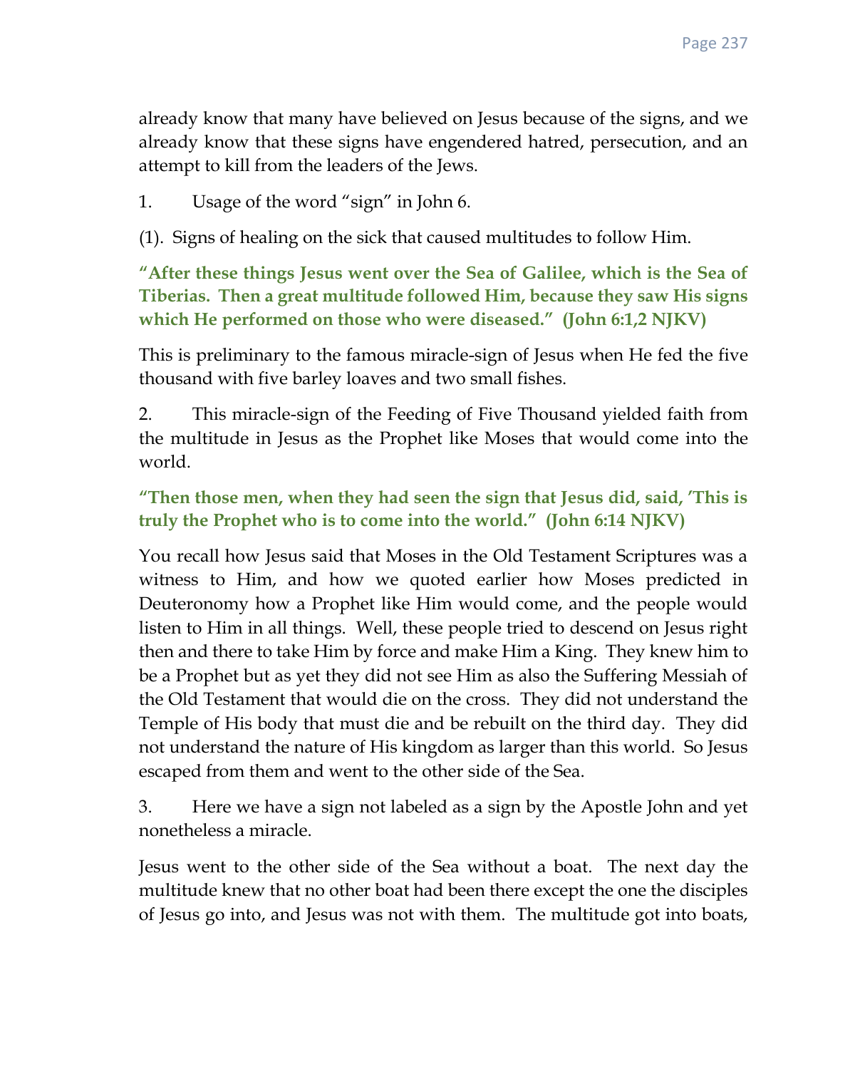already know that many have believed on Jesus because of the signs, and we already know that these signs have engendered hatred, persecution, and an attempt to kill from the leaders of the Jews.

1. Usage of the word "sign" in John 6.

(1). Signs of healing on the sick that caused multitudes to follow Him.

**"After these things Jesus went over the Sea of Galilee, which is the Sea of Tiberias. Then a great multitude followed Him, because they saw His signs which He performed on those who were diseased." (John 6:1,2 NJKV)**

This is preliminary to the famous miracle-sign of Jesus when He fed the five thousand with five barley loaves and two small fishes.

2. This miracle-sign of the Feeding of Five Thousand yielded faith from the multitude in Jesus as the Prophet like Moses that would come into the world.

**"Then those men, when they had seen the sign that Jesus did, said, 'This is truly the Prophet who is to come into the world." (John 6:14 NJKV)**

You recall how Jesus said that Moses in the Old Testament Scriptures was a witness to Him, and how we quoted earlier how Moses predicted in Deuteronomy how a Prophet like Him would come, and the people would listen to Him in all things. Well, these people tried to descend on Jesus right then and there to take Him by force and make Him a King. They knew him to be a Prophet but as yet they did not see Him as also the Suffering Messiah of the Old Testament that would die on the cross. They did not understand the Temple of His body that must die and be rebuilt on the third day. They did not understand the nature of His kingdom as larger than this world. So Jesus escaped from them and went to the other side of the Sea.

3. Here we have a sign not labeled as a sign by the Apostle John and yet nonetheless a miracle.

Jesus went to the other side of the Sea without a boat. The next day the multitude knew that no other boat had been there except the one the disciples of Jesus go into, and Jesus was not with them. The multitude got into boats,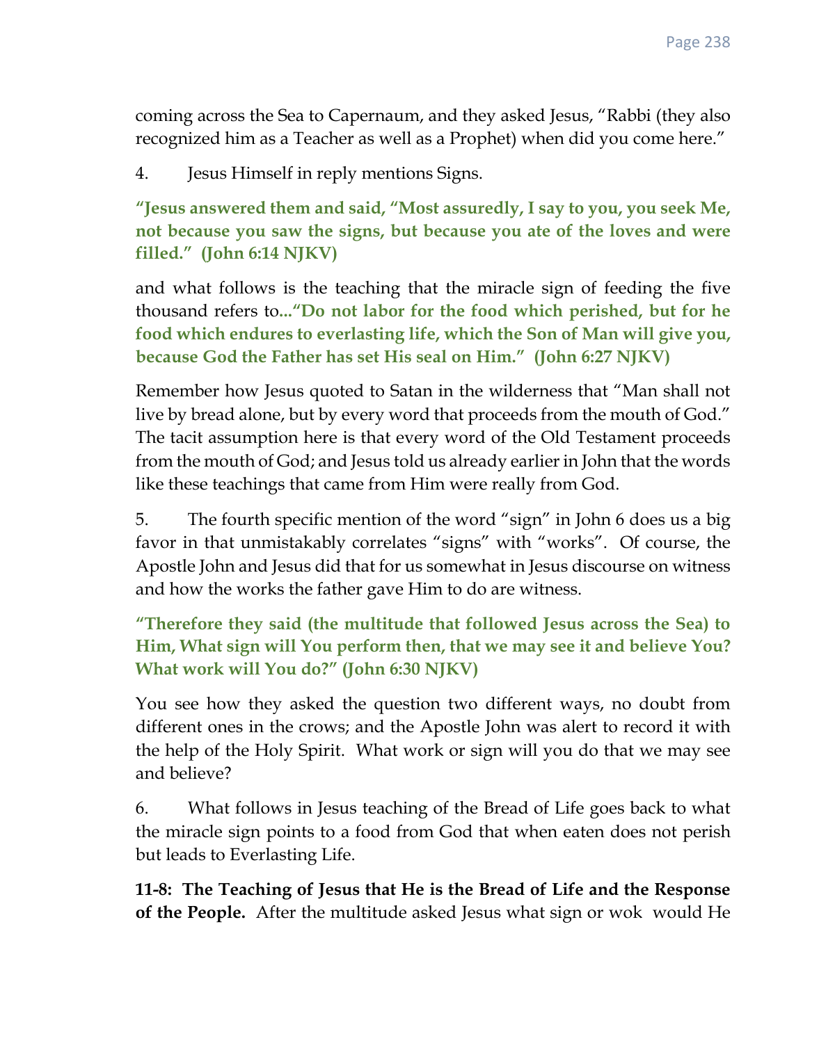coming across the Sea to Capernaum, and they asked Jesus, "Rabbi (they also recognized him as a Teacher as well as a Prophet) when did you come here."

4. Jesus Himself in reply mentions Signs.

**"Jesus answered them and said, "Most assuredly, I say to you, you seek Me, not because you saw the signs, but because you ate of the loves and were filled." (John 6:14 NJKV)**

and what follows is the teaching that the miracle sign of feeding the five thousand refers to**..."Do not labor for the food which perished, but for he food which endures to everlasting life, which the Son of Man will give you, because God the Father has set His seal on Him." (John 6:27 NJKV)**

Remember how Jesus quoted to Satan in the wilderness that "Man shall not live by bread alone, but by every word that proceeds from the mouth of God." The tacit assumption here is that every word of the Old Testament proceeds from the mouth of God; and Jesus told us already earlier in John that the words like these teachings that came from Him were really from God.

5. The fourth specific mention of the word "sign" in John 6 does us a big favor in that unmistakably correlates "signs" with "works". Of course, the Apostle John and Jesus did that for us somewhat in Jesus discourse on witness and how the works the father gave Him to do are witness.

**"Therefore they said (the multitude that followed Jesus across the Sea) to Him, What sign will You perform then, that we may see it and believe You? What work will You do?" (John 6:30 NJKV)**

You see how they asked the question two different ways, no doubt from different ones in the crows; and the Apostle John was alert to record it with the help of the Holy Spirit. What work or sign will you do that we may see and believe?

6. What follows in Jesus teaching of the Bread of Life goes back to what the miracle sign points to a food from God that when eaten does not perish but leads to Everlasting Life.

**11-8: The Teaching of Jesus that He is the Bread of Life and the Response of the People.** After the multitude asked Jesus what sign or wok would He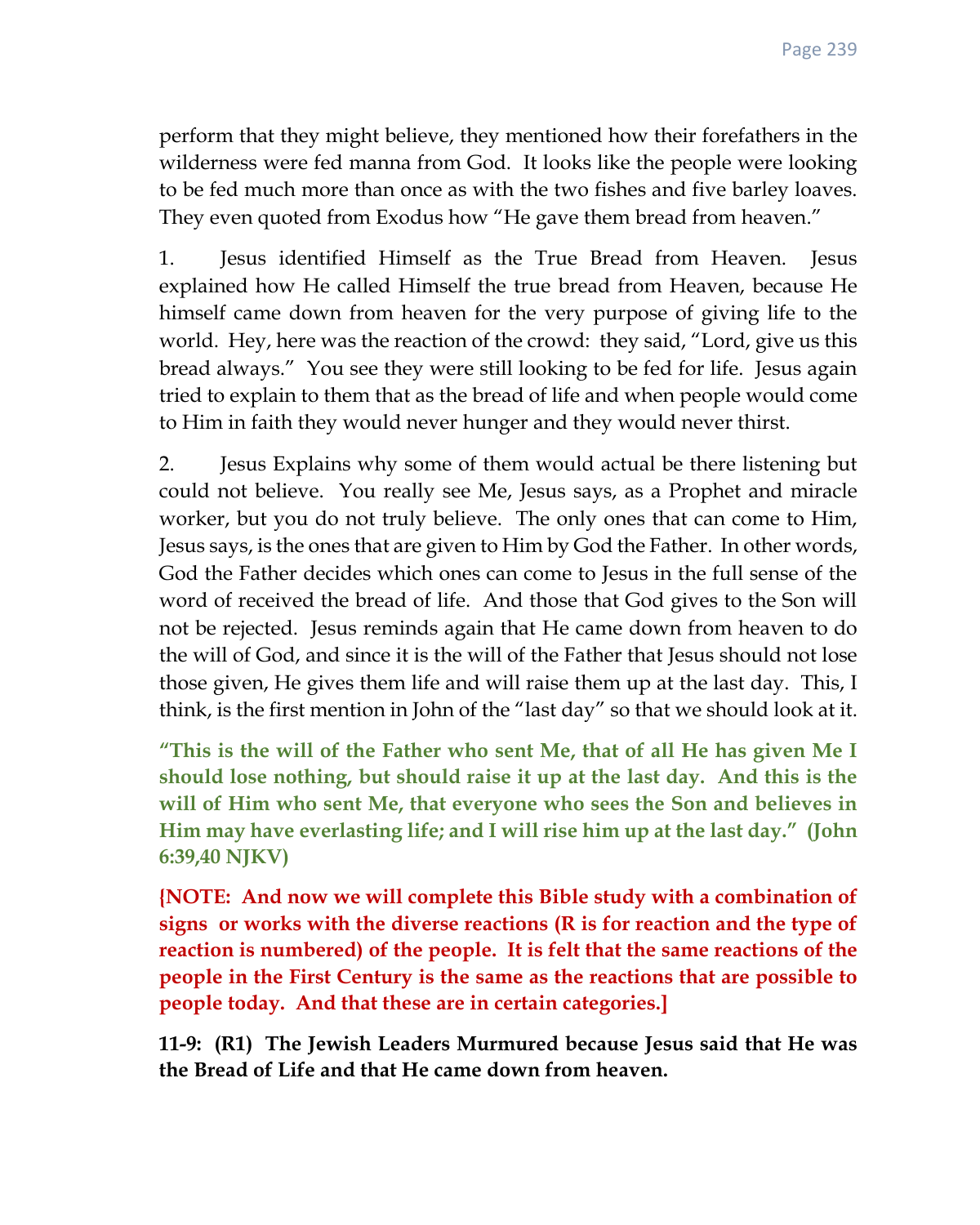perform that they might believe, they mentioned how their forefathers in the wilderness were fed manna from God. It looks like the people were looking to be fed much more than once as with the two fishes and five barley loaves. They even quoted from Exodus how "He gave them bread from heaven."

1. Jesus identified Himself as the True Bread from Heaven. Jesus explained how He called Himself the true bread from Heaven, because He himself came down from heaven for the very purpose of giving life to the world. Hey, here was the reaction of the crowd: they said, "Lord, give us this bread always." You see they were still looking to be fed for life. Jesus again tried to explain to them that as the bread of life and when people would come to Him in faith they would never hunger and they would never thirst.

2. Jesus Explains why some of them would actual be there listening but could not believe. You really see Me, Jesus says, as a Prophet and miracle worker, but you do not truly believe. The only ones that can come to Him, Jesus says, is the ones that are given to Him by God the Father. In other words, God the Father decides which ones can come to Jesus in the full sense of the word of received the bread of life. And those that God gives to the Son will not be rejected. Jesus reminds again that He came down from heaven to do the will of God, and since it is the will of the Father that Jesus should not lose those given, He gives them life and will raise them up at the last day. This, I think, is the first mention in John of the "last day" so that we should look at it.

**"This is the will of the Father who sent Me, that of all He has given Me I should lose nothing, but should raise it up at the last day. And this is the will of Him who sent Me, that everyone who sees the Son and believes in Him may have everlasting life; and I will rise him up at the last day." (John 6:39,40 NJKV)**

**{NOTE: And now we will complete this Bible study with a combination of signs or works with the diverse reactions (R is for reaction and the type of reaction is numbered) of the people. It is felt that the same reactions of the people in the First Century is the same as the reactions that are possible to people today. And that these are in certain categories.]**

**11-9: (R1) The Jewish Leaders Murmured because Jesus said that He was the Bread of Life and that He came down from heaven.**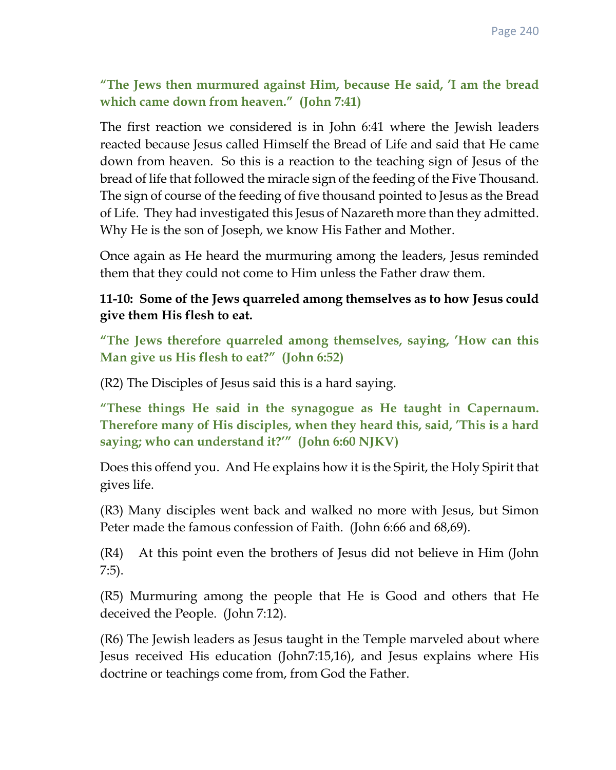**"The Jews then murmured against Him, because He said, 'I am the bread which came down from heaven." (John 7:41)**

The first reaction we considered is in John 6:41 where the Jewish leaders reacted because Jesus called Himself the Bread of Life and said that He came down from heaven. So this is a reaction to the teaching sign of Jesus of the bread of life that followed the miracle sign of the feeding of the Five Thousand. The sign of course of the feeding of five thousand pointed to Jesus as the Bread of Life. They had investigated this Jesus of Nazareth more than they admitted. Why He is the son of Joseph, we know His Father and Mother.

Once again as He heard the murmuring among the leaders, Jesus reminded them that they could not come to Him unless the Father draw them.

**11-10: Some of the Jews quarreled among themselves as to how Jesus could give them His flesh to eat.**

**"The Jews therefore quarreled among themselves, saying, 'How can this Man give us His flesh to eat?" (John 6:52)**

(R2) The Disciples of Jesus said this is a hard saying.

**"These things He said in the synagogue as He taught in Capernaum. Therefore many of His disciples, when they heard this, said, 'This is a hard saying; who can understand it?'" (John 6:60 NJKV)**

Does this offend you. And He explains how it is the Spirit, the Holy Spirit that gives life.

(R3) Many disciples went back and walked no more with Jesus, but Simon Peter made the famous confession of Faith. (John 6:66 and 68,69).

(R4) At this point even the brothers of Jesus did not believe in Him (John 7:5).

(R5) Murmuring among the people that He is Good and others that He deceived the People. (John 7:12).

(R6) The Jewish leaders as Jesus taught in the Temple marveled about where Jesus received His education (John7:15,16), and Jesus explains where His doctrine or teachings come from, from God the Father.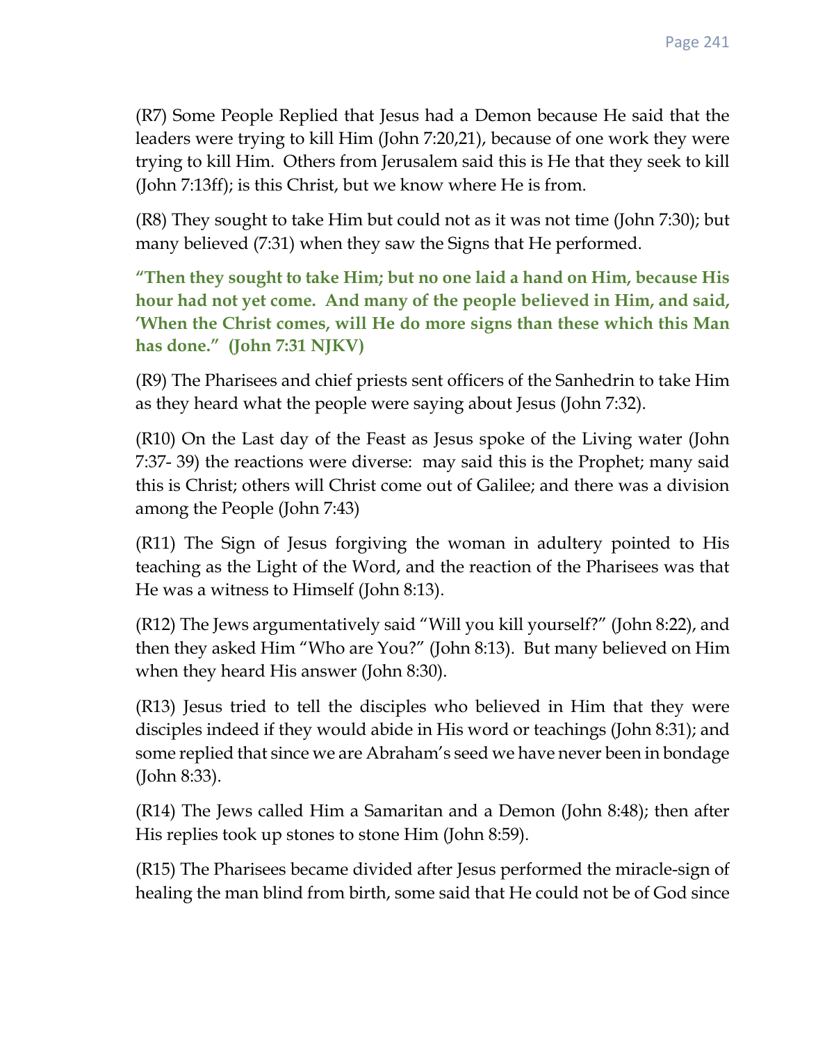(R7) Some People Replied that Jesus had a Demon because He said that the leaders were trying to kill Him (John 7:20,21), because of one work they were trying to kill Him. Others from Jerusalem said this is He that they seek to kill (John 7:13ff); is this Christ, but we know where He is from.

(R8) They sought to take Him but could not as it was not time (John 7:30); but many believed (7:31) when they saw the Signs that He performed.

**"Then they sought to take Him; but no one laid a hand on Him, because His hour had not yet come. And many of the people believed in Him, and said, 'When the Christ comes, will He do more signs than these which this Man has done." (John 7:31 NJKV)**

(R9) The Pharisees and chief priests sent officers of the Sanhedrin to take Him as they heard what the people were saying about Jesus (John 7:32).

(R10) On the Last day of the Feast as Jesus spoke of the Living water (John 7:37- 39) the reactions were diverse: may said this is the Prophet; many said this is Christ; others will Christ come out of Galilee; and there was a division among the People (John 7:43)

(R11) The Sign of Jesus forgiving the woman in adultery pointed to His teaching as the Light of the Word, and the reaction of the Pharisees was that He was a witness to Himself (John 8:13).

(R12) The Jews argumentatively said "Will you kill yourself?" (John 8:22), and then they asked Him "Who are You?" (John 8:13). But many believed on Him when they heard His answer (John 8:30).

(R13) Jesus tried to tell the disciples who believed in Him that they were disciples indeed if they would abide in His word or teachings (John 8:31); and some replied that since we are Abraham's seed we have never been in bondage (John 8:33).

(R14) The Jews called Him a Samaritan and a Demon (John 8:48); then after His replies took up stones to stone Him (John 8:59).

(R15) The Pharisees became divided after Jesus performed the miracle-sign of healing the man blind from birth, some said that He could not be of God since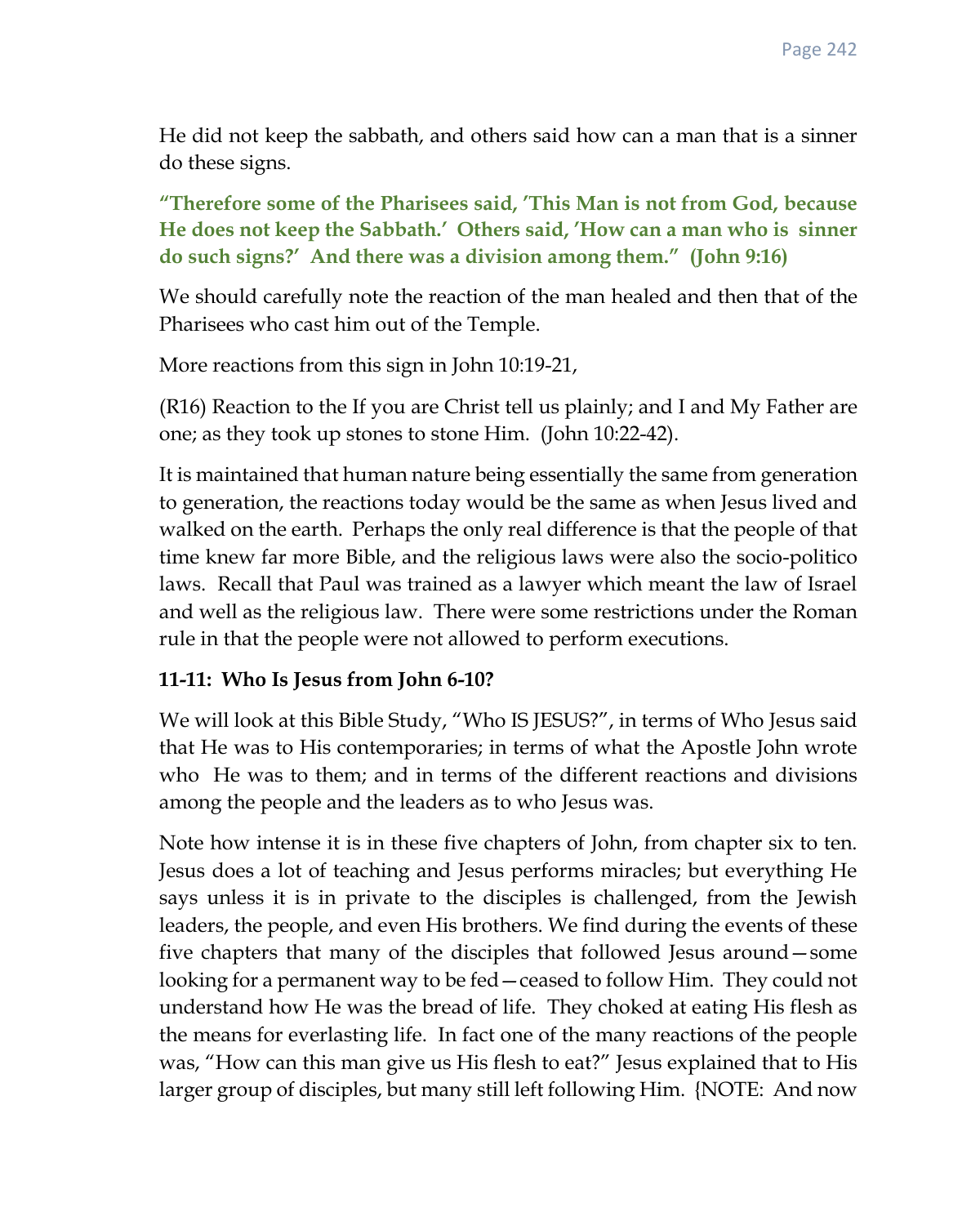He did not keep the sabbath, and others said how can a man that is a sinner do these signs.

**"Therefore some of the Pharisees said, 'This Man is not from God, because He does not keep the Sabbath.' Others said, 'How can a man who is sinner do such signs?' And there was a division among them." (John 9:16)**

We should carefully note the reaction of the man healed and then that of the Pharisees who cast him out of the Temple.

More reactions from this sign in John 10:19-21,

(R16) Reaction to the If you are Christ tell us plainly; and I and My Father are one; as they took up stones to stone Him. (John 10:22-42).

It is maintained that human nature being essentially the same from generation to generation, the reactions today would be the same as when Jesus lived and walked on the earth. Perhaps the only real difference is that the people of that time knew far more Bible, and the religious laws were also the socio-politico laws. Recall that Paul was trained as a lawyer which meant the law of Israel and well as the religious law. There were some restrictions under the Roman rule in that the people were not allowed to perform executions.

### 11-11: Who Is Jesus from John 6-10?

We will look at this Bible Study, "Who IS JESUS?", in terms of Who Jesus said that He was to His contemporaries; in terms of what the Apostle John wrote who He was to them; and in terms of the different reactions and divisions among the people and the leaders as to who Jesus was.

Note how intense it is in these five chapters of John, from chapter six to ten. Jesus does a lot of teaching and Jesus performs miracles; but everything He says unless it is in private to the disciples is challenged, from the Jewish leaders, the people, and even His brothers. We find during the events of these five chapters that many of the disciples that followed Jesus around—some looking for a permanent way to be fed—ceased to follow Him. They could not understand how He was the bread of life. They choked at eating His flesh as the means for everlasting life. In fact one of the many reactions of the people was, "How can this man give us His flesh to eat?" Jesus explained that to His larger group of disciples, but many still left following Him. {NOTE: And now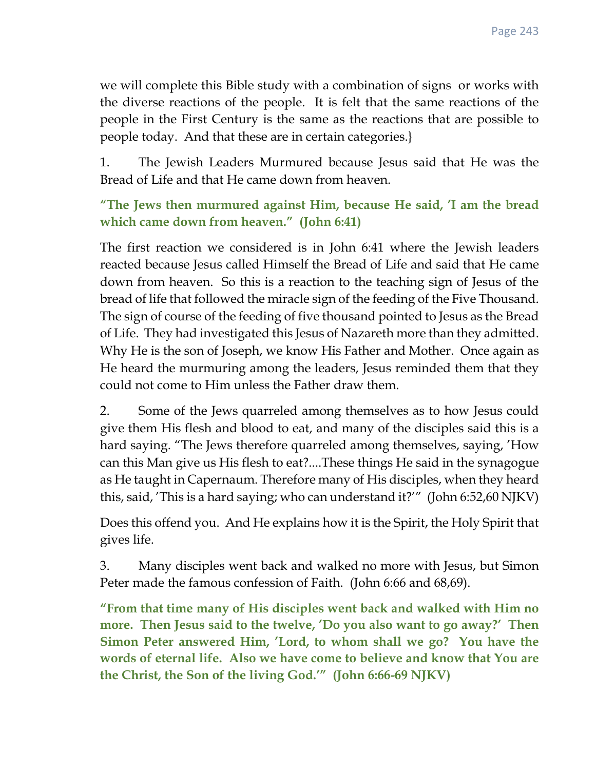we will complete this Bible study with a combination of signs or works with the diverse reactions of the people. It is felt that the same reactions of the people in the First Century is the same as the reactions that are possible to people today. And that these are in certain categories.}

1. The Jewish Leaders Murmured because Jesus said that He was the Bread of Life and that He came down from heaven.

**"The Jews then murmured against Him, because He said, 'I am the bread which came down from heaven." (John 6:41)**

The first reaction we considered is in John 6:41 where the Jewish leaders reacted because Jesus called Himself the Bread of Life and said that He came down from heaven. So this is a reaction to the teaching sign of Jesus of the bread of life that followed the miracle sign of the feeding of the Five Thousand. The sign of course of the feeding of five thousand pointed to Jesus as the Bread of Life. They had investigated this Jesus of Nazareth more than they admitted. Why He is the son of Joseph, we know His Father and Mother. Once again as He heard the murmuring among the leaders, Jesus reminded them that they could not come to Him unless the Father draw them.

2. Some of the Jews quarreled among themselves as to how Jesus could give them His flesh and blood to eat, and many of the disciples said this is a hard saying. "The Jews therefore quarreled among themselves, saying, 'How can this Man give us His flesh to eat?....These things He said in the synagogue as He taught in Capernaum. Therefore many of His disciples, when they heard this, said, 'This is a hard saying; who can understand it?'" (John 6:52,60 NJKV)

Does this offend you. And He explains how it is the Spirit, the Holy Spirit that gives life.

3. Many disciples went back and walked no more with Jesus, but Simon Peter made the famous confession of Faith. (John 6:66 and 68,69).

**"From that time many of His disciples went back and walked with Him no more. Then Jesus said to the twelve, 'Do you also want to go away?' Then Simon Peter answered Him, 'Lord, to whom shall we go? You have the words of eternal life. Also we have come to believe and know that You are the Christ, the Son of the living God.'" (John 6:66-69 NJKV)**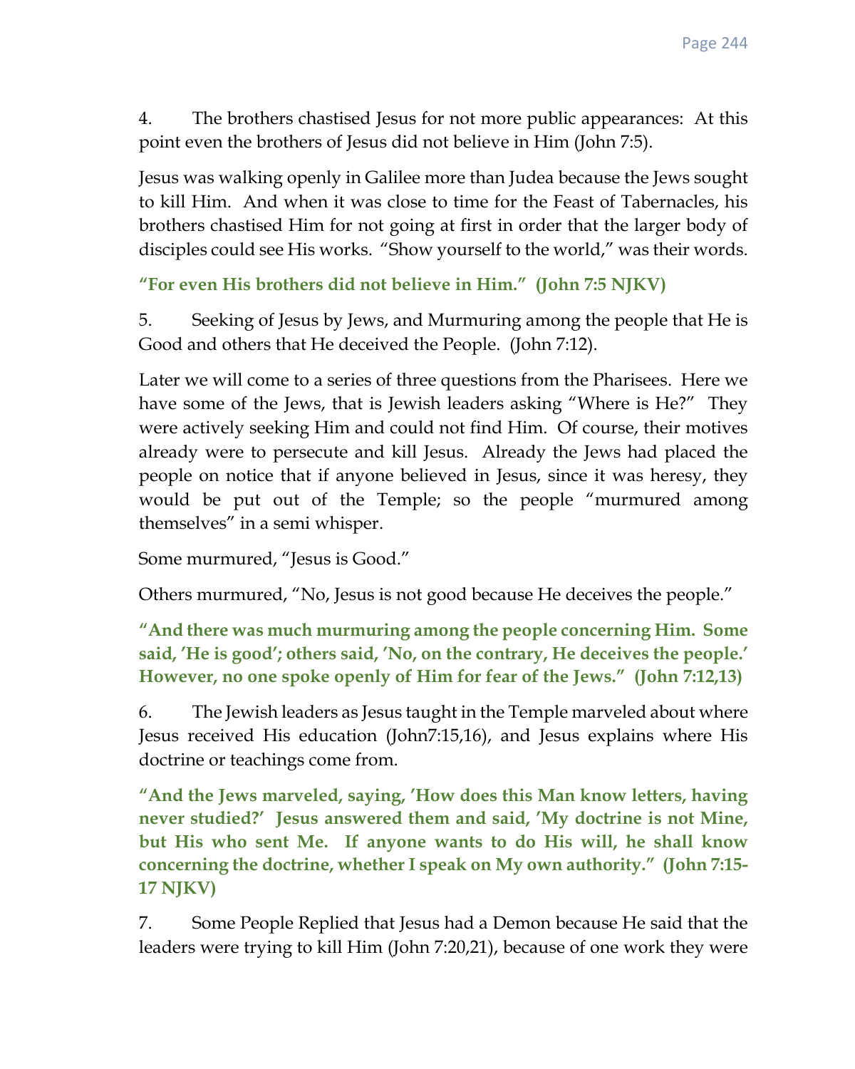4. The brothers chastised Jesus for not more public appearances: At this point even the brothers of Jesus did not believe in Him (John 7:5).

Jesus was walking openly in Galilee more than Judea because the Jews sought to kill Him. And when it was close to time for the Feast of Tabernacles, his brothers chastised Him for not going at first in order that the larger body of disciples could see His works. "Show yourself to the world," was their words.

**"For even His brothers did not believe in Him." (John 7:5 NJKV)**

5. Seeking of Jesus by Jews, and Murmuring among the people that He is Good and others that He deceived the People. (John 7:12).

Later we will come to a series of three questions from the Pharisees. Here we have some of the Jews, that is Jewish leaders asking "Where is He?" They were actively seeking Him and could not find Him. Of course, their motives already were to persecute and kill Jesus. Already the Jews had placed the people on notice that if anyone believed in Jesus, since it was heresy, they would be put out of the Temple; so the people "murmured among themselves" in a semi whisper.

Some murmured, "Jesus is Good."

Others murmured, "No, Jesus is not good because He deceives the people."

**"And there was much murmuring among the people concerning Him. Some said, 'He is good'; others said, 'No, on the contrary, He deceives the people.' However, no one spoke openly of Him for fear of the Jews." (John 7:12,13)**

6. The Jewish leaders as Jesus taught in the Temple marveled about where Jesus received His education (John7:15,16), and Jesus explains where His doctrine or teachings come from.

**"And the Jews marveled, saying, 'How does this Man know letters, having never studied?' Jesus answered them and said, 'My doctrine is not Mine, but His who sent Me. If anyone wants to do His will, he shall know concerning the doctrine, whether I speak on My own authority." (John 7:15-17 NJKV)**

7. Some People Replied that Jesus had a Demon because He said that the leaders were trying to kill Him (John 7:20,21), because of one work they were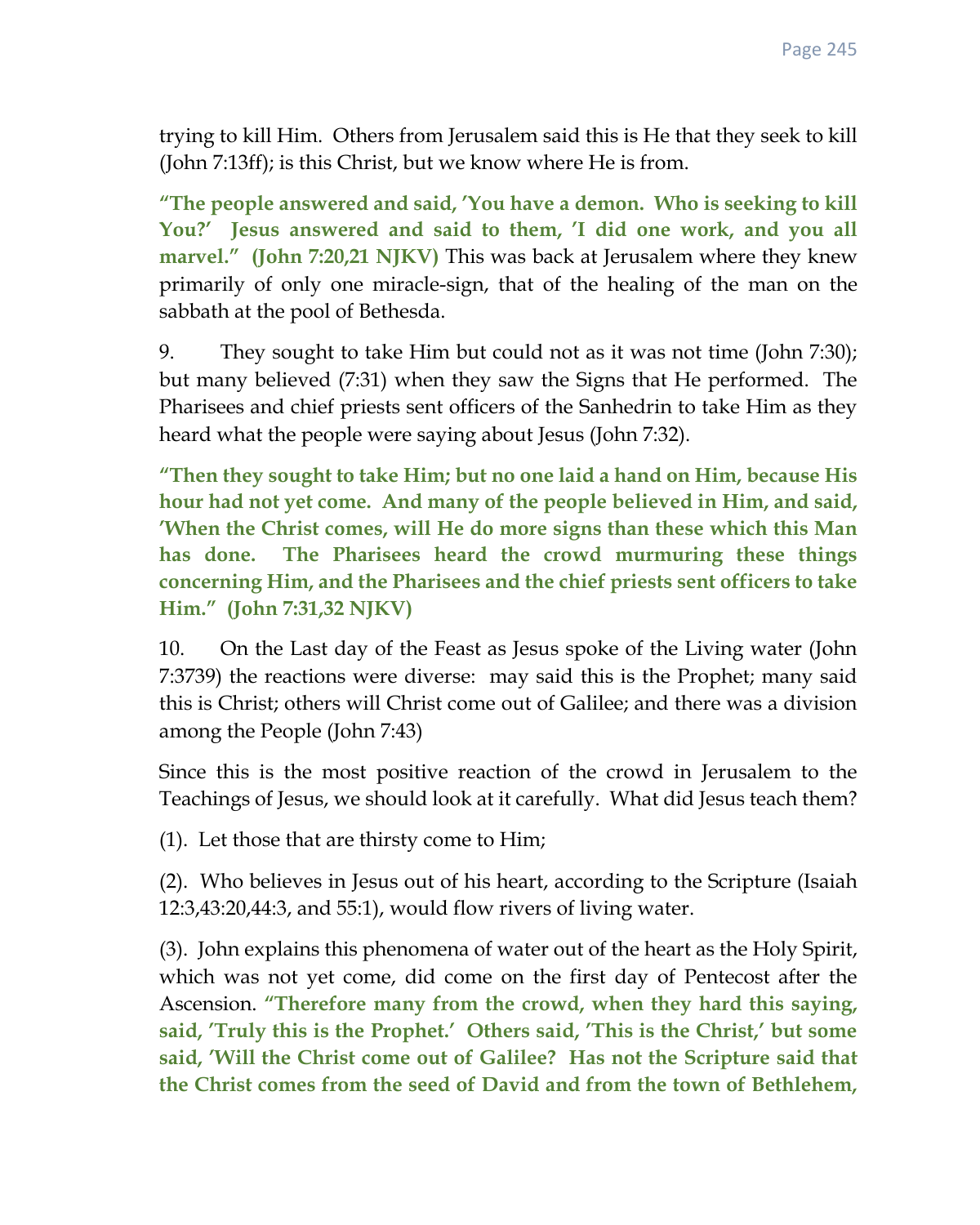trying to kill Him. Others from Jerusalem said this is He that they seek to kill (John 7:13ff); is this Christ, but we know where He is from.

**"The people answered and said, 'You have a demon. Who is seeking to kill You?' Jesus answered and said to them, 'I did one work, and you all marvel." (John 7:20,21 NJKV)** This was back at Jerusalem where they knew primarily of only one miracle-sign, that of the healing of the man on the sabbath at the pool of Bethesda.

9. They sought to take Him but could not as it was not time (John 7:30); but many believed (7:31) when they saw the Signs that He performed. The Pharisees and chief priests sent officers of the Sanhedrin to take Him as they heard what the people were saying about Jesus (John 7:32).

**"Then they sought to take Him; but no one laid a hand on Him, because His hour had not yet come. And many of the people believed in Him, and said, 'When the Christ comes, will He do more signs than these which this Man has done. The Pharisees heard the crowd murmuring these things concerning Him, and the Pharisees and the chief priests sent officers to take Him." (John 7:31,32 NJKV)**

10. On the Last day of the Feast as Jesus spoke of the Living water (John 7:3739) the reactions were diverse: may said this is the Prophet; many said this is Christ; others will Christ come out of Galilee; and there was a division among the People (John 7:43)

Since this is the most positive reaction of the crowd in Jerusalem to the Teachings of Jesus, we should look at it carefully. What did Jesus teach them?

(1). Let those that are thirsty come to Him;

(2). Who believes in Jesus out of his heart, according to the Scripture (Isaiah 12:3,43:20,44:3, and 55:1), would flow rivers of living water.

(3). John explains this phenomena of water out of the heart as the Holy Spirit, which was not yet come, did come on the first day of Pentecost after the Ascension. **"Therefore many from the crowd, when they hard this saying, said, 'Truly this is the Prophet.' Others said, 'This is the Christ,' but some said, 'Will the Christ come out of Galilee? Has not the Scripture said that the Christ comes from the seed of David and from the town of Bethlehem,**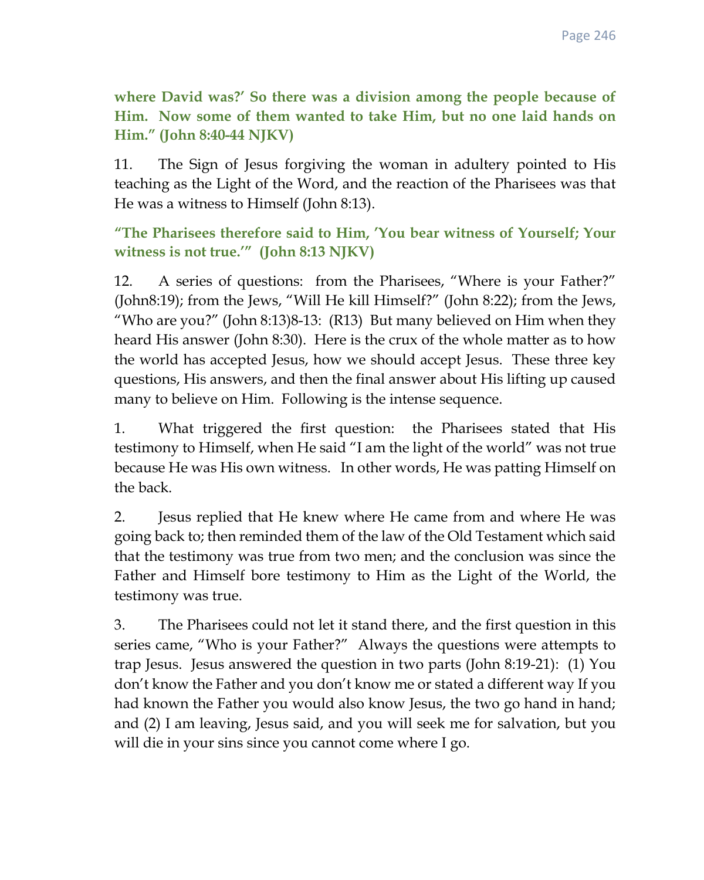**where David was?' So there was a division among the people because of Him. Now some of them wanted to take Him, but no one laid hands on Him." (John 8:40-44 NJKV)**

11. The Sign of Jesus forgiving the woman in adultery pointed to His teaching as the Light of the Word, and the reaction of the Pharisees was that He was a witness to Himself (John 8:13).

**"The Pharisees therefore said to Him, 'You bear witness of Yourself; Your witness is not true.'" (John 8:13 NJKV)**

12. A series of questions: from the Pharisees, "Where is your Father?" (John8:19); from the Jews, "Will He kill Himself?" (John 8:22); from the Jews, "Who are you?" (John 8:13)8-13: (R13) But many believed on Him when they heard His answer (John 8:30). Here is the crux of the whole matter as to how the world has accepted Jesus, how we should accept Jesus. These three key questions, His answers, and then the final answer about His lifting up caused many to believe on Him. Following is the intense sequence.

1. What triggered the first question: the Pharisees stated that His testimony to Himself, when He said "I am the light of the world" was not true because He was His own witness. In other words, He was patting Himself on the back.

2. Jesus replied that He knew where He came from and where He was going back to; then reminded them of the law of the Old Testament which said that the testimony was true from two men; and the conclusion was since the Father and Himself bore testimony to Him as the Light of the World, the testimony was true.

3. The Pharisees could not let it stand there, and the first question in this series came, "Who is your Father?" Always the questions were attempts to trap Jesus. Jesus answered the question in two parts (John 8:19-21): (1) You don't know the Father and you don't know me or stated a different way If you had known the Father you would also know Jesus, the two go hand in hand; and (2) I am leaving, Jesus said, and you will seek me for salvation, but you will die in your sins since you cannot come where I go.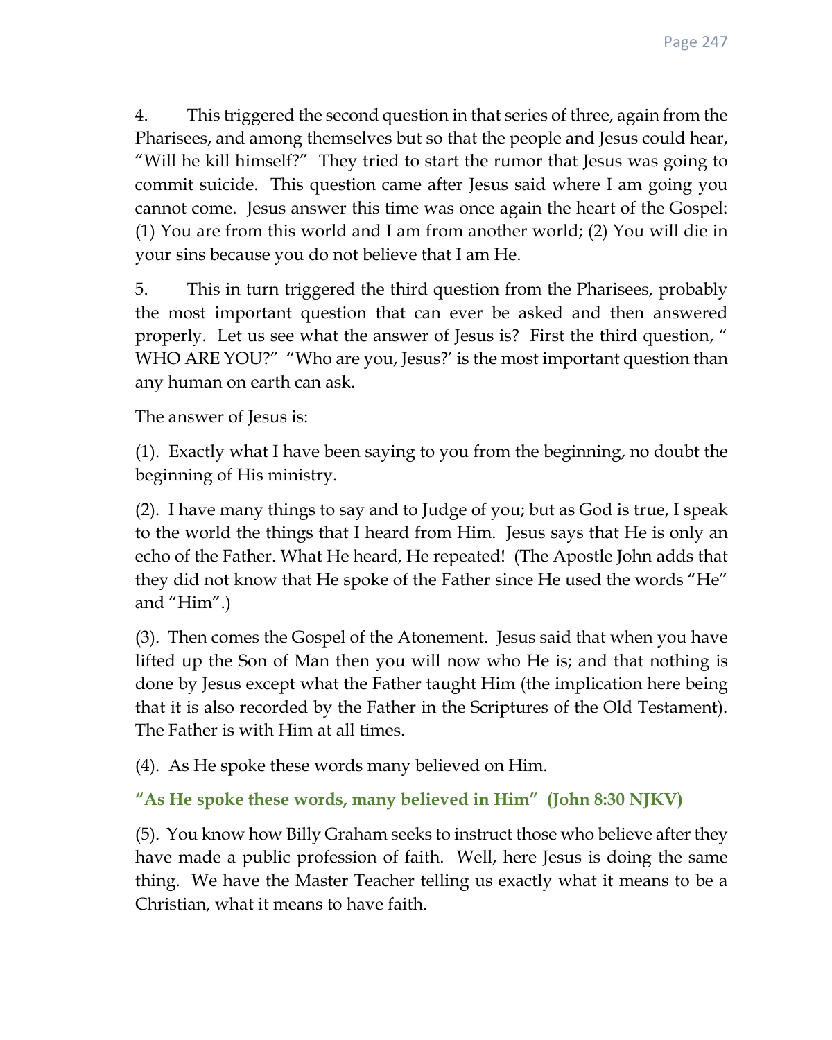4. This triggered the second question in that series of three, again from the Pharisees, and among themselves but so that the people and Jesus could hear, "Will he kill himself?" They tried to start the rumor that Jesus was going to commit suicide. This question came after Jesus said where I am going you cannot come. Jesus answer this time was once again the heart of the Gospel: (1) You are from this world and I am from another world; (2) You will die in your sins because you do not believe that I am He.

5. This in turn triggered the third question from the Pharisees, probably the most important question that can ever be asked and then answered properly. Let us see what the answer of Jesus is? First the third question, " WHO ARE YOU?" "Who are you, Jesus?' is the most important question than any human on earth can ask.

The answer of Jesus is:

(1). Exactly what I have been saying to you from the beginning, no doubt the beginning of His ministry.

(2). I have many things to say and to Judge of you; but as God is true, I speak to the world the things that I heard from Him. Jesus says that He is only an echo of the Father. What He heard, He repeated! (The Apostle John adds that they did not know that He spoke of the Father since He used the words "He" and "Him".)

(3). Then comes the Gospel of the Atonement. Jesus said that when you have lifted up the Son of Man then you will now who He is; and that nothing is done by Jesus except what the Father taught Him (the implication here being that it is also recorded by the Father in the Scriptures of the Old Testament). The Father is with Him at all times.

(4). As He spoke these words many believed on Him.

**"As He spoke these words, many believed in Him" (John 8:30 NJKV)**

(5). You know how Billy Graham seeks to instruct those who believe after they have made a public profession of faith. Well, here Jesus is doing the same thing. We have the Master Teacher telling us exactly what it means to be a Christian, what it means to have faith.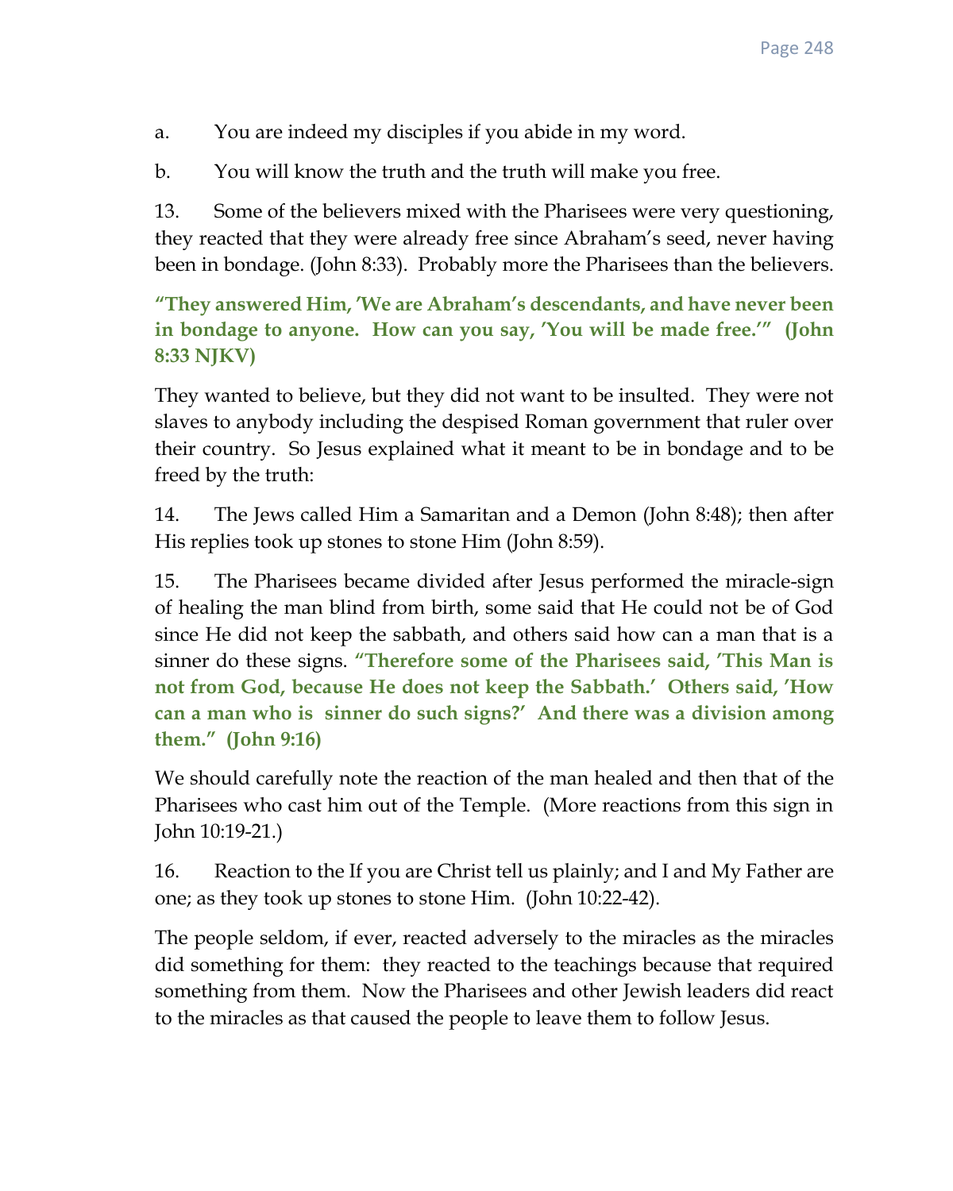a. You are indeed my disciples if you abide in my word.

b. You will know the truth and the truth will make you free.

13. Some of the believers mixed with the Pharisees were very questioning, they reacted that they were already free since Abraham's seed, never having been in bondage. (John 8:33). Probably more the Pharisees than the believers.

**"They answered Him, 'We are Abraham's descendants, and have never been in bondage to anyone. How can you say, 'You will be made free.'" (John 8:33 NJKV)**

They wanted to believe, but they did not want to be insulted. They were not slaves to anybody including the despised Roman government that ruler over their country. So Jesus explained what it meant to be in bondage and to be freed by the truth:

14. The Jews called Him a Samaritan and a Demon (John 8:48); then after His replies took up stones to stone Him (John 8:59).

15. The Pharisees became divided after Jesus performed the miracle-sign of healing the man blind from birth, some said that He could not be of God since He did not keep the sabbath, and others said how can a man that is a sinner do these signs. **"Therefore some of the Pharisees said, 'This Man is not from God, because He does not keep the Sabbath.' Others said, 'How can a man who is sinner do such signs?' And there was a division among them." (John 9:16)**

We should carefully note the reaction of the man healed and then that of the Pharisees who cast him out of the Temple. (More reactions from this sign in John 10:19-21.)

16. Reaction to the If you are Christ tell us plainly; and I and My Father are one; as they took up stones to stone Him. (John 10:22-42).

The people seldom, if ever, reacted adversely to the miracles as the miracles did something for them: they reacted to the teachings because that required something from them. Now the Pharisees and other Jewish leaders did react to the miracles as that caused the people to leave them to follow Jesus.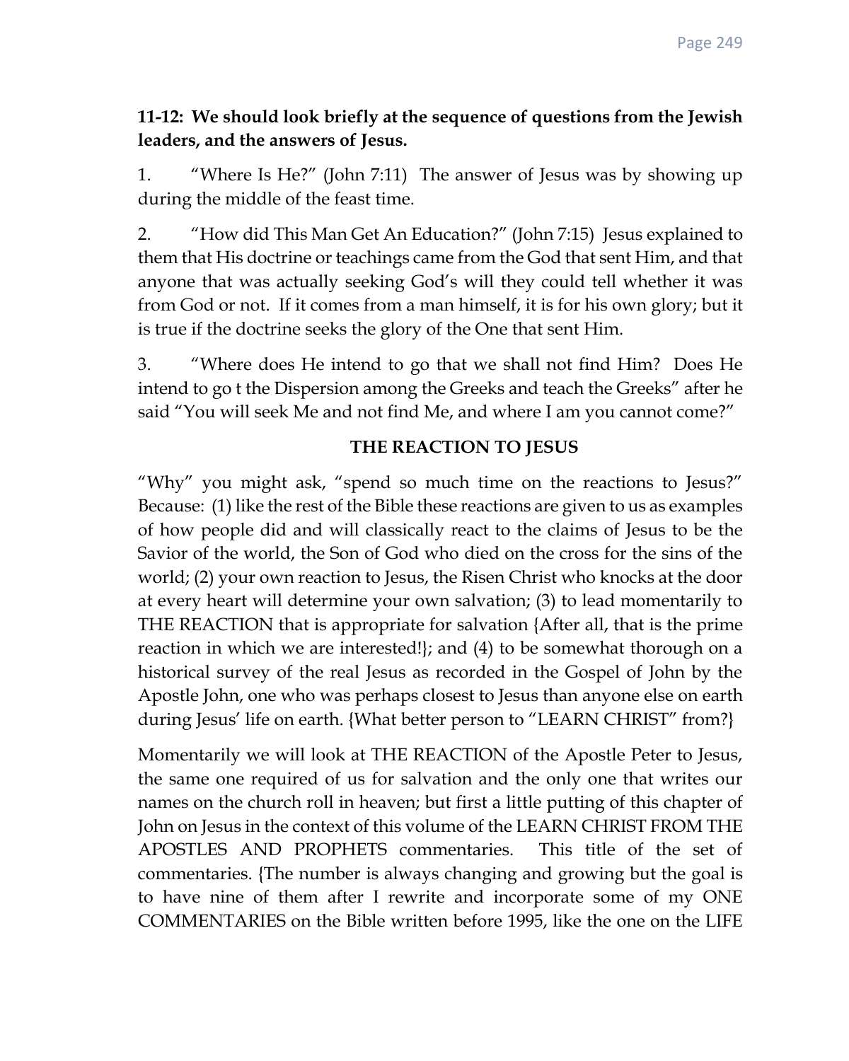**11-12: We should look briefly at the sequence of questions from the Jewish leaders, and the answers of Jesus.**

1. "Where Is He?" (John 7:11) The answer of Jesus was by showing up during the middle of the feast time.

2. "How did This Man Get An Education?" (John 7:15) Jesus explained to them that His doctrine or teachings came from the God that sent Him, and that anyone that was actually seeking God's will they could tell whether it was from God or not. If it comes from a man himself, it is for his own glory; but it is true if the doctrine seeks the glory of the One that sent Him.

3. "Where does He intend to go that we shall not find Him? Does He intend to go t the Dispersion among the Greeks and teach the Greeks" after he said "You will seek Me and not find Me, and where I am you cannot come?"

## THE REACTION TO JESUS

"Why" you might ask, "spend so much time on the reactions to Jesus?" Because: (1) like the rest of the Bible these reactions are given to us as examples of how people did and will classically react to the claims of Jesus to be the Savior of the world, the Son of God who died on the cross for the sins of the world; (2) your own reaction to Jesus, the Risen Christ who knocks at the door at every heart will determine your own salvation; (3) to lead momentarily to THE REACTION that is appropriate for salvation {After all, that is the prime reaction in which we are interested!}; and (4) to be somewhat thorough on a historical survey of the real Jesus as recorded in the Gospel of John by the Apostle John, one who was perhaps closest to Jesus than anyone else on earth during Jesus' life on earth. {What better person to "LEARN CHRIST" from?}

Momentarily we will look at THE REACTION of the Apostle Peter to Jesus, the same one required of us for salvation and the only one that writes our names on the church roll in heaven; but first a little putting of this chapter of John on Jesus in the context of this volume of the LEARN CHRIST FROM THE APOSTLES AND PROPHETS commentaries. This title of the set of commentaries. {The number is always changing and growing but the goal is to have nine of them after I rewrite and incorporate some of my ONE COMMENTARIES on the Bible written before 1995, like the one on the LIFE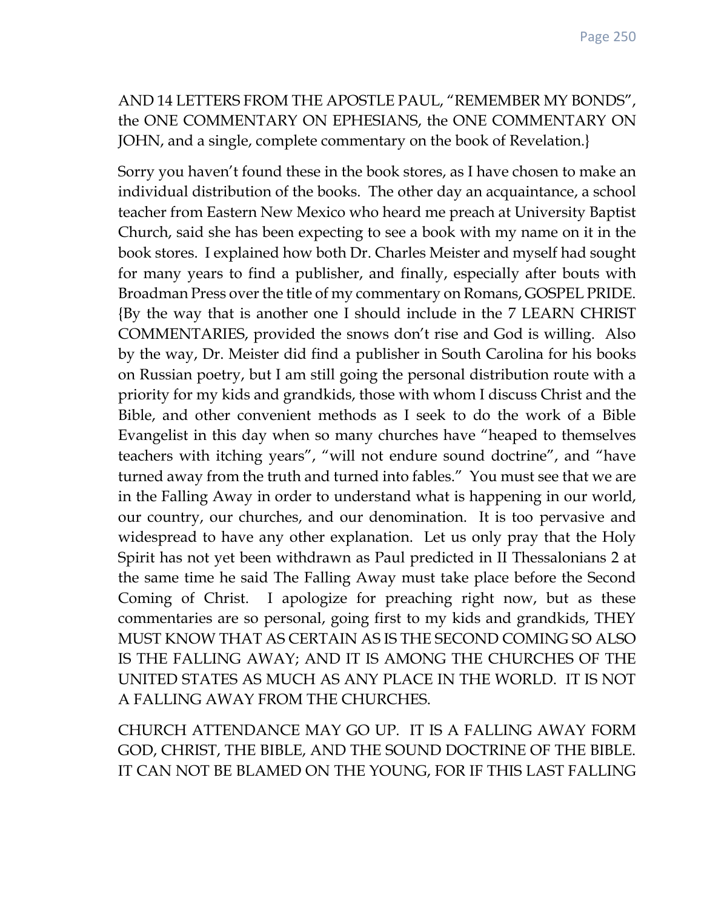AND 14 LETTERS FROM THE APOSTLE PAUL, "REMEMBER MY BONDS", the ONE COMMENTARY ON EPHESIANS, the ONE COMMENTARY ON JOHN, and a single, complete commentary on the book of Revelation.}

Sorry you haven't found these in the book stores, as I have chosen to make an individual distribution of the books. The other day an acquaintance, a school teacher from Eastern New Mexico who heard me preach at University Baptist Church, said she has been expecting to see a book with my name on it in the book stores. I explained how both Dr. Charles Meister and myself had sought for many years to find a publisher, and finally, especially after bouts with Broadman Press over the title of my commentary on Romans, GOSPEL PRIDE. {By the way that is another one I should include in the 7 LEARN CHRIST COMMENTARIES, provided the snows don't rise and God is willing. Also by the way, Dr. Meister did find a publisher in South Carolina for his books on Russian poetry, but I am still going the personal distribution route with a priority for my kids and grandkids, those with whom I discuss Christ and the Bible, and other convenient methods as I seek to do the work of a Bible Evangelist in this day when so many churches have "heaped to themselves teachers with itching years", "will not endure sound doctrine", and "have turned away from the truth and turned into fables." You must see that we are in the Falling Away in order to understand what is happening in our world, our country, our churches, and our denomination. It is too pervasive and widespread to have any other explanation. Let us only pray that the Holy Spirit has not yet been withdrawn as Paul predicted in II Thessalonians 2 at the same time he said The Falling Away must take place before the Second Coming of Christ. I apologize for preaching right now, but as these commentaries are so personal, going first to my kids and grandkids, THEY MUST KNOW THAT AS CERTAIN AS IS THE SECOND COMING SO ALSO IS THE FALLING AWAY; AND IT IS AMONG THE CHURCHES OF THE UNITED STATES AS MUCH AS ANY PLACE IN THE WORLD. IT IS NOT A FALLING AWAY FROM THE CHURCHES.

CHURCH ATTENDANCE MAY GO UP. IT IS A FALLING AWAY FORM GOD, CHRIST, THE BIBLE, AND THE SOUND DOCTRINE OF THE BIBLE. IT CAN NOT BE BLAMED ON THE YOUNG, FOR IF THIS LAST FALLING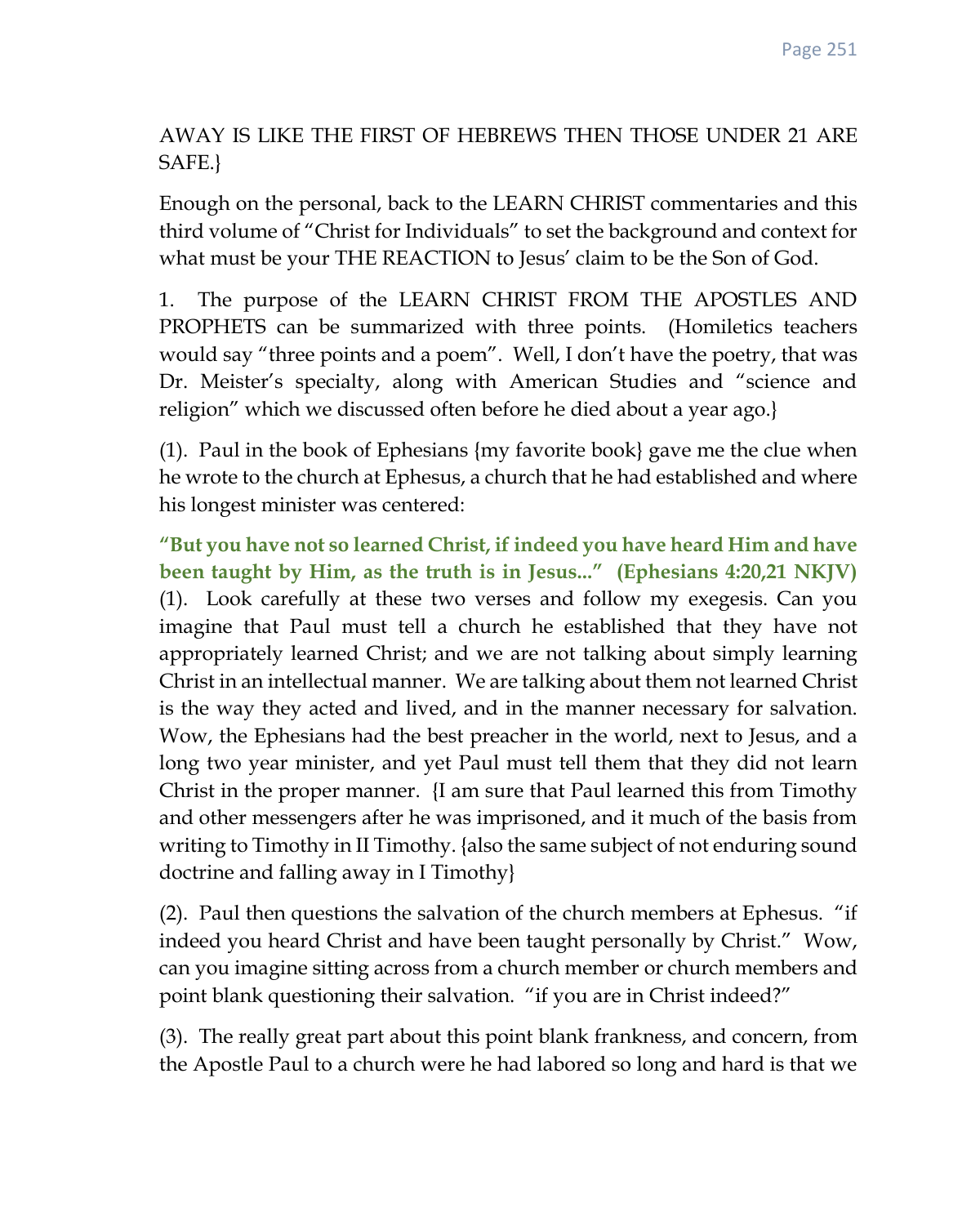AWAY IS LIKE THE FIRST OF HEBREWS THEN THOSE UNDER 21 ARE SAFE.}

Enough on the personal, back to the LEARN CHRIST commentaries and this third volume of "Christ for Individuals" to set the background and context for what must be your THE REACTION to Jesus' claim to be the Son of God.

1. The purpose of the LEARN CHRIST FROM THE APOSTLES AND PROPHETS can be summarized with three points. (Homiletics teachers would say "three points and a poem". Well, I don't have the poetry, that was Dr. Meister's specialty, along with American Studies and "science and religion" which we discussed often before he died about a year ago.}

(1). Paul in the book of Ephesians {my favorite book} gave me the clue when he wrote to the church at Ephesus, a church that he had established and where his longest minister was centered:

**"But you have not so learned Christ, if indeed you have heard Him and have been taught by Him, as the truth is in Jesus..." (Ephesians 4:20,21 NKJV)**
(1). Look carefully at these two verses and follow my exegesis. Can you imagine that Paul must tell a church he established that they have not appropriately learned Christ; and we are not talking about simply learning Christ in an intellectual manner. We are talking about them not learned Christ is the way they acted and lived, and in the manner necessary for salvation. Wow, the Ephesians had the best preacher in the world, next to Jesus, and a long two year minister, and yet Paul must tell them that they did not learn Christ in the proper manner. {I am sure that Paul learned this from Timothy and other messengers after he was imprisoned, and it much of the basis from writing to Timothy in II Timothy. {also the same subject of not enduring sound doctrine and falling away in I Timothy}

(2). Paul then questions the salvation of the church members at Ephesus. "if indeed you heard Christ and have been taught personally by Christ." Wow, can you imagine sitting across from a church member or church members and point blank questioning their salvation. "if you are in Christ indeed?"

(3). The really great part about this point blank frankness, and concern, from the Apostle Paul to a church were he had labored so long and hard is that we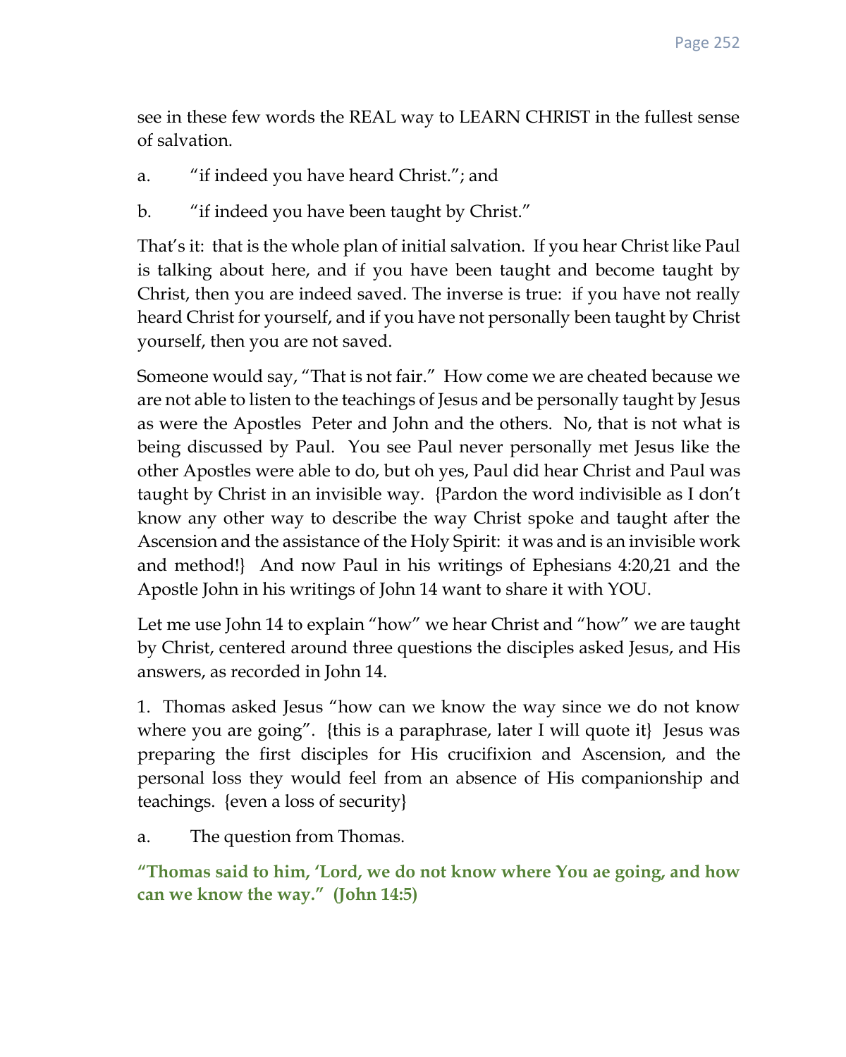see in these few words the REAL way to LEARN CHRIST in the fullest sense of salvation.

a. "if indeed you have heard Christ."; and

b. "if indeed you have been taught by Christ."

That's it: that is the whole plan of initial salvation. If you hear Christ like Paul is talking about here, and if you have been taught and become taught by Christ, then you are indeed saved. The inverse is true: if you have not really heard Christ for yourself, and if you have not personally been taught by Christ yourself, then you are not saved.

Someone would say, "That is not fair." How come we are cheated because we are not able to listen to the teachings of Jesus and be personally taught by Jesus as were the Apostles Peter and John and the others. No, that is not what is being discussed by Paul. You see Paul never personally met Jesus like the other Apostles were able to do, but oh yes, Paul did hear Christ and Paul was taught by Christ in an invisible way. {Pardon the word indivisible as I don't know any other way to describe the way Christ spoke and taught after the Ascension and the assistance of the Holy Spirit: it was and is an invisible work and method!} And now Paul in his writings of Ephesians 4:20,21 and the Apostle John in his writings of John 14 want to share it with YOU.

Let me use John 14 to explain "how" we hear Christ and "how" we are taught by Christ, centered around three questions the disciples asked Jesus, and His answers, as recorded in John 14.

1. Thomas asked Jesus "how can we know the way since we do not know where you are going". {this is a paraphrase, later I will quote it} Jesus was preparing the first disciples for His crucifixion and Ascension, and the personal loss they would feel from an absence of His companionship and teachings. {even a loss of security}

a. The question from Thomas.

**"Thomas said to him, 'Lord, we do not know where You ae going, and how can we know the way." (John 14:5)**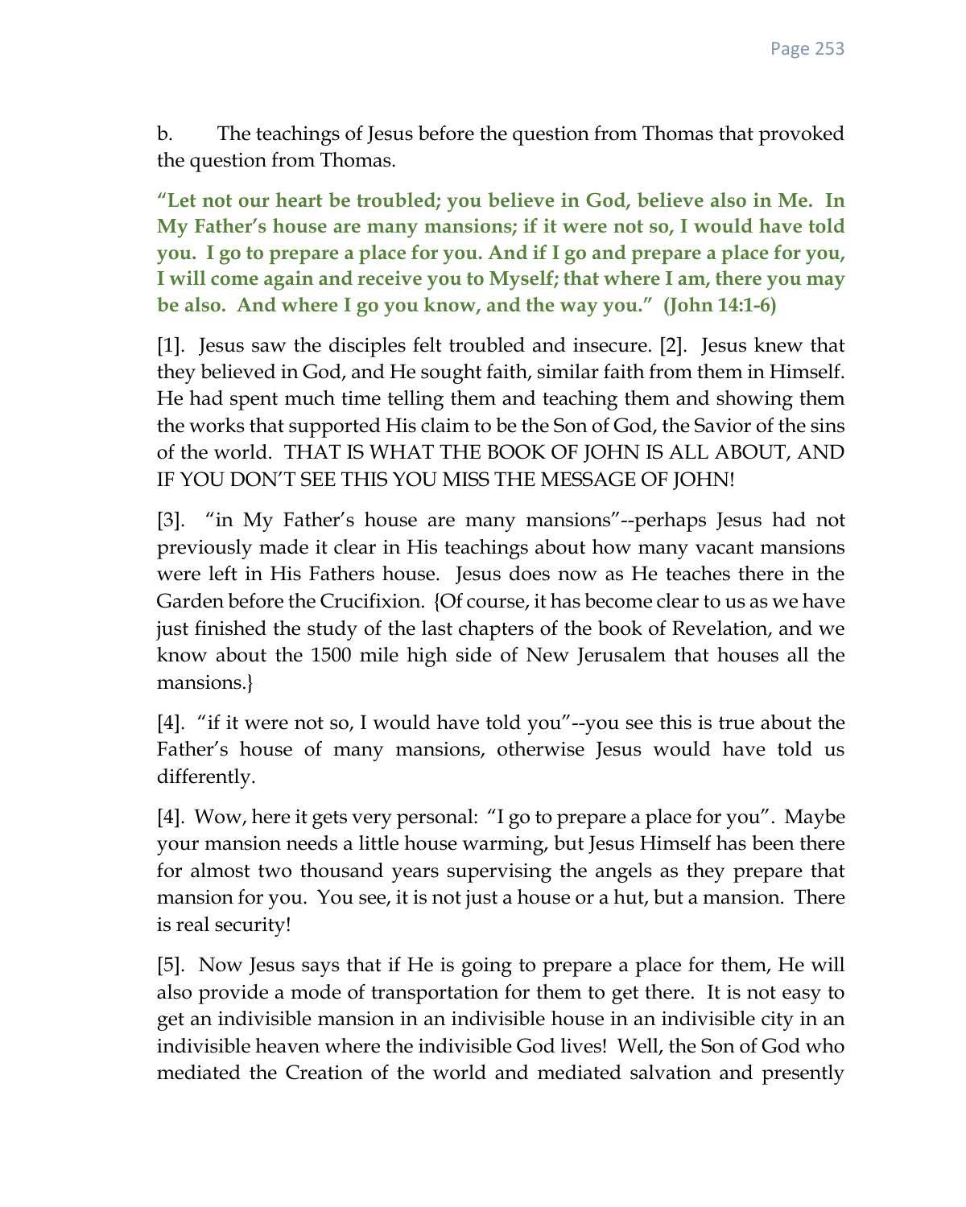b. The teachings of Jesus before the question from Thomas that provoked the question from Thomas.

**"Let not our heart be troubled; you believe in God, believe also in Me. In My Father's house are many mansions; if it were not so, I would have told you. I go to prepare a place for you. And if I go and prepare a place for you, I will come again and receive you to Myself; that where I am, there you may be also. And where I go you know, and the way you." (John 14:1-6)**

[1]. Jesus saw the disciples felt troubled and insecure. [2]. Jesus knew that they believed in God, and He sought faith, similar faith from them in Himself. He had spent much time telling them and teaching them and showing them the works that supported His claim to be the Son of God, the Savior of the sins of the world. THAT IS WHAT THE BOOK OF JOHN IS ALL ABOUT, AND IF YOU DON'T SEE THIS YOU MISS THE MESSAGE OF JOHN!

[3]. "in My Father's house are many mansions"--perhaps Jesus had not previously made it clear in His teachings about how many vacant mansions were left in His Fathers house. Jesus does now as He teaches there in the Garden before the Crucifixion. {Of course, it has become clear to us as we have just finished the study of the last chapters of the book of Revelation, and we know about the 1500 mile high side of New Jerusalem that houses all the mansions.}

[4]. "if it were not so, I would have told you"--you see this is true about the Father's house of many mansions, otherwise Jesus would have told us differently.

[4]. Wow, here it gets very personal: "I go to prepare a place for you". Maybe your mansion needs a little house warming, but Jesus Himself has been there for almost two thousand years supervising the angels as they prepare that mansion for you. You see, it is not just a house or a hut, but a mansion. There is real security!

[5]. Now Jesus says that if He is going to prepare a place for them, He will also provide a mode of transportation for them to get there. It is not easy to get an indivisible mansion in an indivisible house in an indivisible city in an indivisible heaven where the indivisible God lives! Well, the Son of God who mediated the Creation of the world and mediated salvation and presently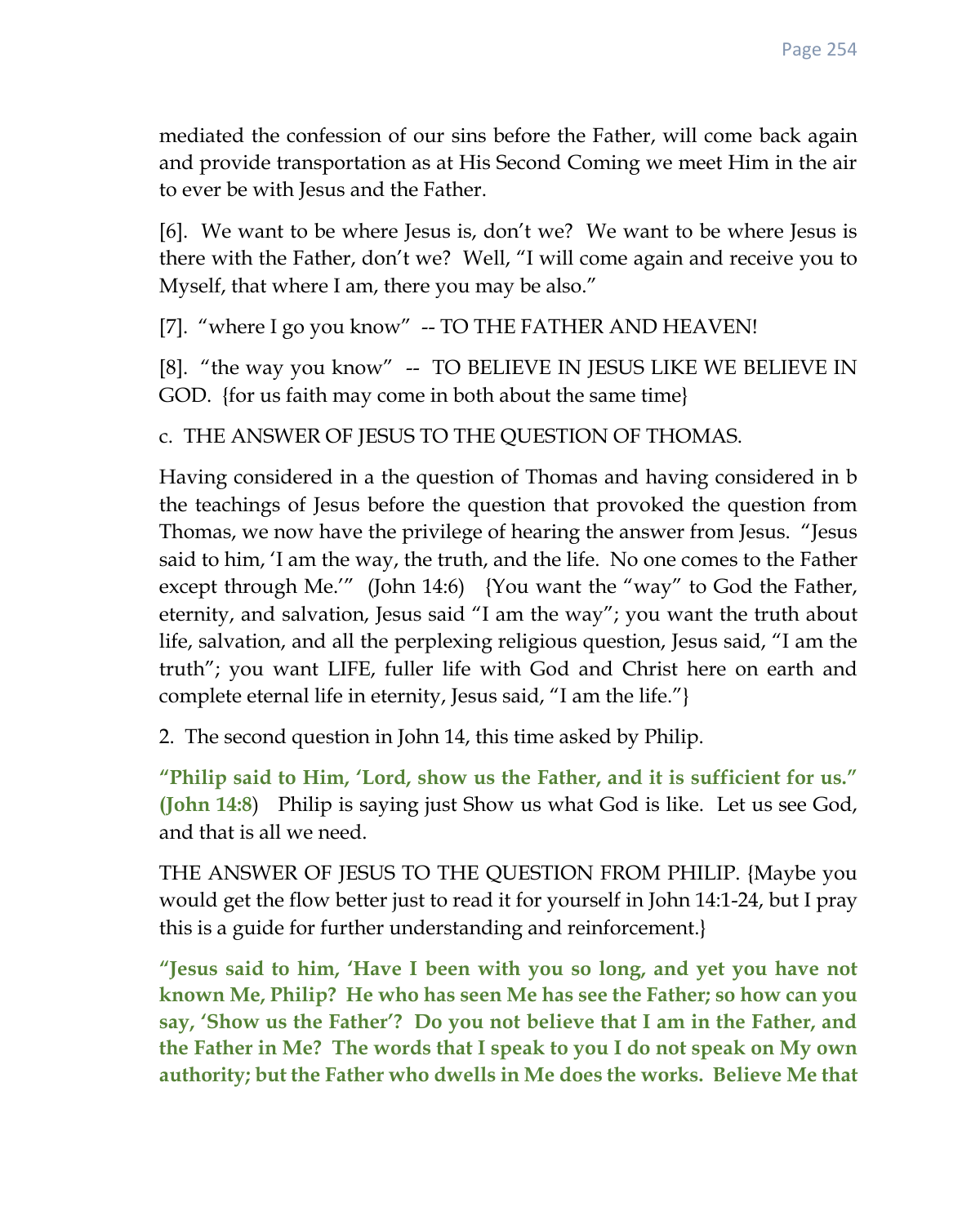mediated the confession of our sins before the Father, will come back again and provide transportation as at His Second Coming we meet Him in the air to ever be with Jesus and the Father.

[6]. We want to be where Jesus is, don't we? We want to be where Jesus is there with the Father, don't we? Well, "I will come again and receive you to Myself, that where I am, there you may be also."

[7]. "where I go you know" -- TO THE FATHER AND HEAVEN!

[8]. "the way you know" -- TO BELIEVE IN JESUS LIKE WE BELIEVE IN GOD. {for us faith may come in both about the same time}

c. THE ANSWER OF JESUS TO THE QUESTION OF THOMAS.

Having considered in a the question of Thomas and having considered in b the teachings of Jesus before the question that provoked the question from Thomas, we now have the privilege of hearing the answer from Jesus. "Jesus said to him, 'I am the way, the truth, and the life. No one comes to the Father except through Me.'" (John 14:6) {You want the "way" to God the Father, eternity, and salvation, Jesus said "I am the way"; you want the truth about life, salvation, and all the perplexing religious question, Jesus said, "I am the truth"; you want LIFE, fuller life with God and Christ here on earth and complete eternal life in eternity, Jesus said, "I am the life."}

2. The second question in John 14, this time asked by Philip.

**"Philip said to Him, 'Lord, show us the Father, and it is sufficient for us." (John 14:8**) Philip is saying just Show us what God is like. Let us see God, and that is all we need.

THE ANSWER OF JESUS TO THE QUESTION FROM PHILIP. {Maybe you would get the flow better just to read it for yourself in John 14:1-24, but I pray this is a guide for further understanding and reinforcement.}

**"Jesus said to him, 'Have I been with you so long, and yet you have not known Me, Philip? He who has seen Me has see the Father; so how can you say, 'Show us the Father'? Do you not believe that I am in the Father, and the Father in Me? The words that I speak to you I do not speak on My own authority; but the Father who dwells in Me does the works. Believe Me that**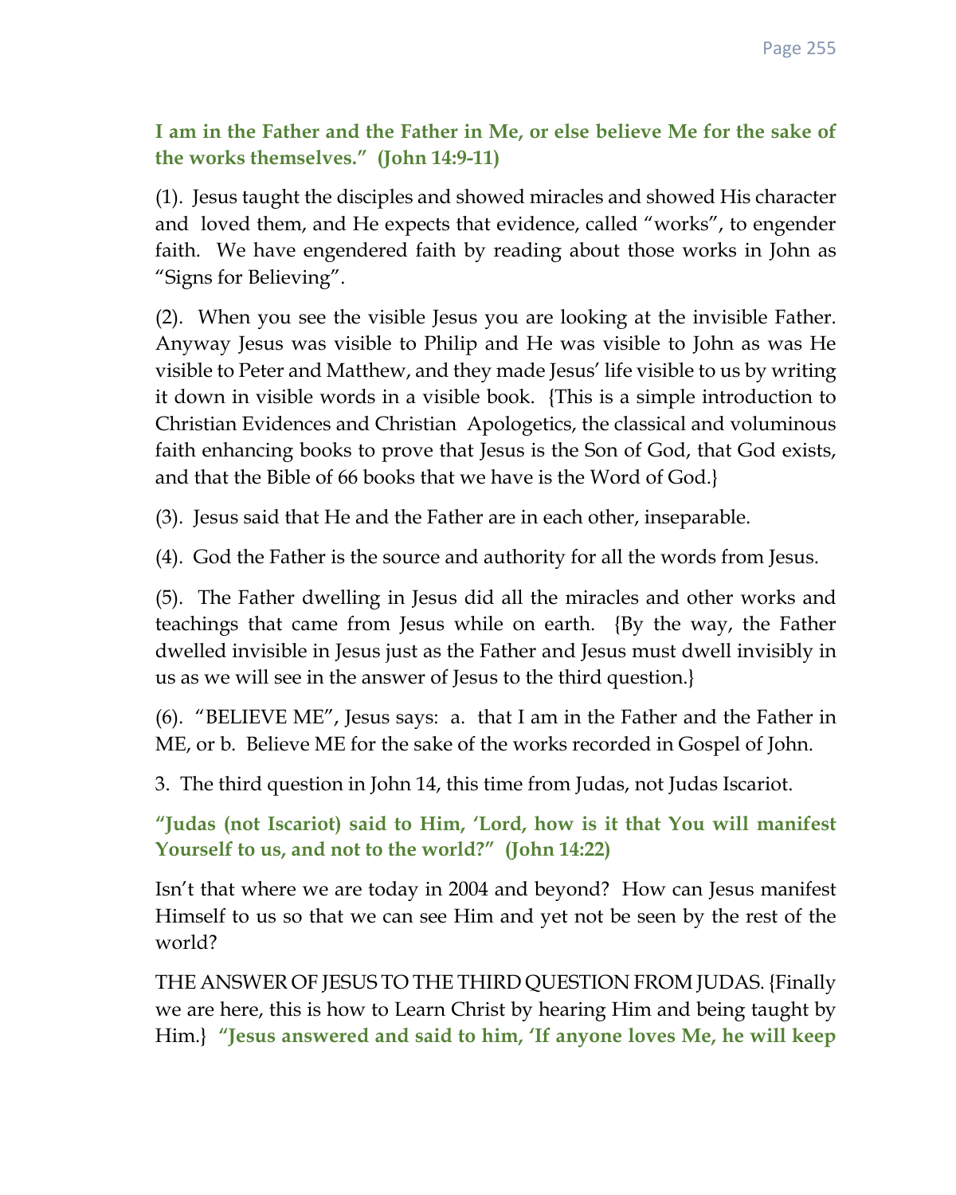**I am in the Father and the Father in Me, or else believe Me for the sake of the works themselves." (John 14:9-11)**

(1). Jesus taught the disciples and showed miracles and showed His character and loved them, and He expects that evidence, called "works", to engender faith. We have engendered faith by reading about those works in John as "Signs for Believing".

(2). When you see the visible Jesus you are looking at the invisible Father. Anyway Jesus was visible to Philip and He was visible to John as was He visible to Peter and Matthew, and they made Jesus' life visible to us by writing it down in visible words in a visible book. {This is a simple introduction to Christian Evidences and Christian Apologetics, the classical and voluminous faith enhancing books to prove that Jesus is the Son of God, that God exists, and that the Bible of 66 books that we have is the Word of God.}

(3). Jesus said that He and the Father are in each other, inseparable.

(4). God the Father is the source and authority for all the words from Jesus.

(5). The Father dwelling in Jesus did all the miracles and other works and teachings that came from Jesus while on earth. {By the way, the Father dwelled invisible in Jesus just as the Father and Jesus must dwell invisibly in us as we will see in the answer of Jesus to the third question.}

(6). "BELIEVE ME", Jesus says: a. that I am in the Father and the Father in ME, or b. Believe ME for the sake of the works recorded in Gospel of John.

3. The third question in John 14, this time from Judas, not Judas Iscariot.

**"Judas (not Iscariot) said to Him, 'Lord, how is it that You will manifest Yourself to us, and not to the world?" (John 14:22)**

Isn't that where we are today in 2004 and beyond? How can Jesus manifest Himself to us so that we can see Him and yet not be seen by the rest of the world?

THE ANSWER OF JESUS TO THE THIRD QUESTION FROM JUDAS. {Finally we are here, this is how to Learn Christ by hearing Him and being taught by Him.} **"Jesus answered and said to him, 'If anyone loves Me, he will keep**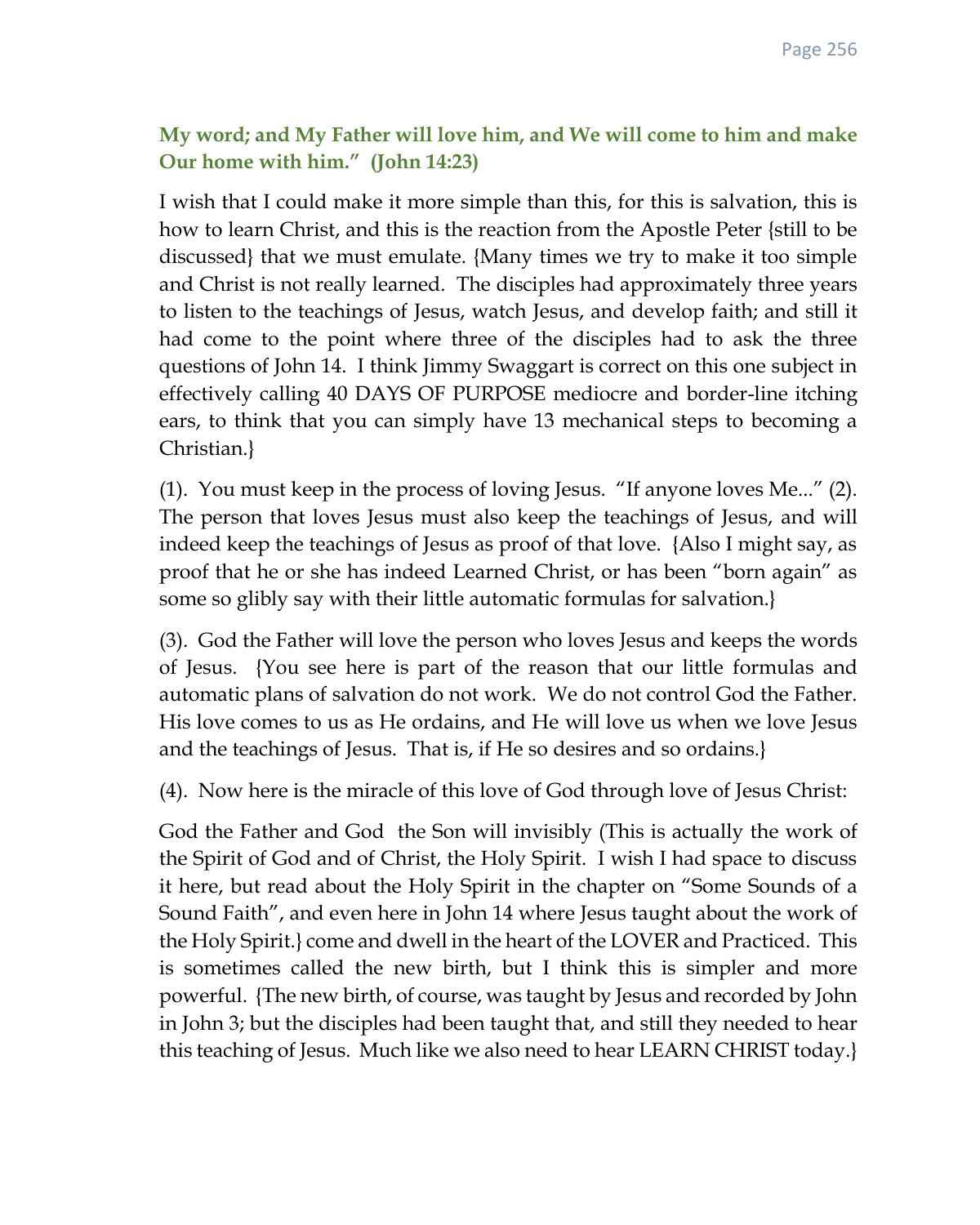**My word; and My Father will love him, and We will come to him and make Our home with him." (John 14:23)**

I wish that I could make it more simple than this, for this is salvation, this is how to learn Christ, and this is the reaction from the Apostle Peter {still to be discussed} that we must emulate. {Many times we try to make it too simple and Christ is not really learned. The disciples had approximately three years to listen to the teachings of Jesus, watch Jesus, and develop faith; and still it had come to the point where three of the disciples had to ask the three questions of John 14. I think Jimmy Swaggart is correct on this one subject in effectively calling 40 DAYS OF PURPOSE mediocre and border-line itching ears, to think that you can simply have 13 mechanical steps to becoming a Christian.}

(1). You must keep in the process of loving Jesus. "If anyone loves Me..." (2). The person that loves Jesus must also keep the teachings of Jesus, and will indeed keep the teachings of Jesus as proof of that love. {Also I might say, as proof that he or she has indeed Learned Christ, or has been "born again" as some so glibly say with their little automatic formulas for salvation.}

(3). God the Father will love the person who loves Jesus and keeps the words of Jesus. {You see here is part of the reason that our little formulas and automatic plans of salvation do not work. We do not control God the Father. His love comes to us as He ordains, and He will love us when we love Jesus and the teachings of Jesus. That is, if He so desires and so ordains.}

(4). Now here is the miracle of this love of God through love of Jesus Christ:

God the Father and God the Son will invisibly (This is actually the work of the Spirit of God and of Christ, the Holy Spirit. I wish I had space to discuss it here, but read about the Holy Spirit in the chapter on "Some Sounds of a Sound Faith", and even here in John 14 where Jesus taught about the work of the Holy Spirit.} come and dwell in the heart of the LOVER and Practiced. This is sometimes called the new birth, but I think this is simpler and more powerful. {The new birth, of course, was taught by Jesus and recorded by John in John 3; but the disciples had been taught that, and still they needed to hear this teaching of Jesus. Much like we also need to hear LEARN CHRIST today.}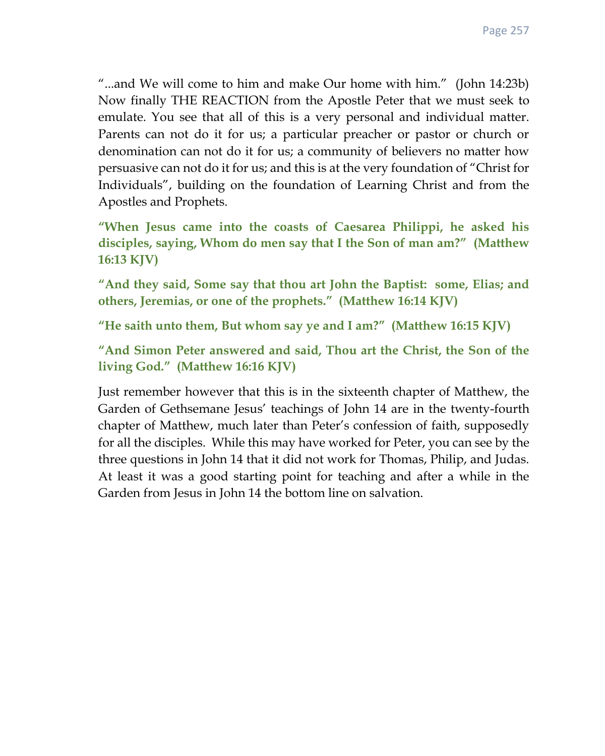"...and We will come to him and make Our home with him." (John 14:23b) Now finally THE REACTION from the Apostle Peter that we must seek to emulate. You see that all of this is a very personal and individual matter. Parents can not do it for us; a particular preacher or pastor or church or denomination can not do it for us; a community of believers no matter how persuasive can not do it for us; and this is at the very foundation of "Christ for Individuals", building on the foundation of Learning Christ and from the Apostles and Prophets.

**"When Jesus came into the coasts of Caesarea Philippi, he asked his disciples, saying, Whom do men say that I the Son of man am?" (Matthew 16:13 KJV)**

**"And they said, Some say that thou art John the Baptist: some, Elias; and others, Jeremias, or one of the prophets." (Matthew 16:14 KJV)**

**"He saith unto them, But whom say ye and I am?" (Matthew 16:15 KJV)**

**"And Simon Peter answered and said, Thou art the Christ, the Son of the living God." (Matthew 16:16 KJV)**

Just remember however that this is in the sixteenth chapter of Matthew, the Garden of Gethsemane Jesus' teachings of John 14 are in the twenty-fourth chapter of Matthew, much later than Peter's confession of faith, supposedly for all the disciples. While this may have worked for Peter, you can see by the three questions in John 14 that it did not work for Thomas, Philip, and Judas. At least it was a good starting point for teaching and after a while in the Garden from Jesus in John 14 the bottom line on salvation.